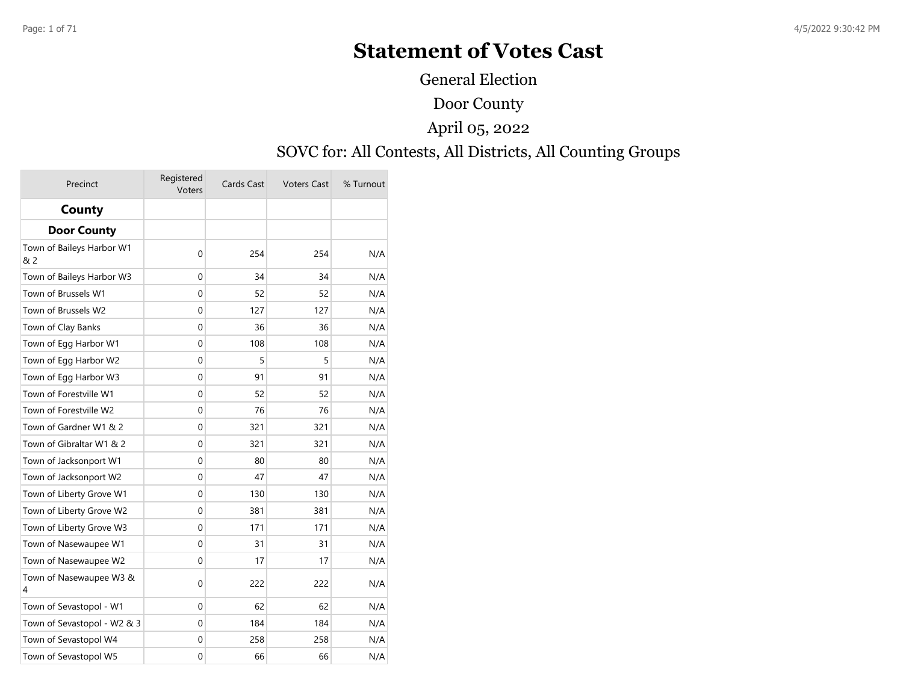# Statement of Votes Cast

General Election

Door County

April 05, 2022

SOVC for: All Contests, All Districts, All Counting Groups

| Precinct | Registered Voters | Cards Cast | Voters Cast | % Turnout |
|---|---|---|---|---|
| **County** | | | | |
| **Door County** | | | | |
| Town of Baileys Harbor W1 & 2 | 0 | 254 | 254 | N/A |
| Town of Baileys Harbor W3 | 0 | 34 | 34 | N/A |
| Town of Brussels W1 | 0 | 52 | 52 | N/A |
| Town of Brussels W2 | 0 | 127 | 127 | N/A |
| Town of Clay Banks | 0 | 36 | 36 | N/A |
| Town of Egg Harbor W1 | 0 | 108 | 108 | N/A |
| Town of Egg Harbor W2 | 0 | 5 | 5 | N/A |
| Town of Egg Harbor W3 | 0 | 91 | 91 | N/A |
| Town of Forestville W1 | 0 | 52 | 52 | N/A |
| Town of Forestville W2 | 0 | 76 | 76 | N/A |
| Town of Gardner W1 & 2 | 0 | 321 | 321 | N/A |
| Town of Gibraltar W1 & 2 | 0 | 321 | 321 | N/A |
| Town of Jacksonport W1 | 0 | 80 | 80 | N/A |
| Town of Jacksonport W2 | 0 | 47 | 47 | N/A |
| Town of Liberty Grove W1 | 0 | 130 | 130 | N/A |
| Town of Liberty Grove W2 | 0 | 381 | 381 | N/A |
| Town of Liberty Grove W3 | 0 | 171 | 171 | N/A |
| Town of Nasewaupee W1 | 0 | 31 | 31 | N/A |
| Town of Nasewaupee W2 | 0 | 17 | 17 | N/A |
| Town of Nasewaupee W3 & 4 | 0 | 222 | 222 | N/A |
| Town of Sevastopol - W1 | 0 | 62 | 62 | N/A |
| Town of Sevastopol - W2 & 3 | 0 | 184 | 184 | N/A |
| Town of Sevastopol W4 | 0 | 258 | 258 | N/A |
| Town of Sevastopol W5 | 0 | 66 | 66 | N/A |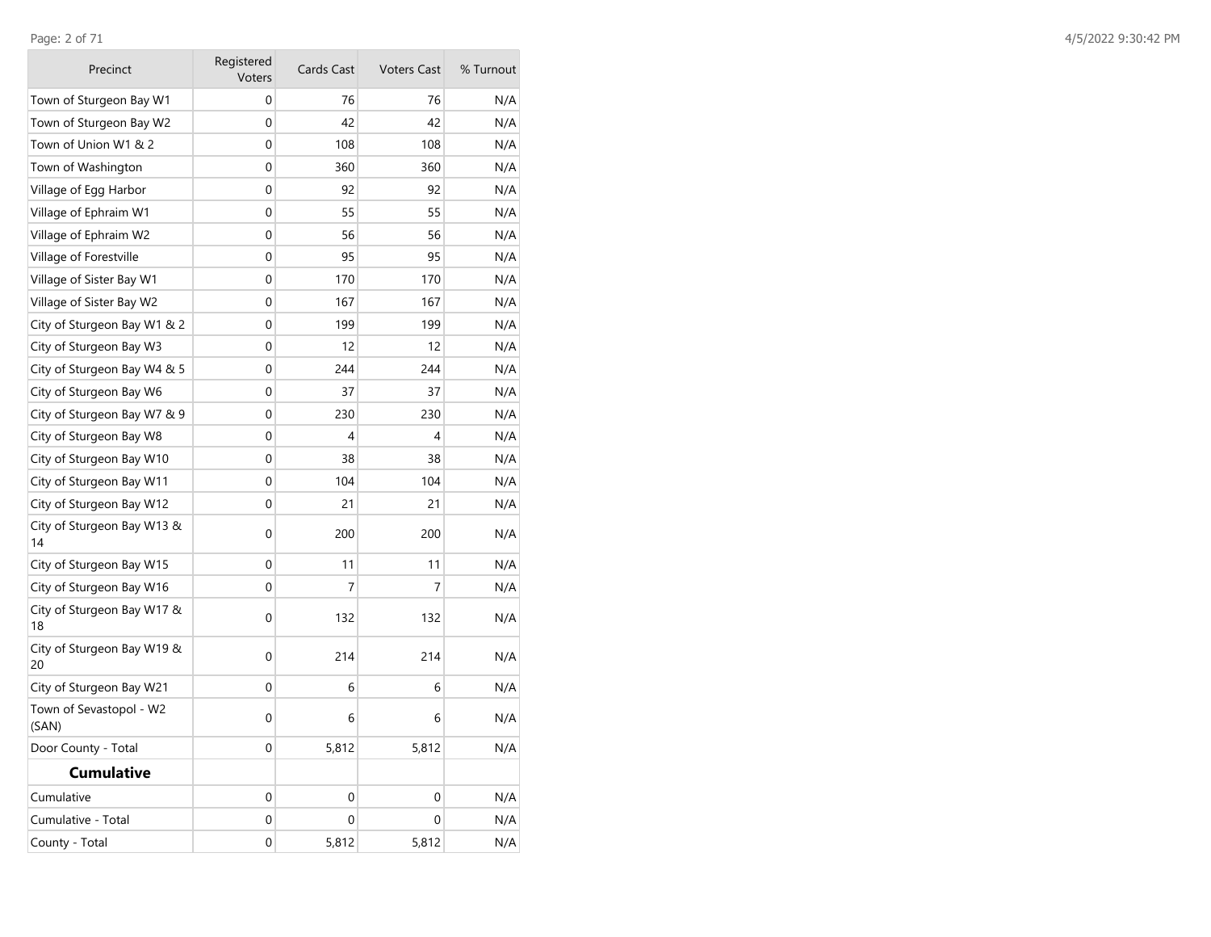| Precinct | Registered Voters | Cards Cast | Voters Cast | % Turnout |
|---|---|---|---|---|
| Town of Sturgeon Bay W1 | 0 | 76 | 76 | N/A |
| Town of Sturgeon Bay W2 | 0 | 42 | 42 | N/A |
| Town of Union W1 & 2 | 0 | 108 | 108 | N/A |
| Town of Washington | 0 | 360 | 360 | N/A |
| Village of Egg Harbor | 0 | 92 | 92 | N/A |
| Village of Ephraim W1 | 0 | 55 | 55 | N/A |
| Village of Ephraim W2 | 0 | 56 | 56 | N/A |
| Village of Forestville | 0 | 95 | 95 | N/A |
| Village of Sister Bay W1 | 0 | 170 | 170 | N/A |
| Village of Sister Bay W2 | 0 | 167 | 167 | N/A |
| City of Sturgeon Bay W1 & 2 | 0 | 199 | 199 | N/A |
| City of Sturgeon Bay W3 | 0 | 12 | 12 | N/A |
| City of Sturgeon Bay W4 & 5 | 0 | 244 | 244 | N/A |
| City of Sturgeon Bay W6 | 0 | 37 | 37 | N/A |
| City of Sturgeon Bay W7 & 9 | 0 | 230 | 230 | N/A |
| City of Sturgeon Bay W8 | 0 | 4 | 4 | N/A |
| City of Sturgeon Bay W10 | 0 | 38 | 38 | N/A |
| City of Sturgeon Bay W11 | 0 | 104 | 104 | N/A |
| City of Sturgeon Bay W12 | 0 | 21 | 21 | N/A |
| City of Sturgeon Bay W13 & 14 | 0 | 200 | 200 | N/A |
| City of Sturgeon Bay W15 | 0 | 11 | 11 | N/A |
| City of Sturgeon Bay W16 | 0 | 7 | 7 | N/A |
| City of Sturgeon Bay W17 & 18 | 0 | 132 | 132 | N/A |
| City of Sturgeon Bay W19 & 20 | 0 | 214 | 214 | N/A |
| City of Sturgeon Bay W21 | 0 | 6 | 6 | N/A |
| Town of Sevastopol - W2 (SAN) | 0 | 6 | 6 | N/A |
| Door County - Total | 0 | 5,812 | 5,812 | N/A |
| **Cumulative** | | | | |
| Cumulative | 0 | 0 | 0 | N/A |
| Cumulative - Total | 0 | 0 | 0 | N/A |
| County - Total | 0 | 5,812 | 5,812 | N/A |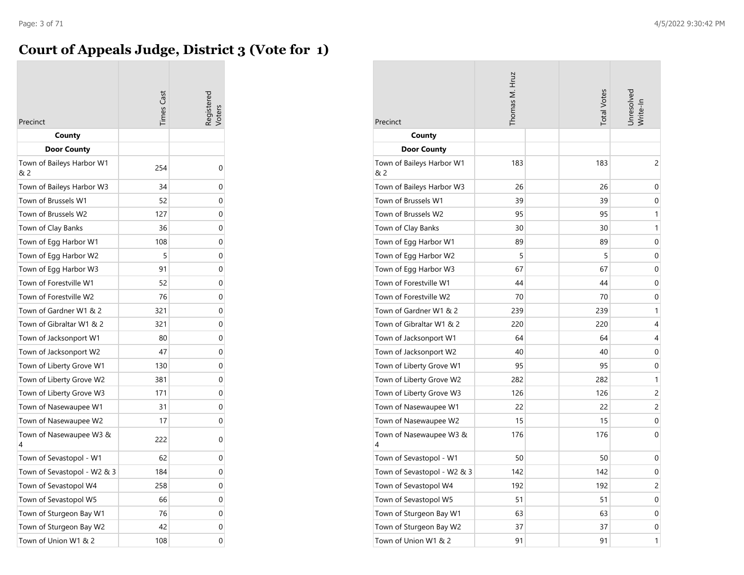# Court of Appeals Judge, District 3 (Vote for 1)

| Precinct | Times Cast | Registered Voters | Thomas M. Hruz | | Total Votes | Unresolved Write-In |
|---|---|---|---|---|---|---|
| **County** | | | | | | |
| **Door County** | | | | | | |
| Town of Baileys Harbor W1 & 2 | 254 | 0 | 183 | | 183 | 2 |
| Town of Baileys Harbor W3 | 34 | 0 | 26 | | 26 | 0 |
| Town of Brussels W1 | 52 | 0 | 39 | | 39 | 0 |
| Town of Brussels W2 | 127 | 0 | 95 | | 95 | 1 |
| Town of Clay Banks | 36 | 0 | 30 | | 30 | 1 |
| Town of Egg Harbor W1 | 108 | 0 | 89 | | 89 | 0 |
| Town of Egg Harbor W2 | 5 | 0 | 5 | | 5 | 0 |
| Town of Egg Harbor W3 | 91 | 0 | 67 | | 67 | 0 |
| Town of Forestville W1 | 52 | 0 | 44 | | 44 | 0 |
| Town of Forestville W2 | 76 | 0 | 70 | | 70 | 0 |
| Town of Gardner W1 & 2 | 321 | 0 | 239 | | 239 | 1 |
| Town of Gibraltar W1 & 2 | 321 | 0 | 220 | | 220 | 4 |
| Town of Jacksonport W1 | 80 | 0 | 64 | | 64 | 4 |
| Town of Jacksonport W2 | 47 | 0 | 40 | | 40 | 0 |
| Town of Liberty Grove W1 | 130 | 0 | 95 | | 95 | 0 |
| Town of Liberty Grove W2 | 381 | 0 | 282 | | 282 | 1 |
| Town of Liberty Grove W3 | 171 | 0 | 126 | | 126 | 2 |
| Town of Nasewaupee W1 | 31 | 0 | 22 | | 22 | 2 |
| Town of Nasewaupee W2 | 17 | 0 | 15 | | 15 | 0 |
| Town of Nasewaupee W3 & 4 | 222 | 0 | 176 | | 176 | 0 |
| Town of Sevastopol - W1 | 62 | 0 | 50 | | 50 | 0 |
| Town of Sevastopol - W2 & 3 | 184 | 0 | 142 | | 142 | 0 |
| Town of Sevastopol W4 | 258 | 0 | 192 | | 192 | 2 |
| Town of Sevastopol W5 | 66 | 0 | 51 | | 51 | 0 |
| Town of Sturgeon Bay W1 | 76 | 0 | 63 | | 63 | 0 |
| Town of Sturgeon Bay W2 | 42 | 0 | 37 | | 37 | 0 |
| Town of Union W1 & 2 | 108 | 0 | 91 | | 91 | 1 |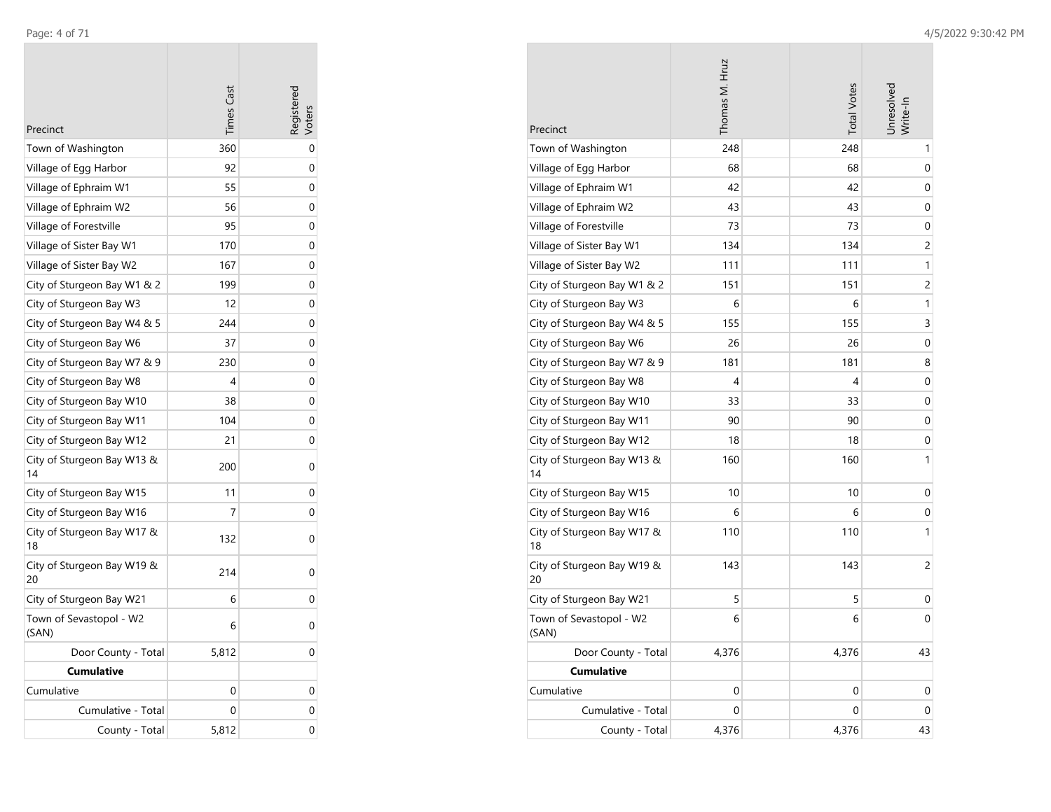| Precinct | Times Cast | Registered Voters |
|---|---|---|
| Town of Washington | 360 | 0 |
| Village of Egg Harbor | 92 | 0 |
| Village of Ephraim W1 | 55 | 0 |
| Village of Ephraim W2 | 56 | 0 |
| Village of Forestville | 95 | 0 |
| Village of Sister Bay W1 | 170 | 0 |
| Village of Sister Bay W2 | 167 | 0 |
| City of Sturgeon Bay W1 & 2 | 199 | 0 |
| City of Sturgeon Bay W3 | 12 | 0 |
| City of Sturgeon Bay W4 & 5 | 244 | 0 |
| City of Sturgeon Bay W6 | 37 | 0 |
| City of Sturgeon Bay W7 & 9 | 230 | 0 |
| City of Sturgeon Bay W8 | 4 | 0 |
| City of Sturgeon Bay W10 | 38 | 0 |
| City of Sturgeon Bay W11 | 104 | 0 |
| City of Sturgeon Bay W12 | 21 | 0 |
| City of Sturgeon Bay W13 & 14 | 200 | 0 |
| City of Sturgeon Bay W15 | 11 | 0 |
| City of Sturgeon Bay W16 | 7 | 0 |
| City of Sturgeon Bay W17 & 18 | 132 | 0 |
| City of Sturgeon Bay W19 & 20 | 214 | 0 |
| City of Sturgeon Bay W21 | 6 | 0 |
| Town of Sevastopol - W2 (SAN) | 6 | 0 |
| Door County - Total | 5,812 | 0 |
| **Cumulative** | | |
| Cumulative | 0 | 0 |
| Cumulative - Total | 0 | 0 |
| County - Total | 5,812 | 0 |

| Precinct | Thomas M. Hruz | Total Votes | Unresolved Write-In |
|---|---|---|---|
| Town of Washington | 248 | 248 | 1 |
| Village of Egg Harbor | 68 | 68 | 0 |
| Village of Ephraim W1 | 42 | 42 | 0 |
| Village of Ephraim W2 | 43 | 43 | 0 |
| Village of Forestville | 73 | 73 | 0 |
| Village of Sister Bay W1 | 134 | 134 | 2 |
| Village of Sister Bay W2 | 111 | 111 | 1 |
| City of Sturgeon Bay W1 & 2 | 151 | 151 | 2 |
| City of Sturgeon Bay W3 | 6 | 6 | 1 |
| City of Sturgeon Bay W4 & 5 | 155 | 155 | 3 |
| City of Sturgeon Bay W6 | 26 | 26 | 0 |
| City of Sturgeon Bay W7 & 9 | 181 | 181 | 8 |
| City of Sturgeon Bay W8 | 4 | 4 | 0 |
| City of Sturgeon Bay W10 | 33 | 33 | 0 |
| City of Sturgeon Bay W11 | 90 | 90 | 0 |
| City of Sturgeon Bay W12 | 18 | 18 | 0 |
| City of Sturgeon Bay W13 & 14 | 160 | 160 | 1 |
| City of Sturgeon Bay W15 | 10 | 10 | 0 |
| City of Sturgeon Bay W16 | 6 | 6 | 0 |
| City of Sturgeon Bay W17 & 18 | 110 | 110 | 1 |
| City of Sturgeon Bay W19 & 20 | 143 | 143 | 2 |
| City of Sturgeon Bay W21 | 5 | 5 | 0 |
| Town of Sevastopol - W2 (SAN) | 6 | 6 | 0 |
| Door County - Total | 4,376 | 4,376 | 43 |
| **Cumulative** | | | |
| Cumulative | 0 | 0 | 0 |
| Cumulative - Total | 0 | 0 | 0 |
| County - Total | 4,376 | 4,376 | 43 |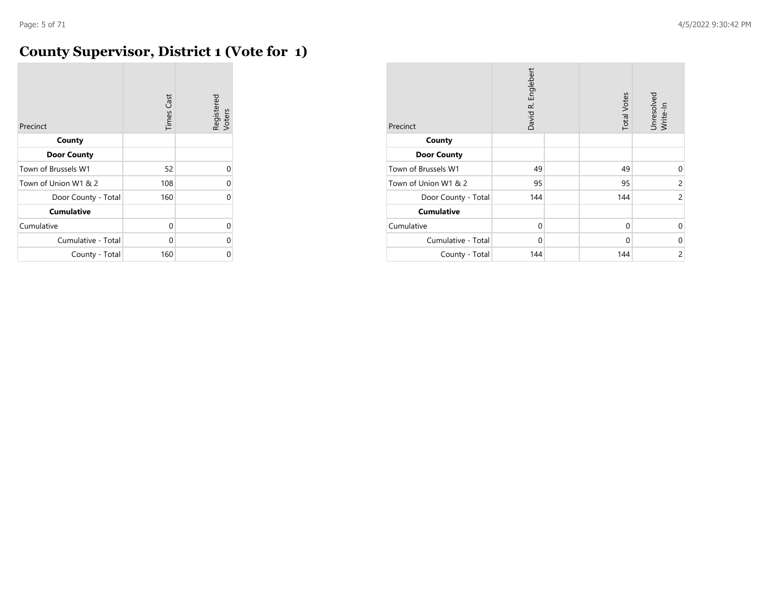# County Supervisor, District 1 (Vote for 1)

| Precinct | Times Cast | Registered Voters |
|---|---|---|
| **County** | | |
| **Door County** | | |
| Town of Brussels W1 | 52 | 0 |
| Town of Union W1 & 2 | 108 | 0 |
| Door County - Total | 160 | 0 |
| **Cumulative** | | |
| Cumulative | 0 | 0 |
| Cumulative - Total | 0 | 0 |
| County - Total | 160 | 0 |

| Precinct | David R. Englebert | | Total Votes | Unresolved Write-In |
|---|---|---|---|---|
| **County** | | | | |
| **Door County** | | | | |
| Town of Brussels W1 | 49 | | 49 | 0 |
| Town of Union W1 & 2 | 95 | | 95 | 2 |
| Door County - Total | 144 | | 144 | 2 |
| **Cumulative** | | | | |
| Cumulative | 0 | | 0 | 0 |
| Cumulative - Total | 0 | | 0 | 0 |
| County - Total | 144 | | 144 | 2 |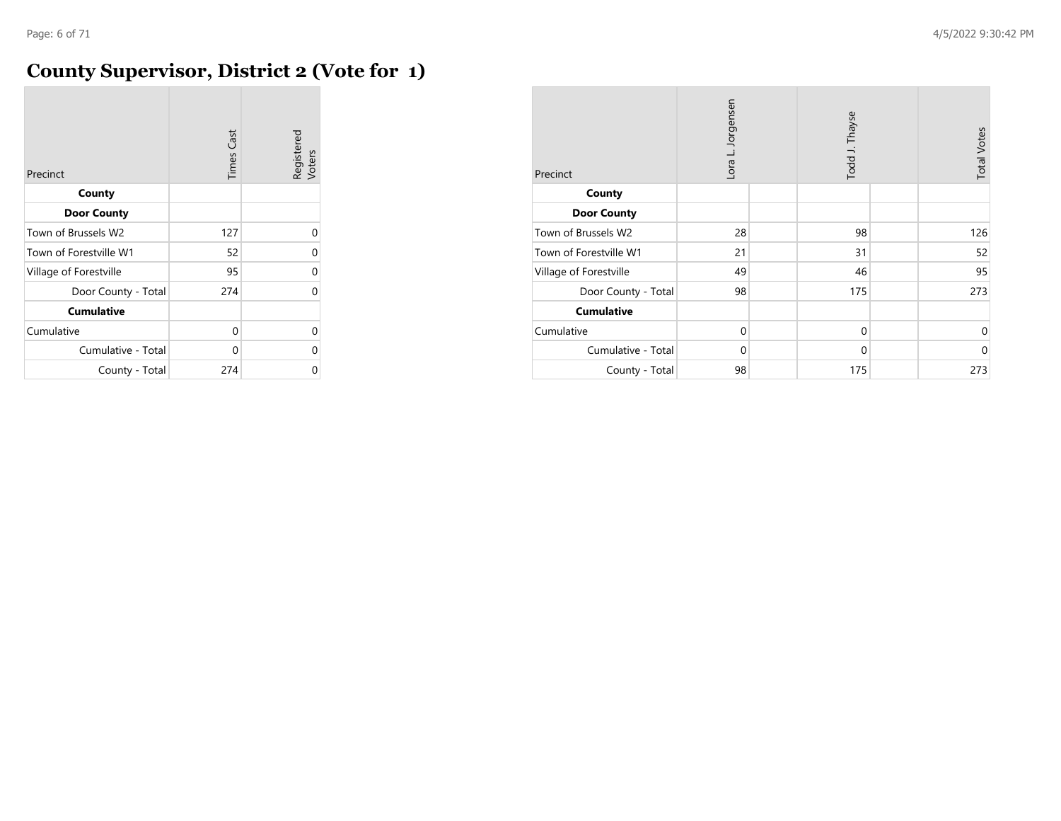# County Supervisor, District 2 (Vote for 1)

| Precinct | Times Cast | Registered Voters |
|---|---|---|
| **County** | | |
| **Door County** | | |
| Town of Brussels W2 | 127 | 0 |
| Town of Forestville W1 | 52 | 0 |
| Village of Forestville | 95 | 0 |
| Door County - Total | 274 | 0 |
| **Cumulative** | | |
| Cumulative | 0 | 0 |
| Cumulative - Total | 0 | 0 |
| County - Total | 274 | 0 |

| Precinct | Lora L. Jorgensen | | Todd J. Thayse | | Total Votes |
|---|---|---|---|---|---|
| **County** | | | | | |
| **Door County** | | | | | |
| Town of Brussels W2 | 28 | | 98 | | 126 |
| Town of Forestville W1 | 21 | | 31 | | 52 |
| Village of Forestville | 49 | | 46 | | 95 |
| Door County - Total | 98 | | 175 | | 273 |
| **Cumulative** | | | | | |
| Cumulative | 0 | | 0 | | 0 |
| Cumulative - Total | 0 | | 0 | | 0 |
| County - Total | 98 | | 175 | | 273 |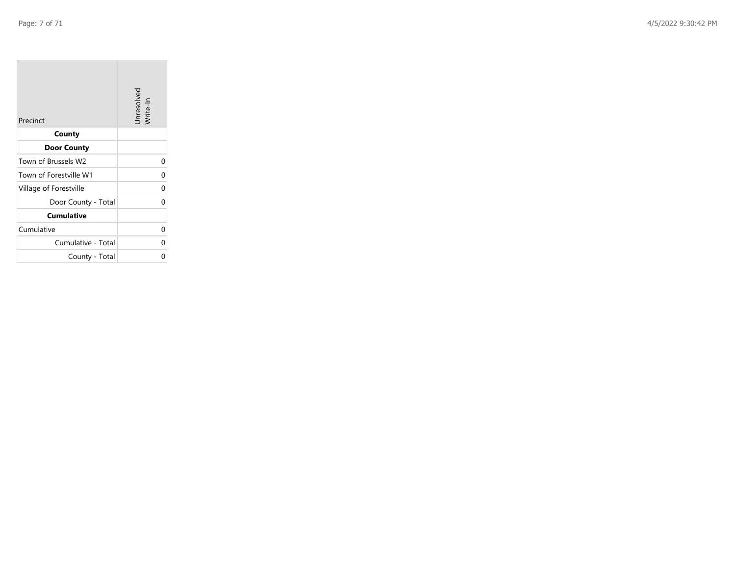| Precinct | Unresolved Write-In |
|---|---|
| **County** | |
| **Door County** | |
| Town of Brussels W2 | 0 |
| Town of Forestville W1 | 0 |
| Village of Forestville | 0 |
| Door County - Total | 0 |
| **Cumulative** | |
| Cumulative | 0 |
| Cumulative - Total | 0 |
| County - Total | 0 |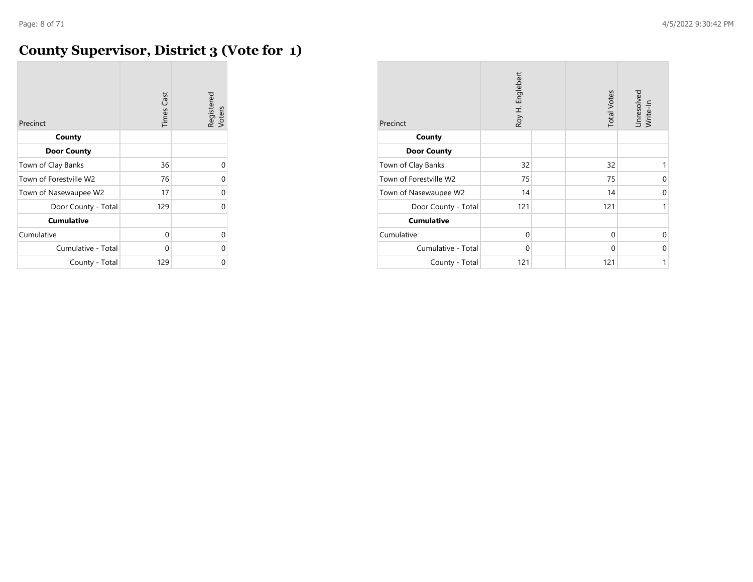# County Supervisor, District 3 (Vote for 1)

| Precinct | Times Cast | Registered Voters |
|---|---|---|
| **County** | | |
| **Door County** | | |
| Town of Clay Banks | 36 | 0 |
| Town of Forestville W2 | 76 | 0 |
| Town of Nasewaupee W2 | 17 | 0 |
| Door County - Total | 129 | 0 |
| **Cumulative** | | |
| Cumulative | 0 | 0 |
| Cumulative - Total | 0 | 0 |
| County - Total | 129 | 0 |

| Precinct | Roy H. Englebert | | Total Votes | Unresolved Write-In |
|---|---|---|---|---|
| **County** | | | | |
| **Door County** | | | | |
| Town of Clay Banks | 32 | | 32 | 1 |
| Town of Forestville W2 | 75 | | 75 | 0 |
| Town of Nasewaupee W2 | 14 | | 14 | 0 |
| Door County - Total | 121 | | 121 | 1 |
| **Cumulative** | | | | |
| Cumulative | 0 | | 0 | 0 |
| Cumulative - Total | 0 | | 0 | 0 |
| County - Total | 121 | | 121 | 1 |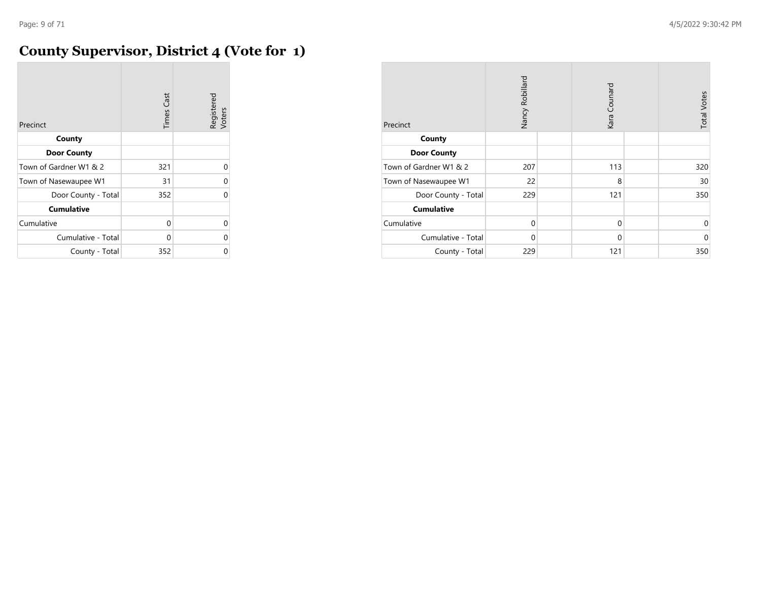# County Supervisor, District 4 (Vote for 1)

| Precinct | Times Cast | Registered Voters |
|---|---|---|
| **County** | | |
| **Door County** | | |
| Town of Gardner W1 & 2 | 321 | 0 |
| Town of Nasewaupee W1 | 31 | 0 |
| Door County - Total | 352 | 0 |
| **Cumulative** | | |
| Cumulative | 0 | 0 |
| Cumulative - Total | 0 | 0 |
| County - Total | 352 | 0 |

| Precinct | Nancy Robillard | | Kara Counard | | Total Votes |
|---|---|---|---|---|---|
| **County** | | | | | |
| **Door County** | | | | | |
| Town of Gardner W1 & 2 | 207 | | 113 | | 320 |
| Town of Nasewaupee W1 | 22 | | 8 | | 30 |
| Door County - Total | 229 | | 121 | | 350 |
| **Cumulative** | | | | | |
| Cumulative | 0 | | 0 | | 0 |
| Cumulative - Total | 0 | | 0 | | 0 |
| County - Total | 229 | | 121 | | 350 |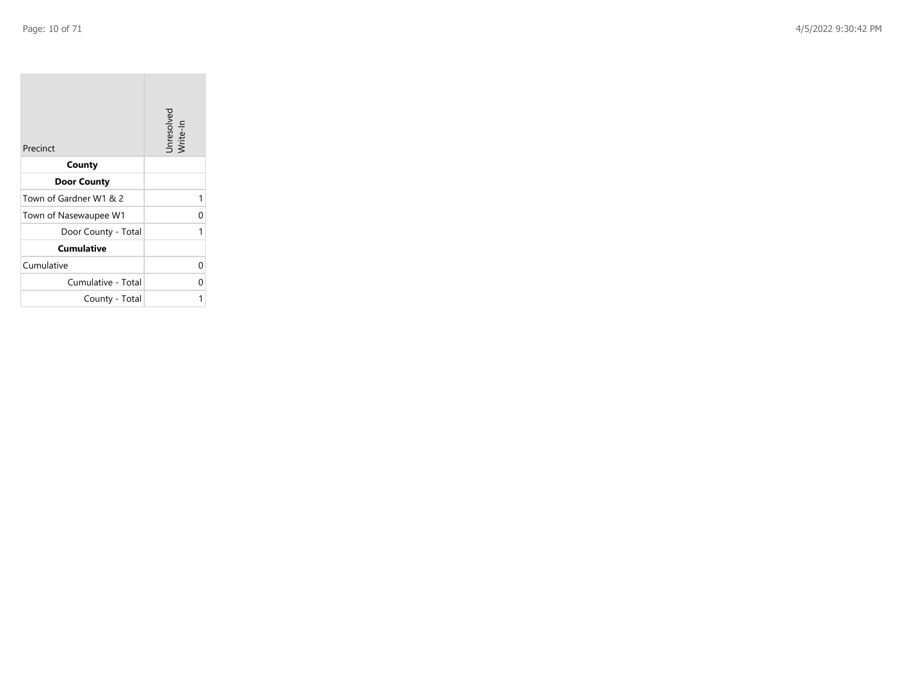| Precinct | Unresolved Write-In |
|---|---|
| **County** | |
| **Door County** | |
| Town of Gardner W1 & 2 | 1 |
| Town of Nasewaupee W1 | 0 |
| Door County - Total | 1 |
| **Cumulative** | |
| Cumulative | 0 |
| Cumulative - Total | 0 |
| County - Total | 1 |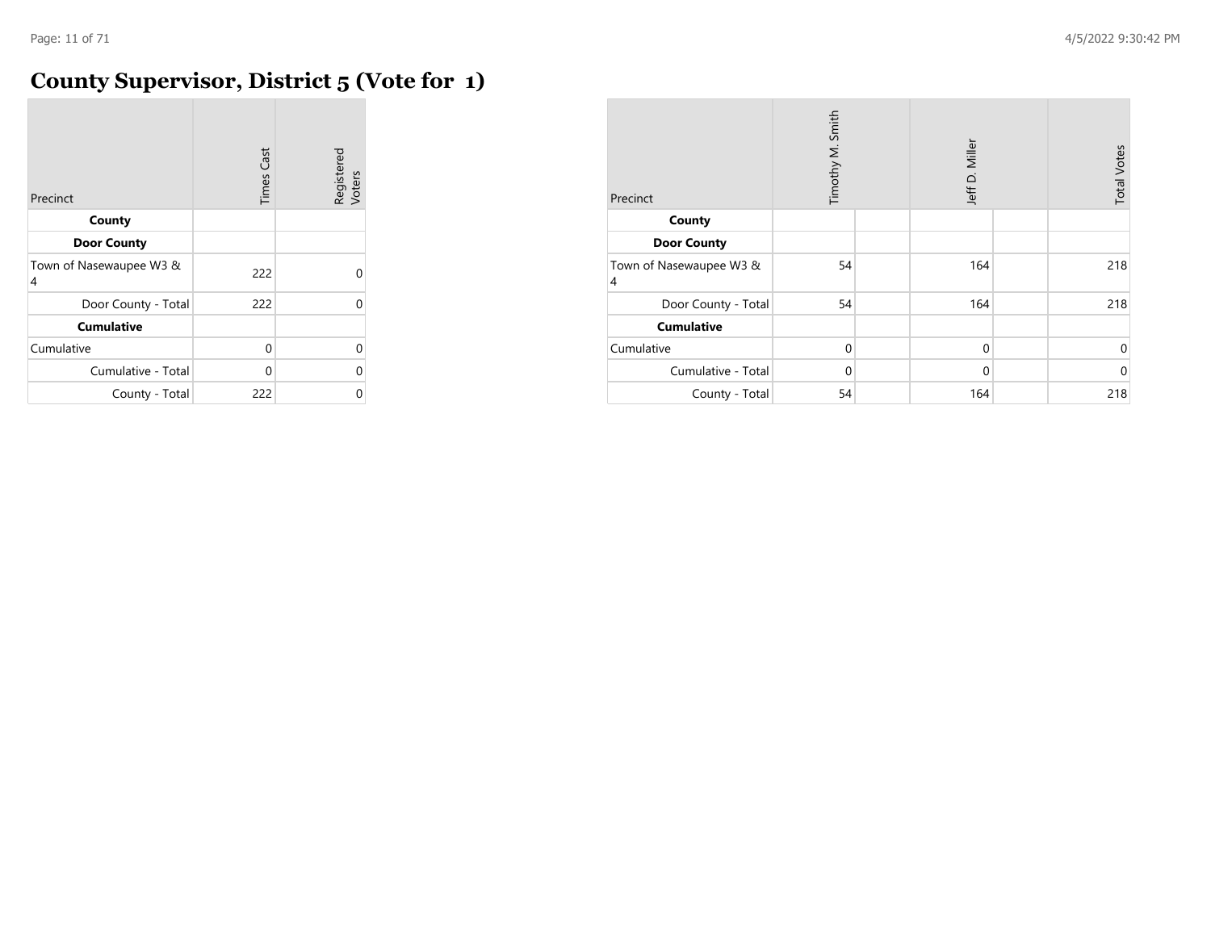# County Supervisor, District 5 (Vote for 1)

| Precinct | Times Cast | Registered Voters |
|---|---|---|
| **County** | | |
| **Door County** | | |
| Town of Nasewaupee W3 & 4 | 222 | 0 |
| Door County - Total | 222 | 0 |
| **Cumulative** | | |
| Cumulative | 0 | 0 |
| Cumulative - Total | 0 | 0 |
| County - Total | 222 | 0 |

| Precinct | Timothy M. Smith | Jeff D. Miller | Total Votes |
|---|---|---|---|
| **County** | | | |
| **Door County** | | | |
| Town of Nasewaupee W3 & 4 | 54 | 164 | 218 |
| Door County - Total | 54 | 164 | 218 |
| **Cumulative** | | | |
| Cumulative | 0 | 0 | 0 |
| Cumulative - Total | 0 | 0 | 0 |
| County - Total | 54 | 164 | 218 |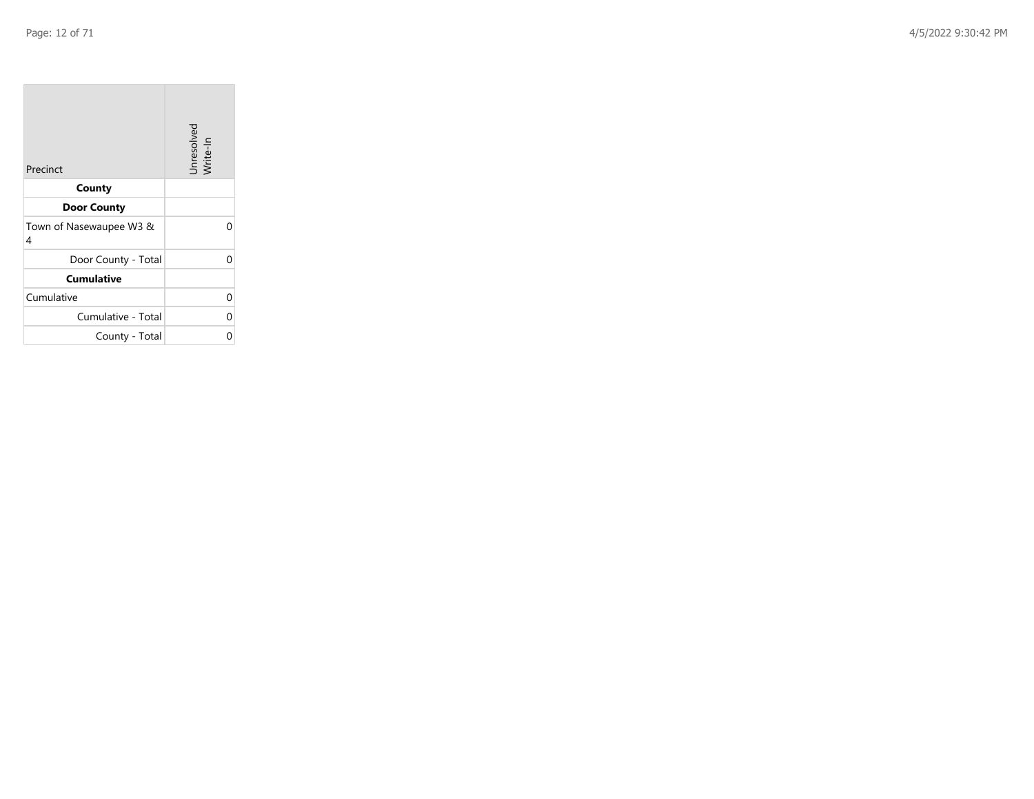| Precinct | Unresolved Write-In |
| --- | --- |
| **County** | |
| **Door County** | |
| Town of Nasewaupee W3 & 4 | 0 |
| Door County - Total | 0 |
| **Cumulative** | |
| Cumulative | 0 |
| Cumulative - Total | 0 |
| County - Total | 0 |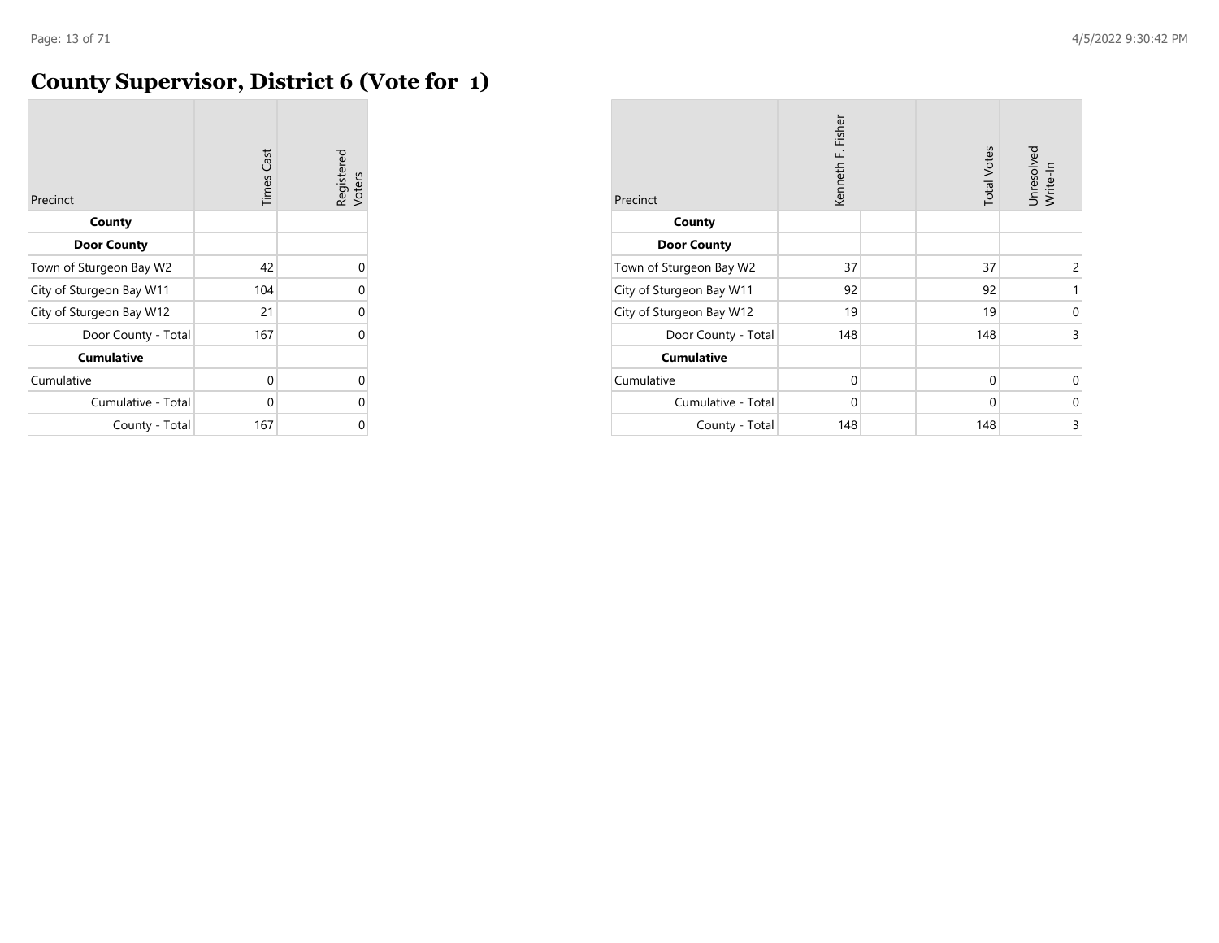# County Supervisor, District 6 (Vote for 1)

| Precinct | Times Cast | Registered Voters |
|---|---|---|
| **County** | | |
| **Door County** | | |
| Town of Sturgeon Bay W2 | 42 | 0 |
| City of Sturgeon Bay W11 | 104 | 0 |
| City of Sturgeon Bay W12 | 21 | 0 |
| Door County - Total | 167 | 0 |
| **Cumulative** | | |
| Cumulative | 0 | 0 |
| Cumulative - Total | 0 | 0 |
| County - Total | 167 | 0 |

| Precinct | Kenneth F. Fisher | | Total Votes | Unresolved Write-In |
|---|---|---|---|---|
| **County** | | | | |
| **Door County** | | | | |
| Town of Sturgeon Bay W2 | 37 | | 37 | 2 |
| City of Sturgeon Bay W11 | 92 | | 92 | 1 |
| City of Sturgeon Bay W12 | 19 | | 19 | 0 |
| Door County - Total | 148 | | 148 | 3 |
| **Cumulative** | | | | |
| Cumulative | 0 | | 0 | 0 |
| Cumulative - Total | 0 | | 0 | 0 |
| County - Total | 148 | | 148 | 3 |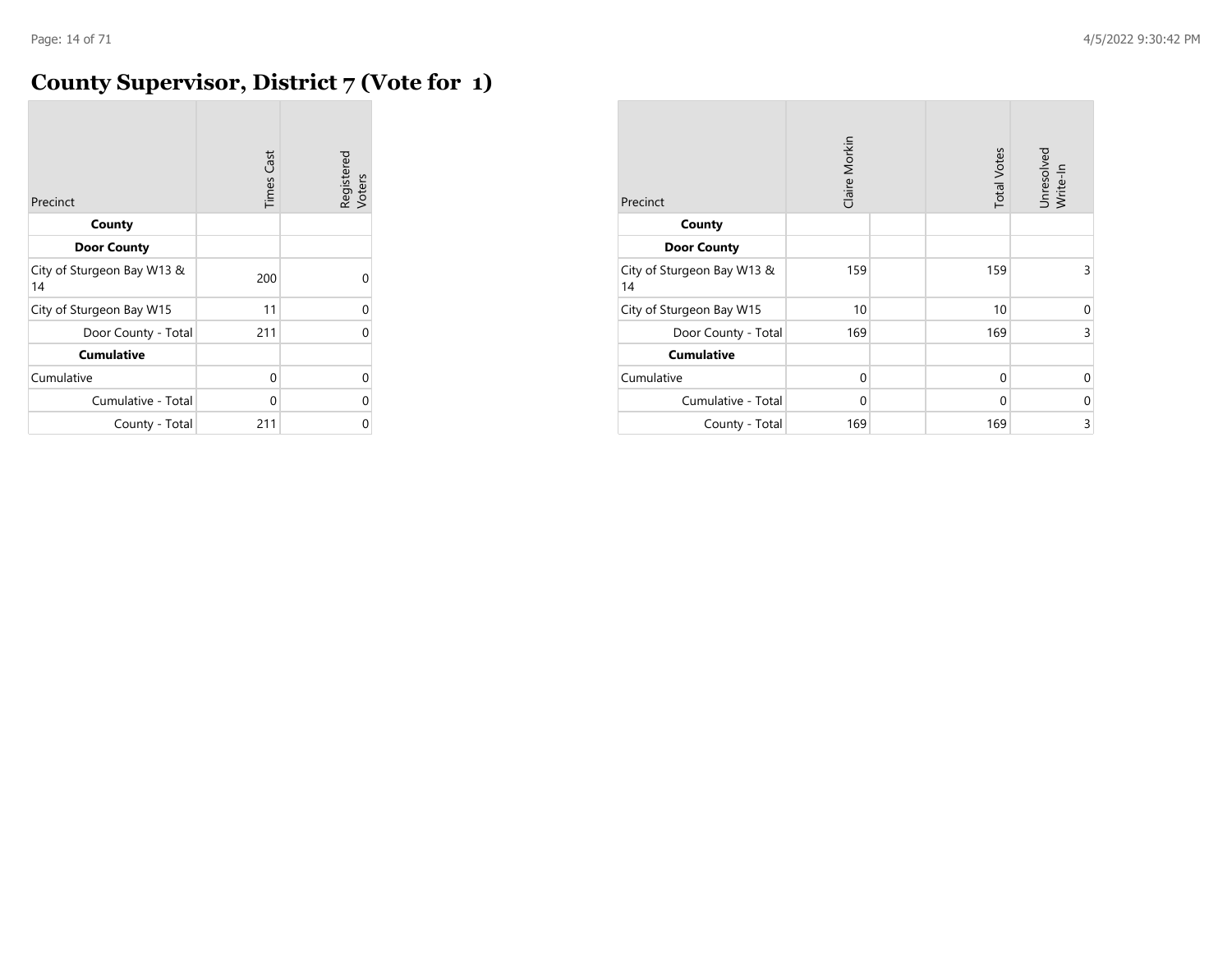# County Supervisor, District 7 (Vote for 1)

| Precinct | Times Cast | Registered Voters |
|---|---|---|
| **County** | | |
| **Door County** | | |
| City of Sturgeon Bay W13 & 14 | 200 | 0 |
| City of Sturgeon Bay W15 | 11 | 0 |
| Door County - Total | 211 | 0 |
| **Cumulative** | | |
| Cumulative | 0 | 0 |
| Cumulative - Total | 0 | 0 |
| County - Total | 211 | 0 |

| Precinct | Claire Morkin | | Total Votes | Unresolved Write-In |
|---|---|---|---|---|
| **County** | | | | |
| **Door County** | | | | |
| City of Sturgeon Bay W13 & 14 | 159 | | 159 | 3 |
| City of Sturgeon Bay W15 | 10 | | 10 | 0 |
| Door County - Total | 169 | | 169 | 3 |
| **Cumulative** | | | | |
| Cumulative | 0 | | 0 | 0 |
| Cumulative - Total | 0 | | 0 | 0 |
| County - Total | 169 | | 169 | 3 |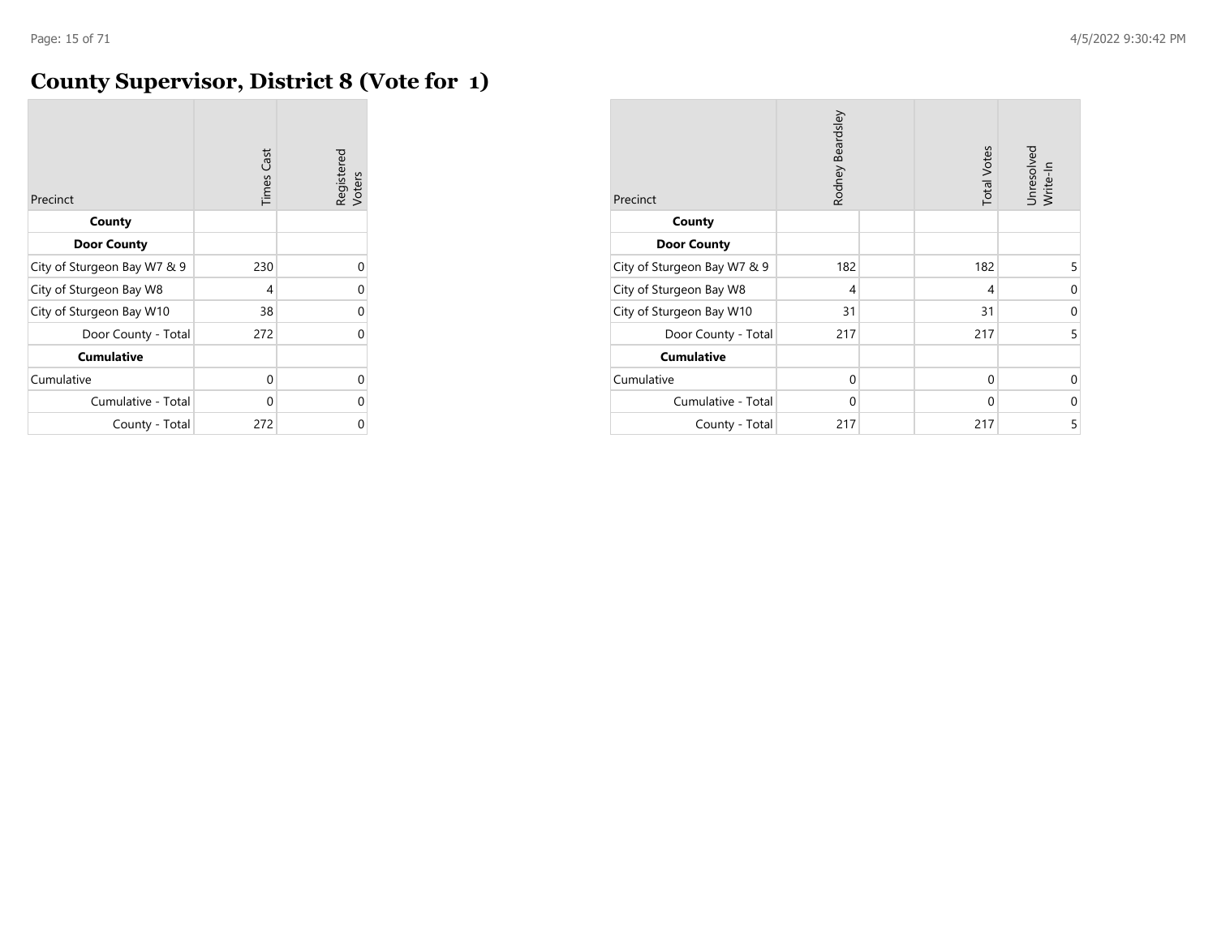# County Supervisor, District 8 (Vote for 1)

| Precinct | Times Cast | Registered Voters |
|---|---|---|
| **County** | | |
| **Door County** | | |
| City of Sturgeon Bay W7 & 9 | 230 | 0 |
| City of Sturgeon Bay W8 | 4 | 0 |
| City of Sturgeon Bay W10 | 38 | 0 |
| Door County - Total | 272 | 0 |
| **Cumulative** | | |
| Cumulative | 0 | 0 |
| Cumulative - Total | 0 | 0 |
| County - Total | 272 | 0 |

| Precinct | Rodney Beardsley | | Total Votes | Unresolved Write-In |
|---|---|---|---|---|
| **County** | | | | |
| **Door County** | | | | |
| City of Sturgeon Bay W7 & 9 | 182 | | 182 | 5 |
| City of Sturgeon Bay W8 | 4 | | 4 | 0 |
| City of Sturgeon Bay W10 | 31 | | 31 | 0 |
| Door County - Total | 217 | | 217 | 5 |
| **Cumulative** | | | | |
| Cumulative | 0 | | 0 | 0 |
| Cumulative - Total | 0 | | 0 | 0 |
| County - Total | 217 | | 217 | 5 |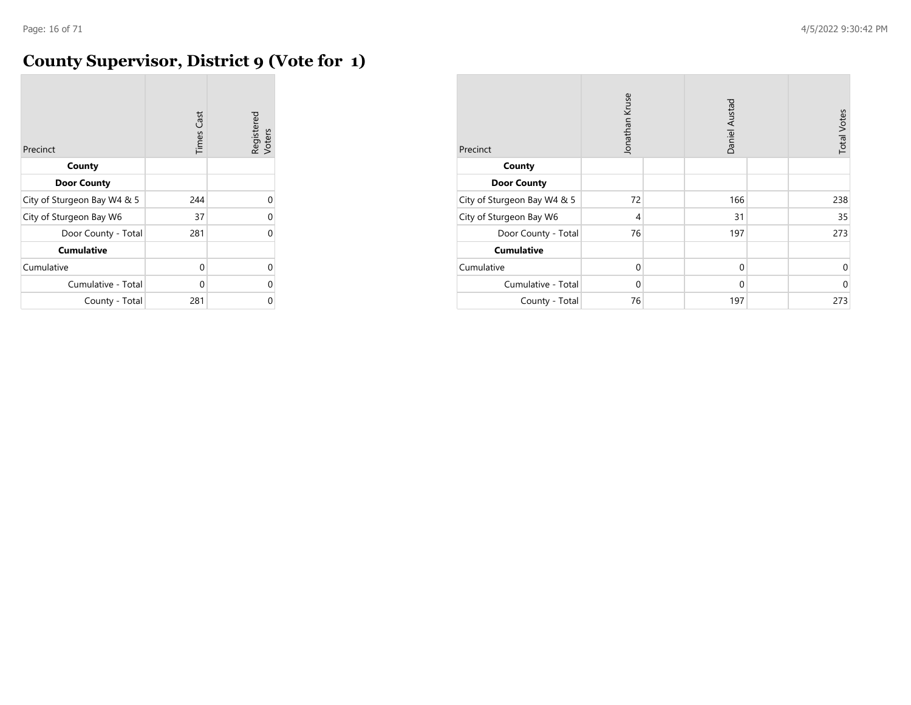# County Supervisor, District 9 (Vote for 1)

| Precinct | Times Cast | Registered Voters |
|---|---|---|
| **County** | | |
| **Door County** | | |
| City of Sturgeon Bay W4 & 5 | 244 | 0 |
| City of Sturgeon Bay W6 | 37 | 0 |
| Door County - Total | 281 | 0 |
| **Cumulative** | | |
| Cumulative | 0 | 0 |
| Cumulative - Total | 0 | 0 |
| County - Total | 281 | 0 |

| Precinct | Jonathan Kruse | | Daniel Austad | | Total Votes |
|---|---|---|---|---|---|
| **County** | | | | | |
| **Door County** | | | | | |
| City of Sturgeon Bay W4 & 5 | 72 | | 166 | | 238 |
| City of Sturgeon Bay W6 | 4 | | 31 | | 35 |
| Door County - Total | 76 | | 197 | | 273 |
| **Cumulative** | | | | | |
| Cumulative | 0 | | 0 | | 0 |
| Cumulative - Total | 0 | | 0 | | 0 |
| County - Total | 76 | | 197 | | 273 |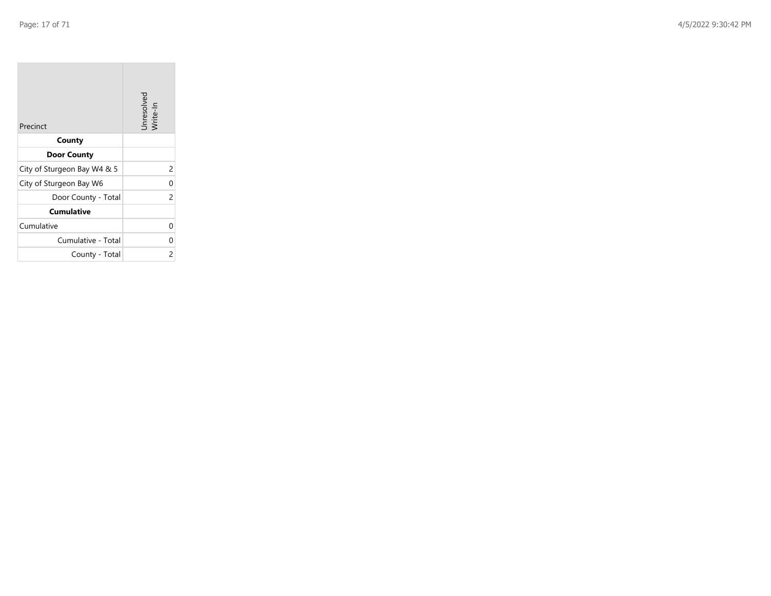| Precinct | Unresolved Write-In |
|---|---|
| **County** | |
| **Door County** | |
| City of Sturgeon Bay W4 & 5 | 2 |
| City of Sturgeon Bay W6 | 0 |
| Door County - Total | 2 |
| **Cumulative** | |
| Cumulative | 0 |
| Cumulative - Total | 0 |
| County - Total | 2 |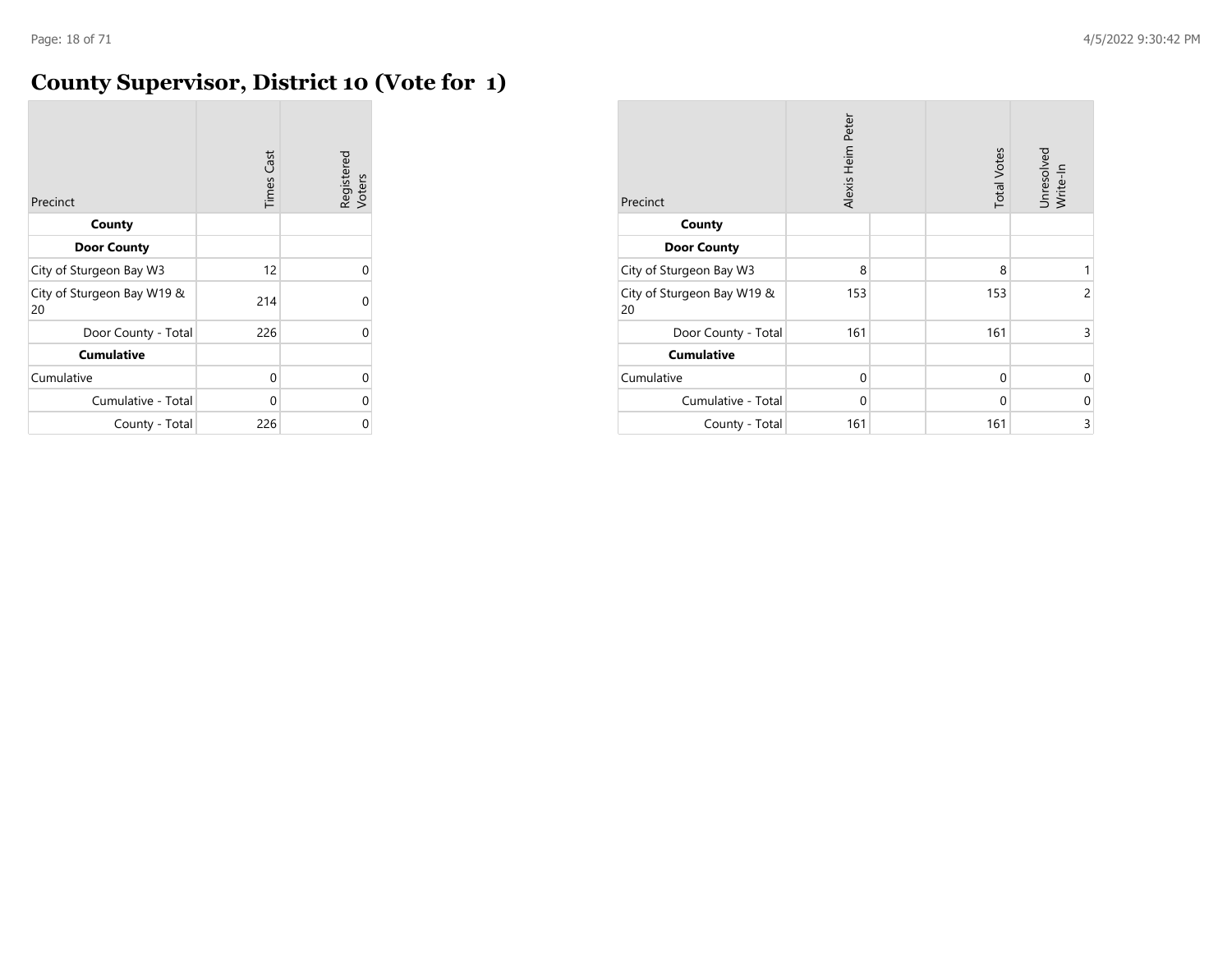# County Supervisor, District 10 (Vote for 1)

| Precinct | Times Cast | Registered Voters |
|---|---|---|
| **County** | | |
| **Door County** | | |
| City of Sturgeon Bay W3 | 12 | 0 |
| City of Sturgeon Bay W19 & 20 | 214 | 0 |
| Door County - Total | 226 | 0 |
| **Cumulative** | | |
| Cumulative | 0 | 0 |
| Cumulative - Total | 0 | 0 |
| County - Total | 226 | 0 |

| Precinct | Alexis Heim Peter | | Total Votes | Unresolved Write-In |
|---|---|---|---|---|
| **County** | | | | |
| **Door County** | | | | |
| City of Sturgeon Bay W3 | 8 | | 8 | 1 |
| City of Sturgeon Bay W19 & 20 | 153 | | 153 | 2 |
| Door County - Total | 161 | | 161 | 3 |
| **Cumulative** | | | | |
| Cumulative | 0 | | 0 | 0 |
| Cumulative - Total | 0 | | 0 | 0 |
| County - Total | 161 | | 161 | 3 |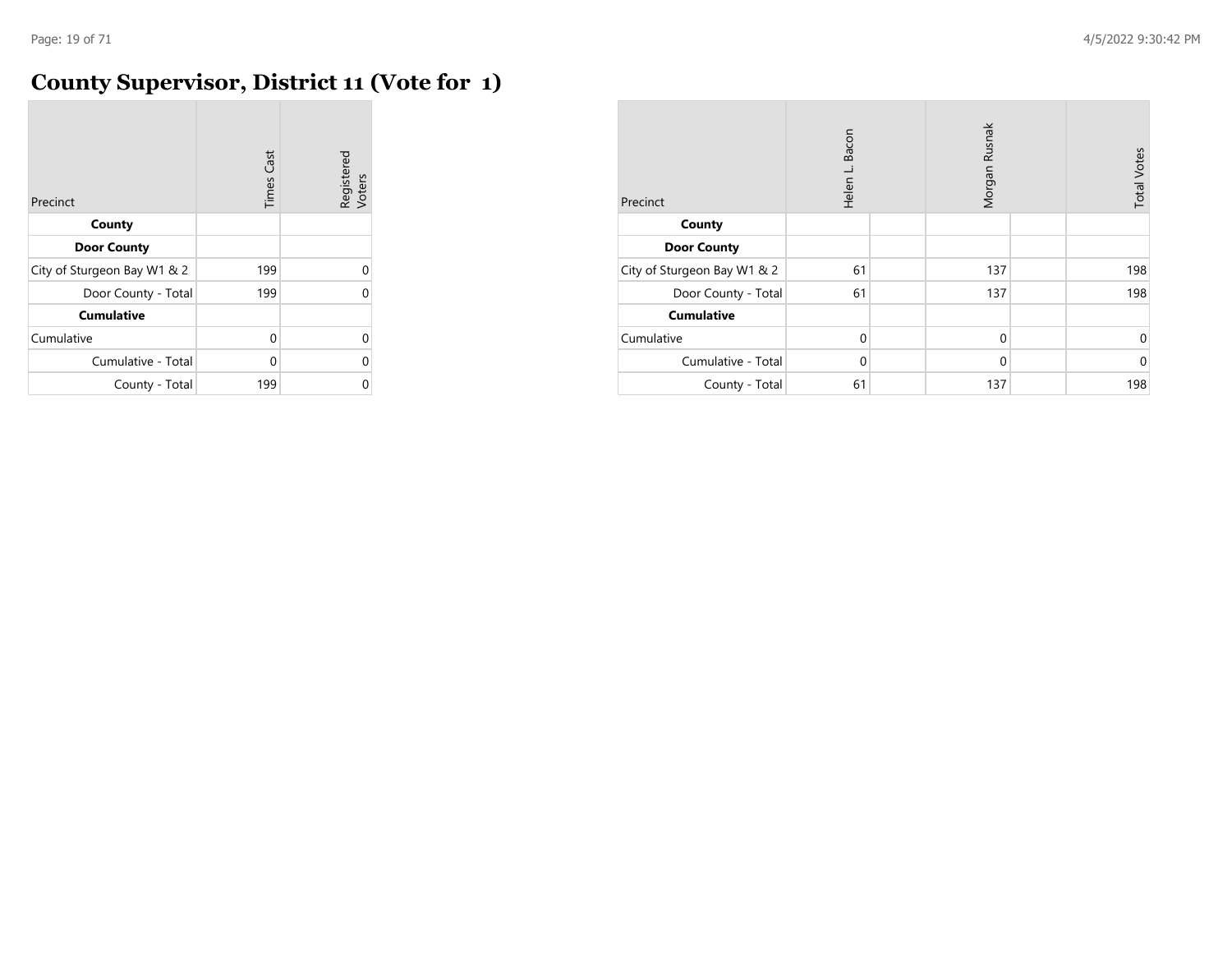# County Supervisor, District 11 (Vote for 1)

| Precinct | Times Cast | Registered Voters |
|---|---|---|
| **County** | | |
| **Door County** | | |
| City of Sturgeon Bay W1 & 2 | 199 | 0 |
| Door County - Total | 199 | 0 |
| **Cumulative** | | |
| Cumulative | 0 | 0 |
| Cumulative - Total | 0 | 0 |
| County - Total | 199 | 0 |

| Precinct | Helen L. Bacon | | Morgan Rusnak | | Total Votes |
|---|---|---|---|---|---|
| **County** | | | | | |
| **Door County** | | | | | |
| City of Sturgeon Bay W1 & 2 | 61 | | 137 | | 198 |
| Door County - Total | 61 | | 137 | | 198 |
| **Cumulative** | | | | | |
| Cumulative | 0 | | 0 | | 0 |
| Cumulative - Total | 0 | | 0 | | 0 |
| County - Total | 61 | | 137 | | 198 |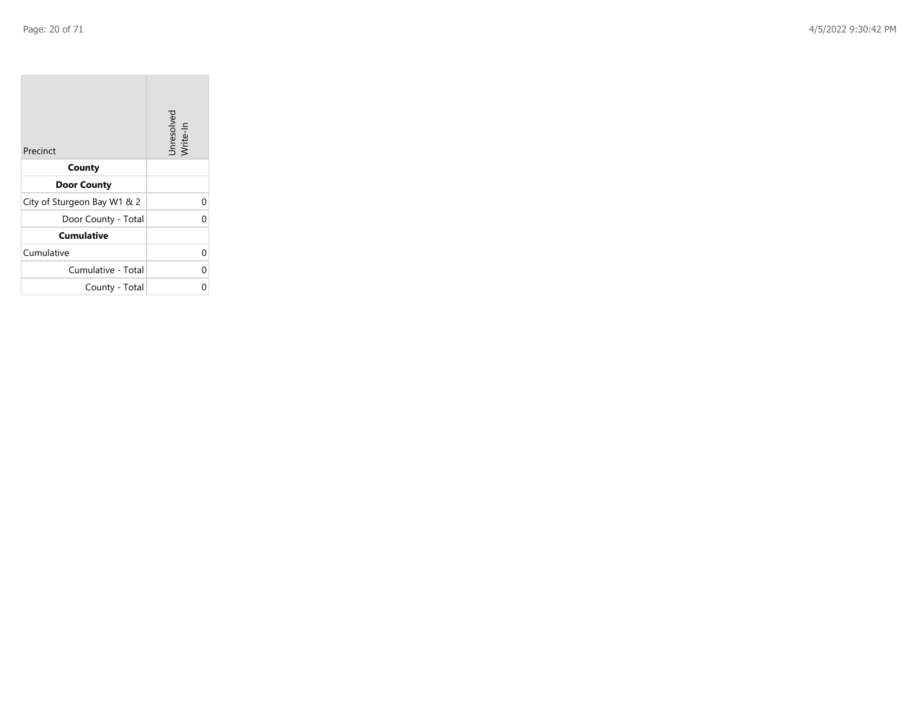| Precinct | Unresolved Write-In |
|---|---|
| **County** | |
| **Door County** | |
| City of Sturgeon Bay W1 & 2 | 0 |
| Door County - Total | 0 |
| **Cumulative** | |
| Cumulative | 0 |
| Cumulative - Total | 0 |
| County - Total | 0 |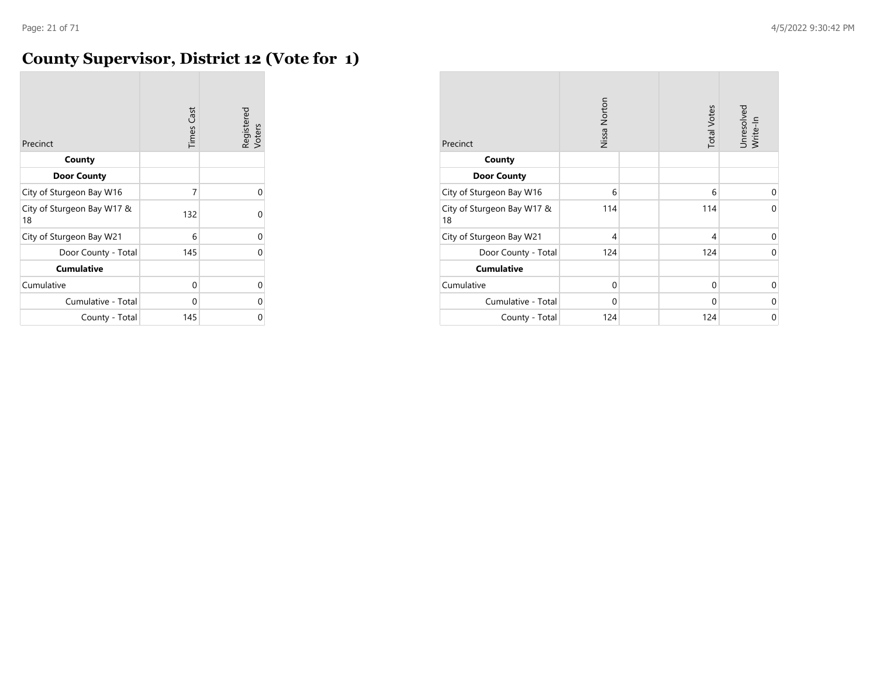# County Supervisor, District 12 (Vote for 1)

| Precinct | Times Cast | Registered Voters |
|---|---|---|
| **County** | | |
| **Door County** | | |
| City of Sturgeon Bay W16 | 7 | 0 |
| City of Sturgeon Bay W17 & 18 | 132 | 0 |
| City of Sturgeon Bay W21 | 6 | 0 |
| Door County - Total | 145 | 0 |
| **Cumulative** | | |
| Cumulative | 0 | 0 |
| Cumulative - Total | 0 | 0 |
| County - Total | 145 | 0 |

| Precinct | Nissa Norton | | Total Votes | Unresolved Write-In |
|---|---|---|---|---|
| **County** | | | | |
| **Door County** | | | | |
| City of Sturgeon Bay W16 | 6 | | 6 | 0 |
| City of Sturgeon Bay W17 & 18 | 114 | | 114 | 0 |
| City of Sturgeon Bay W21 | 4 | | 4 | 0 |
| Door County - Total | 124 | | 124 | 0 |
| **Cumulative** | | | | |
| Cumulative | 0 | | 0 | 0 |
| Cumulative - Total | 0 | | 0 | 0 |
| County - Total | 124 | | 124 | 0 |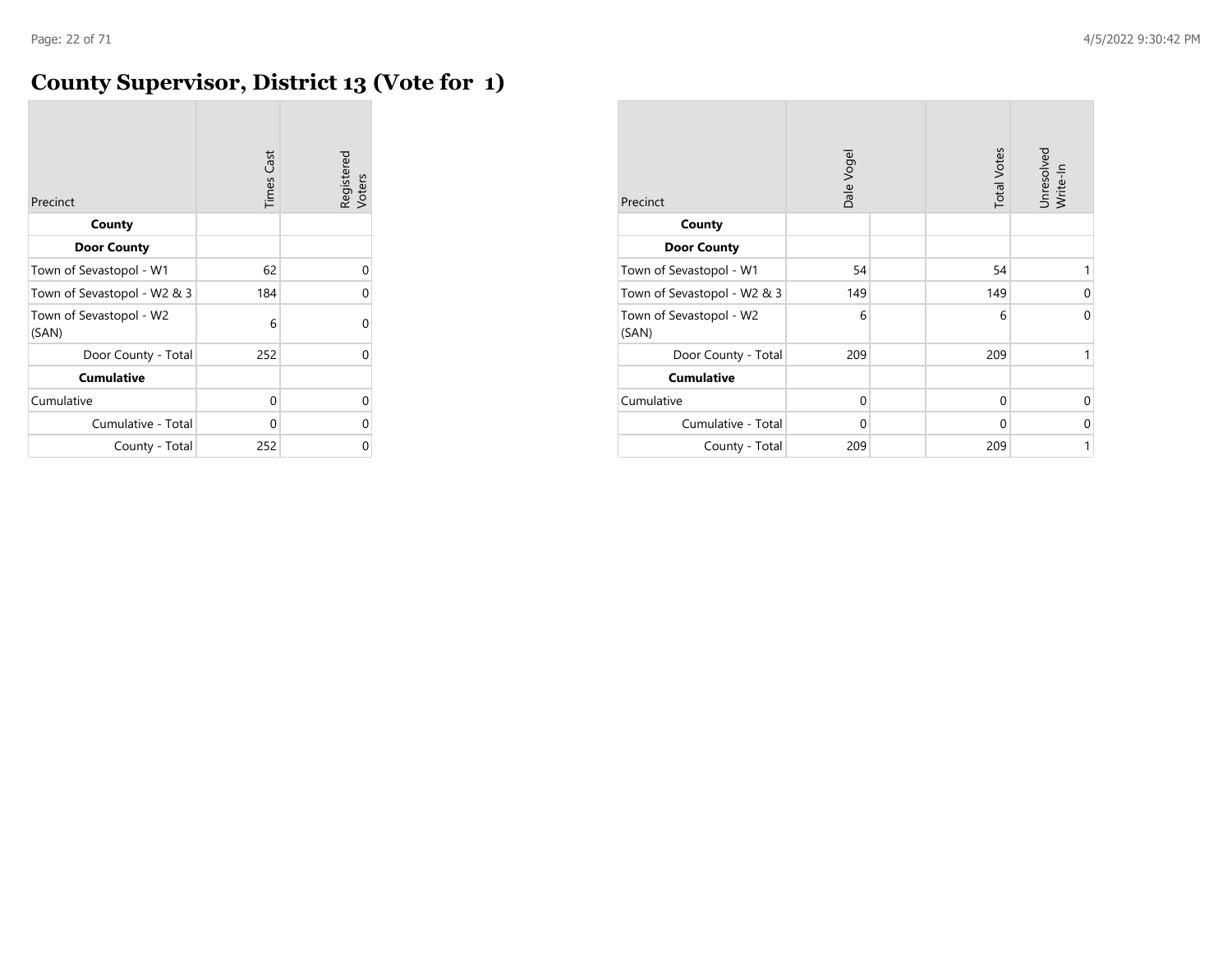# County Supervisor, District 13 (Vote for 1)

| Precinct | Times Cast | Registered Voters |
|---|---|---|
| **County** | | |
| **Door County** | | |
| Town of Sevastopol - W1 | 62 | 0 |
| Town of Sevastopol - W2 & 3 | 184 | 0 |
| Town of Sevastopol - W2 (SAN) | 6 | 0 |
| Door County - Total | 252 | 0 |
| **Cumulative** | | |
| Cumulative | 0 | 0 |
| Cumulative - Total | 0 | 0 |
| County - Total | 252 | 0 |

| Precinct | Dale Vogel | | Total Votes | Unresolved Write-In |
|---|---|---|---|---|
| **County** | | | | |
| **Door County** | | | | |
| Town of Sevastopol - W1 | 54 | | 54 | 1 |
| Town of Sevastopol - W2 & 3 | 149 | | 149 | 0 |
| Town of Sevastopol - W2 (SAN) | 6 | | 6 | 0 |
| Door County - Total | 209 | | 209 | 1 |
| **Cumulative** | | | | |
| Cumulative | 0 | | 0 | 0 |
| Cumulative - Total | 0 | | 0 | 0 |
| County - Total | 209 | | 209 | 1 |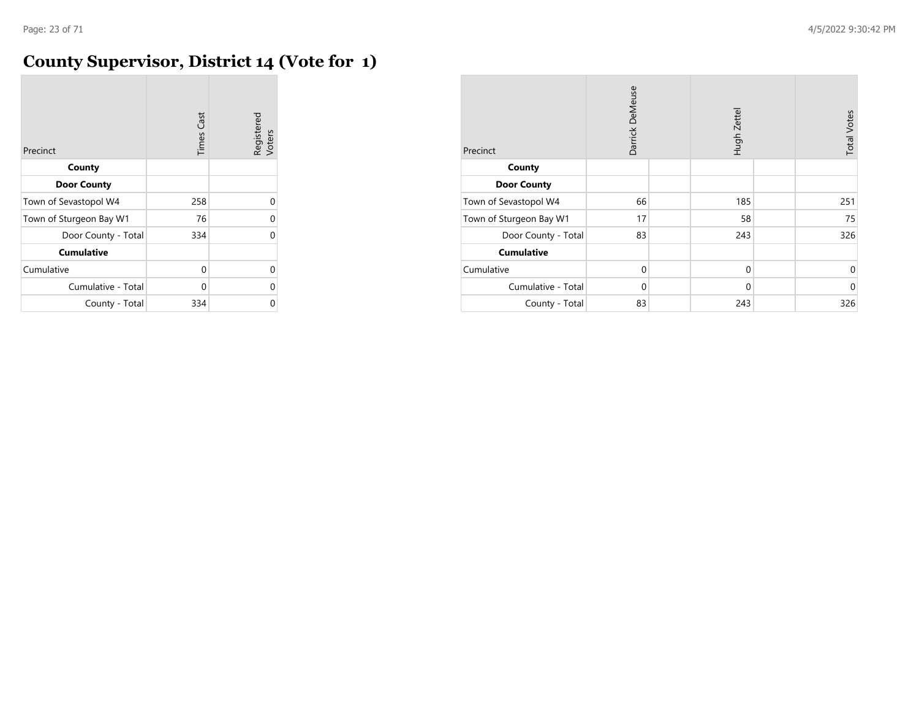# County Supervisor, District 14 (Vote for 1)

| Precinct | Times Cast | Registered Voters |
|---|---|---|
| **County** | | |
| **Door County** | | |
| Town of Sevastopol W4 | 258 | 0 |
| Town of Sturgeon Bay W1 | 76 | 0 |
| Door County - Total | 334 | 0 |
| **Cumulative** | | |
| Cumulative | 0 | 0 |
| Cumulative - Total | 0 | 0 |
| County - Total | 334 | 0 |

| Precinct | Darrick DeMeuse | Hugh Zettel | Total Votes |
|---|---|---|---|
| **County** | | | |
| **Door County** | | | |
| Town of Sevastopol W4 | 66 | 185 | 251 |
| Town of Sturgeon Bay W1 | 17 | 58 | 75 |
| Door County - Total | 83 | 243 | 326 |
| **Cumulative** | | | |
| Cumulative | 0 | 0 | 0 |
| Cumulative - Total | 0 | 0 | 0 |
| County - Total | 83 | 243 | 326 |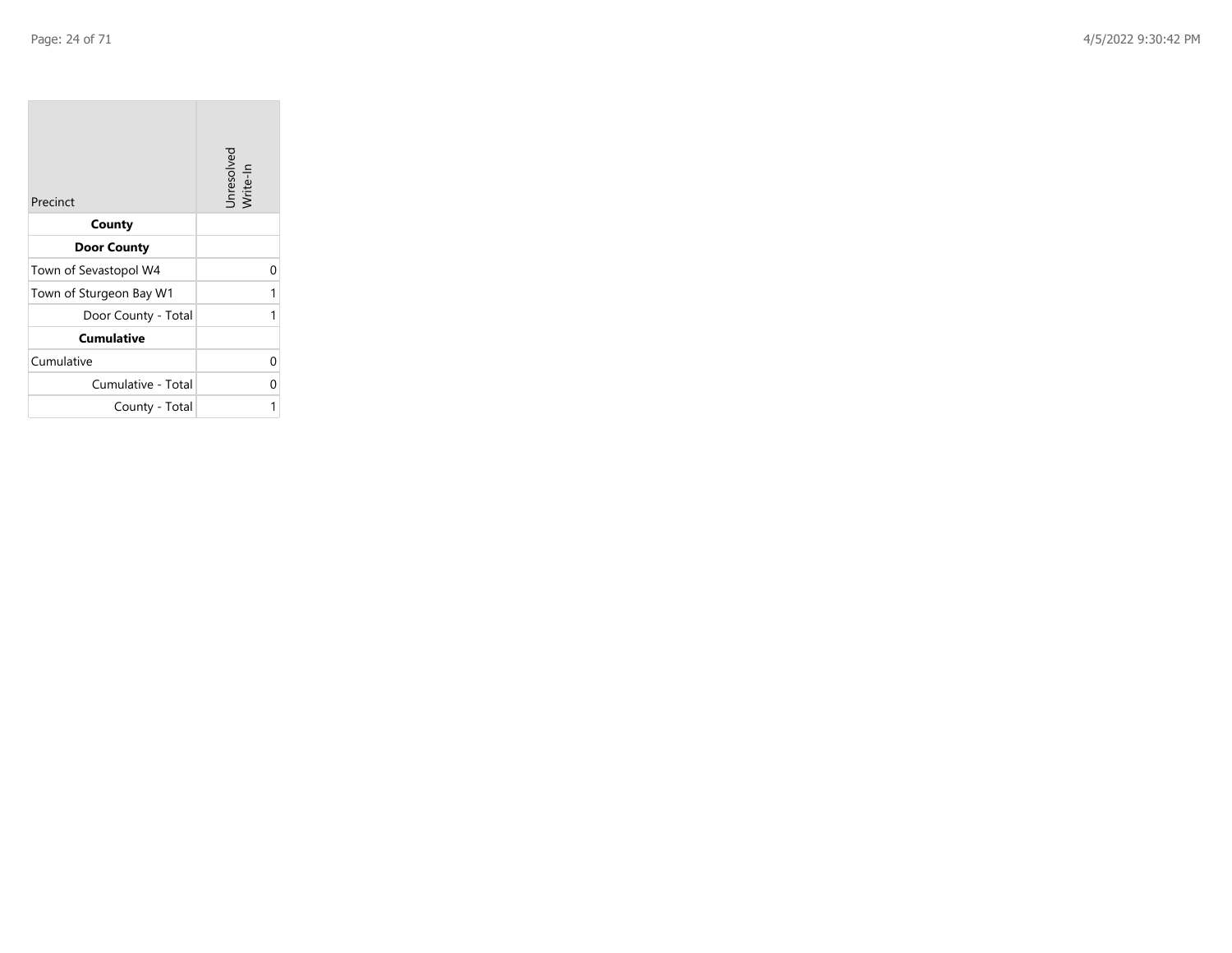| Precinct | Unresolved Write-In |
|---|---|
| **County** | |
| **Door County** | |
| Town of Sevastopol W4 | 0 |
| Town of Sturgeon Bay W1 | 1 |
| Door County - Total | 1 |
| **Cumulative** | |
| Cumulative | 0 |
| Cumulative - Total | 0 |
| County - Total | 1 |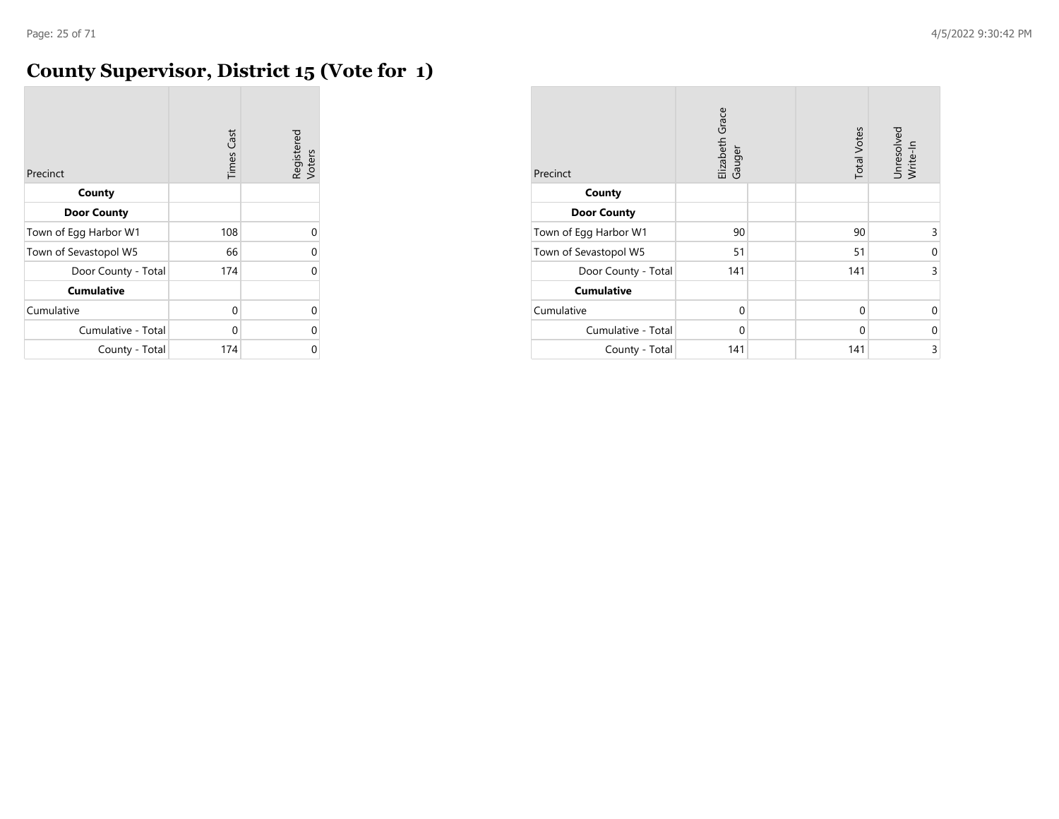# County Supervisor, District 15 (Vote for 1)

| Precinct | Times Cast | Registered Voters |
|---|---|---|
| **County** | | |
| **Door County** | | |
| Town of Egg Harbor W1 | 108 | 0 |
| Town of Sevastopol W5 | 66 | 0 |
| Door County - Total | 174 | 0 |
| **Cumulative** | | |
| Cumulative | 0 | 0 |
| Cumulative - Total | 0 | 0 |
| County - Total | 174 | 0 |

| Precinct | Elizabeth Grace Gauger | | Total Votes | Unresolved Write-In |
|---|---|---|---|---|
| **County** | | | | |
| **Door County** | | | | |
| Town of Egg Harbor W1 | 90 | | 90 | 3 |
| Town of Sevastopol W5 | 51 | | 51 | 0 |
| Door County - Total | 141 | | 141 | 3 |
| **Cumulative** | | | | |
| Cumulative | 0 | | 0 | 0 |
| Cumulative - Total | 0 | | 0 | 0 |
| County - Total | 141 | | 141 | 3 |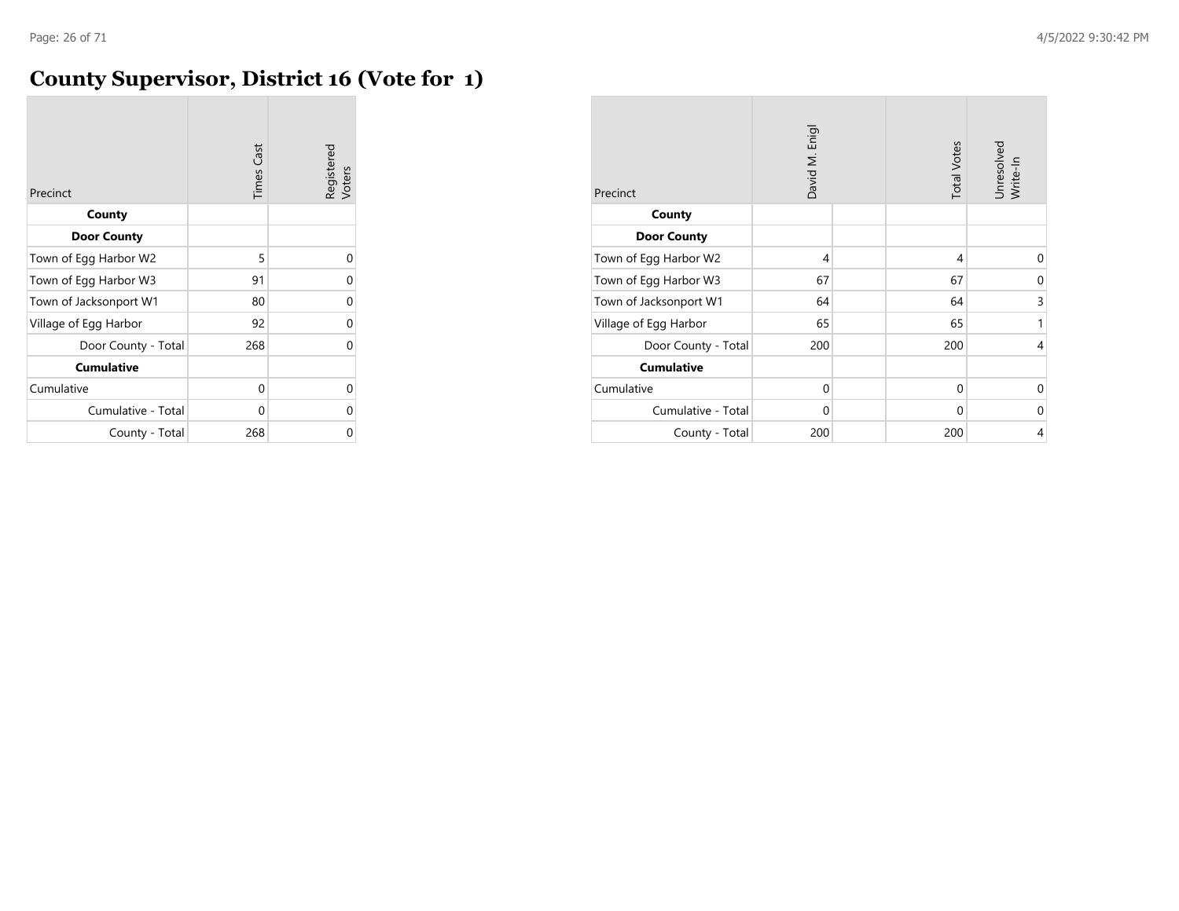# County Supervisor, District 16 (Vote for 1)

| Precinct | Times Cast | Registered Voters |
|---|---|---|
| **County** | | |
| **Door County** | | |
| Town of Egg Harbor W2 | 5 | 0 |
| Town of Egg Harbor W3 | 91 | 0 |
| Town of Jacksonport W1 | 80 | 0 |
| Village of Egg Harbor | 92 | 0 |
| Door County - Total | 268 | 0 |
| **Cumulative** | | |
| Cumulative | 0 | 0 |
| Cumulative - Total | 0 | 0 |
| County - Total | 268 | 0 |

| Precinct | David M. Enigl | | Total Votes | Unresolved Write-In |
|---|---|---|---|---|
| **County** | | | | |
| **Door County** | | | | |
| Town of Egg Harbor W2 | 4 | | 4 | 0 |
| Town of Egg Harbor W3 | 67 | | 67 | 0 |
| Town of Jacksonport W1 | 64 | | 64 | 3 |
| Village of Egg Harbor | 65 | | 65 | 1 |
| Door County - Total | 200 | | 200 | 4 |
| **Cumulative** | | | | |
| Cumulative | 0 | | 0 | 0 |
| Cumulative - Total | 0 | | 0 | 0 |
| County - Total | 200 | | 200 | 4 |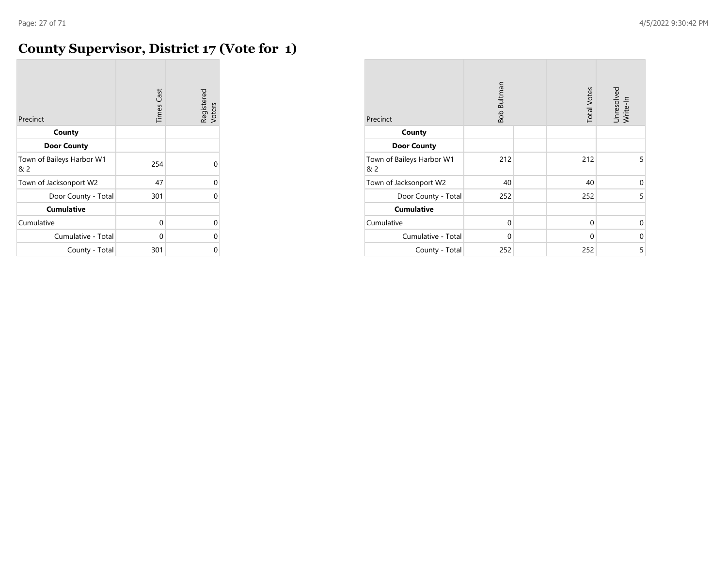# County Supervisor, District 17 (Vote for 1)

| Precinct | Times Cast | Registered Voters |
|---|---|---|
| **County** | | |
| **Door County** | | |
| Town of Baileys Harbor W1 & 2 | 254 | 0 |
| Town of Jacksonport W2 | 47 | 0 |
| Door County - Total | 301 | 0 |
| **Cumulative** | | |
| Cumulative | 0 | 0 |
| Cumulative - Total | 0 | 0 |
| County - Total | 301 | 0 |

| Precinct | Bob Bultman | | Total Votes | Unresolved Write-In |
|---|---|---|---|---|
| **County** | | | | |
| **Door County** | | | | |
| Town of Baileys Harbor W1 & 2 | 212 | | 212 | 5 |
| Town of Jacksonport W2 | 40 | | 40 | 0 |
| Door County - Total | 252 | | 252 | 5 |
| **Cumulative** | | | | |
| Cumulative | 0 | | 0 | 0 |
| Cumulative - Total | 0 | | 0 | 0 |
| County - Total | 252 | | 252 | 5 |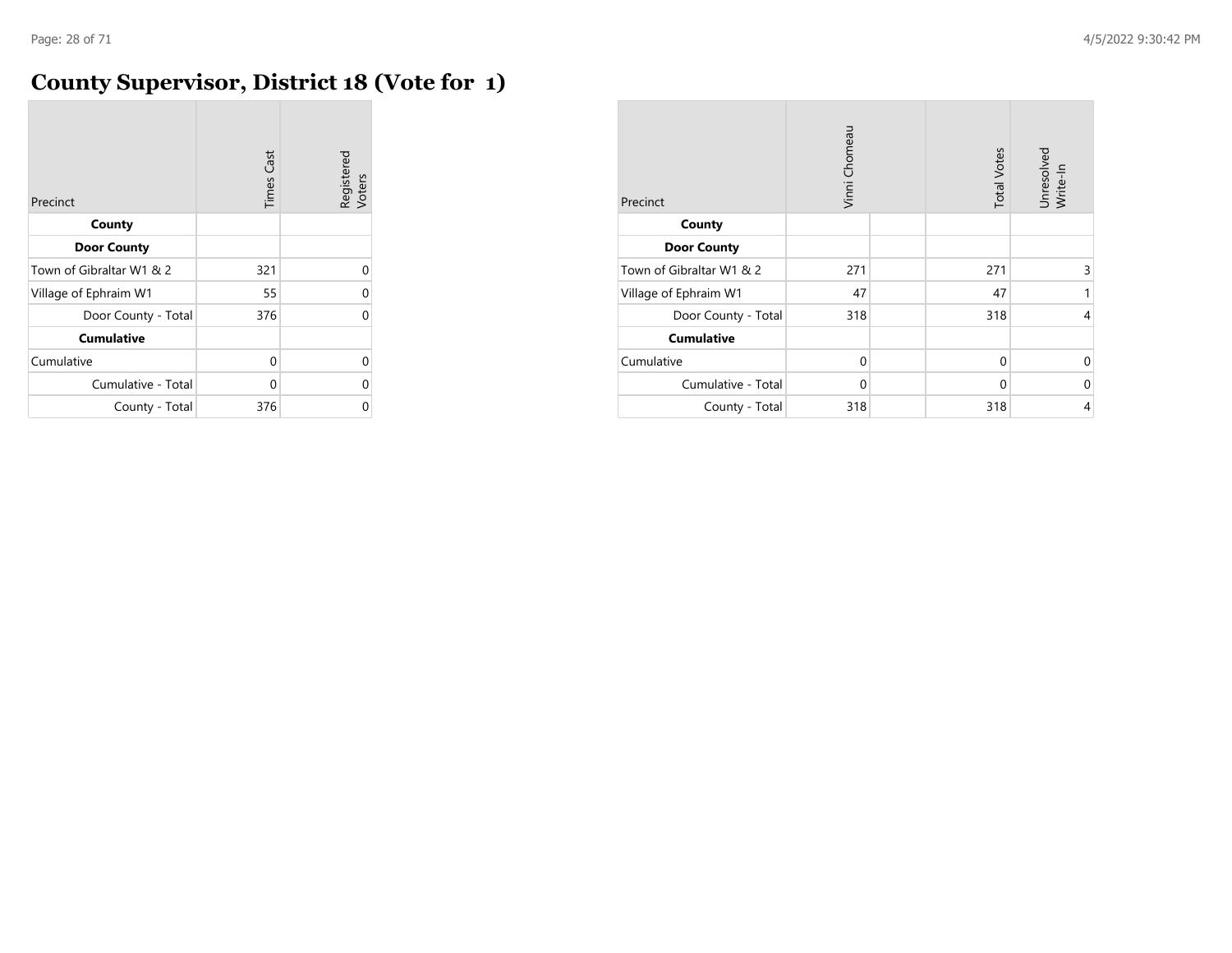# County Supervisor, District 18 (Vote for 1)

| Precinct | Times Cast | Registered Voters |
|---|---|---|
| **County** | | |
| **Door County** | | |
| Town of Gibraltar W1 & 2 | 321 | 0 |
| Village of Ephraim W1 | 55 | 0 |
| Door County - Total | 376 | 0 |
| **Cumulative** | | |
| Cumulative | 0 | 0 |
| Cumulative - Total | 0 | 0 |
| County - Total | 376 | 0 |

| Precinct | Vinni Chomeau | | Total Votes | Unresolved Write-In |
|---|---|---|---|---|
| **County** | | | | |
| **Door County** | | | | |
| Town of Gibraltar W1 & 2 | 271 | | 271 | 3 |
| Village of Ephraim W1 | 47 | | 47 | 1 |
| Door County - Total | 318 | | 318 | 4 |
| **Cumulative** | | | | |
| Cumulative | 0 | | 0 | 0 |
| Cumulative - Total | 0 | | 0 | 0 |
| County - Total | 318 | | 318 | 4 |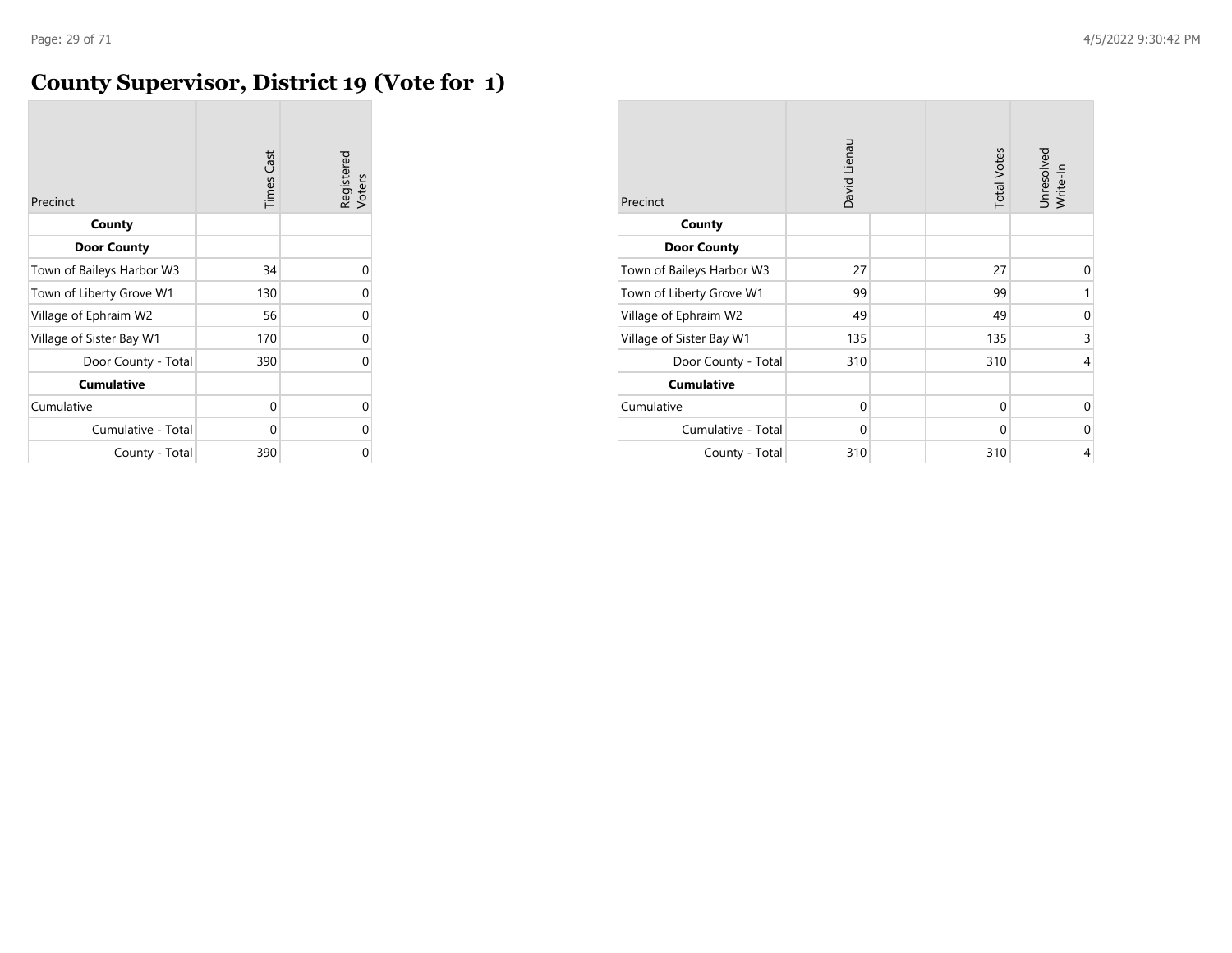# County Supervisor, District 19 (Vote for 1)

| Precinct | Times Cast | Registered Voters |
|---|---|---|
| **County** | | |
| **Door County** | | |
| Town of Baileys Harbor W3 | 34 | 0 |
| Town of Liberty Grove W1 | 130 | 0 |
| Village of Ephraim W2 | 56 | 0 |
| Village of Sister Bay W1 | 170 | 0 |
| Door County - Total | 390 | 0 |
| **Cumulative** | | |
| Cumulative | 0 | 0 |
| Cumulative - Total | 0 | 0 |
| County - Total | 390 | 0 |

| Precinct | David Lienau | | Total Votes | Unresolved Write-In |
|---|---|---|---|---|
| **County** | | | | |
| **Door County** | | | | |
| Town of Baileys Harbor W3 | 27 | | 27 | 0 |
| Town of Liberty Grove W1 | 99 | | 99 | 1 |
| Village of Ephraim W2 | 49 | | 49 | 0 |
| Village of Sister Bay W1 | 135 | | 135 | 3 |
| Door County - Total | 310 | | 310 | 4 |
| **Cumulative** | | | | |
| Cumulative | 0 | | 0 | 0 |
| Cumulative - Total | 0 | | 0 | 0 |
| County - Total | 310 | | 310 | 4 |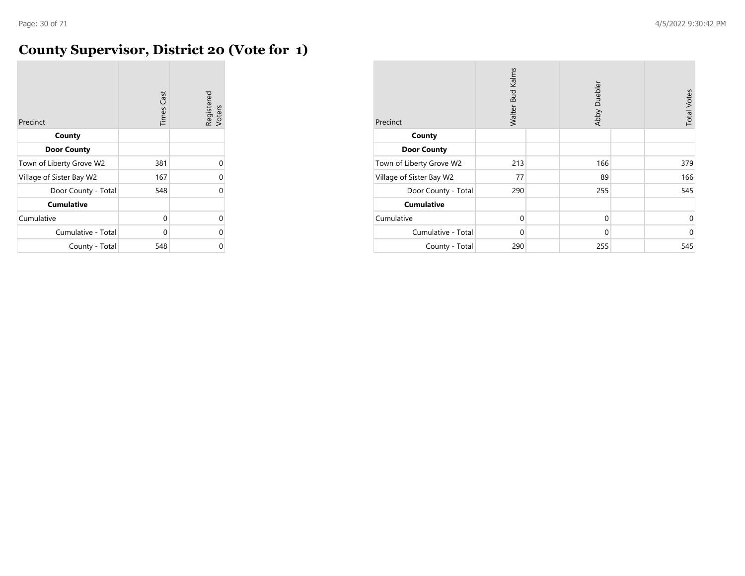# County Supervisor, District 20 (Vote for 1)

| Precinct | Times Cast | Registered Voters |
|---|---|---|
| **County** | | |
| **Door County** | | |
| Town of Liberty Grove W2 | 381 | 0 |
| Village of Sister Bay W2 | 167 | 0 |
| Door County - Total | 548 | 0 |
| **Cumulative** | | |
| Cumulative | 0 | 0 |
| Cumulative - Total | 0 | 0 |
| County - Total | 548 | 0 |

| Precinct | Walter Bud Kalms | Abby Duebler | Total Votes |
|---|---|---|---|
| **County** | | | |
| **Door County** | | | |
| Town of Liberty Grove W2 | 213 | 166 | 379 |
| Village of Sister Bay W2 | 77 | 89 | 166 |
| Door County - Total | 290 | 255 | 545 |
| **Cumulative** | | | |
| Cumulative | 0 | 0 | 0 |
| Cumulative - Total | 0 | 0 | 0 |
| County - Total | 290 | 255 | 545 |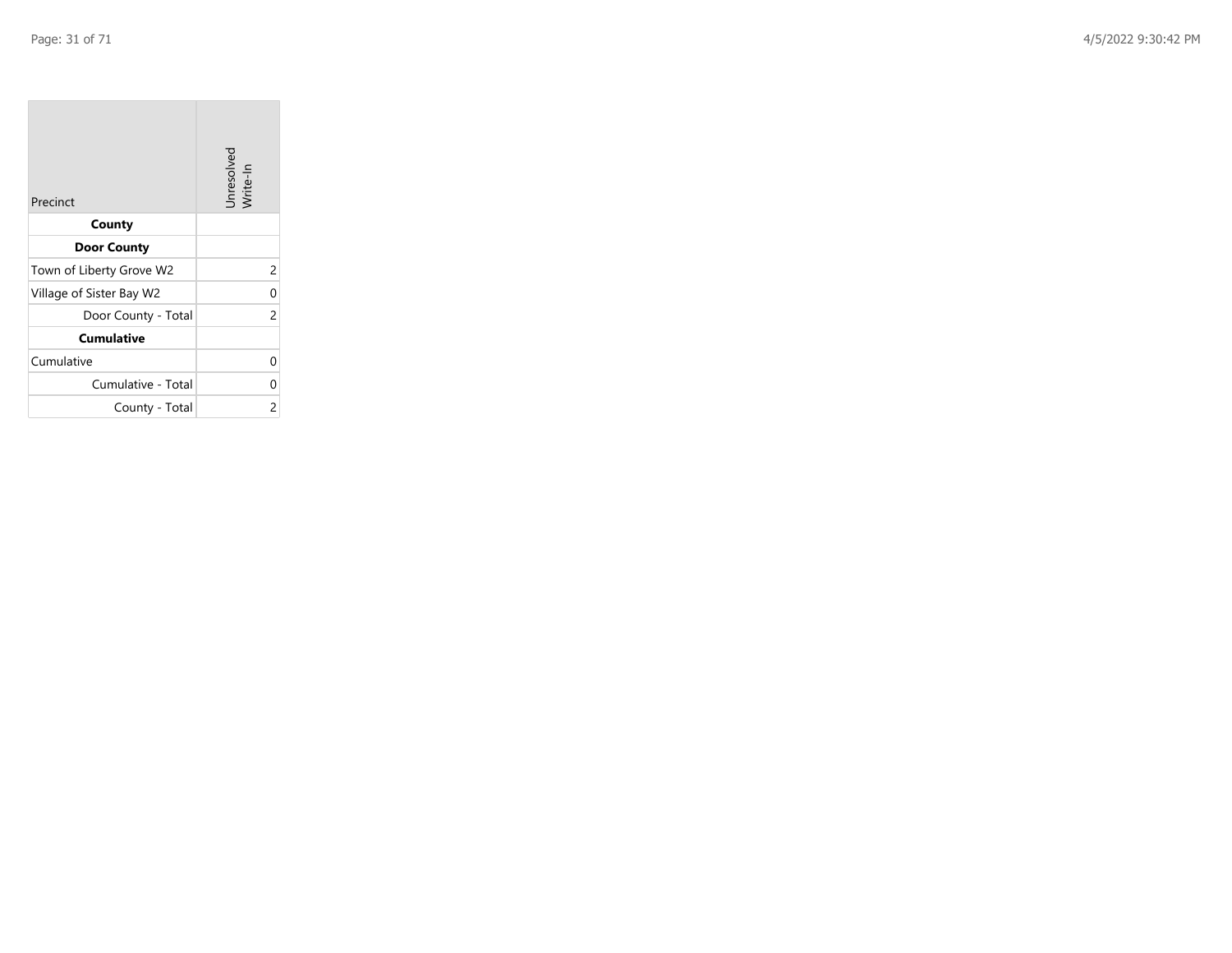| Precinct | Unresolved Write-In |
|---|---|
| **County** | |
| **Door County** | |
| Town of Liberty Grove W2 | 2 |
| Village of Sister Bay W2 | 0 |
| Door County - Total | 2 |
| **Cumulative** | |
| Cumulative | 0 |
| Cumulative - Total | 0 |
| County - Total | 2 |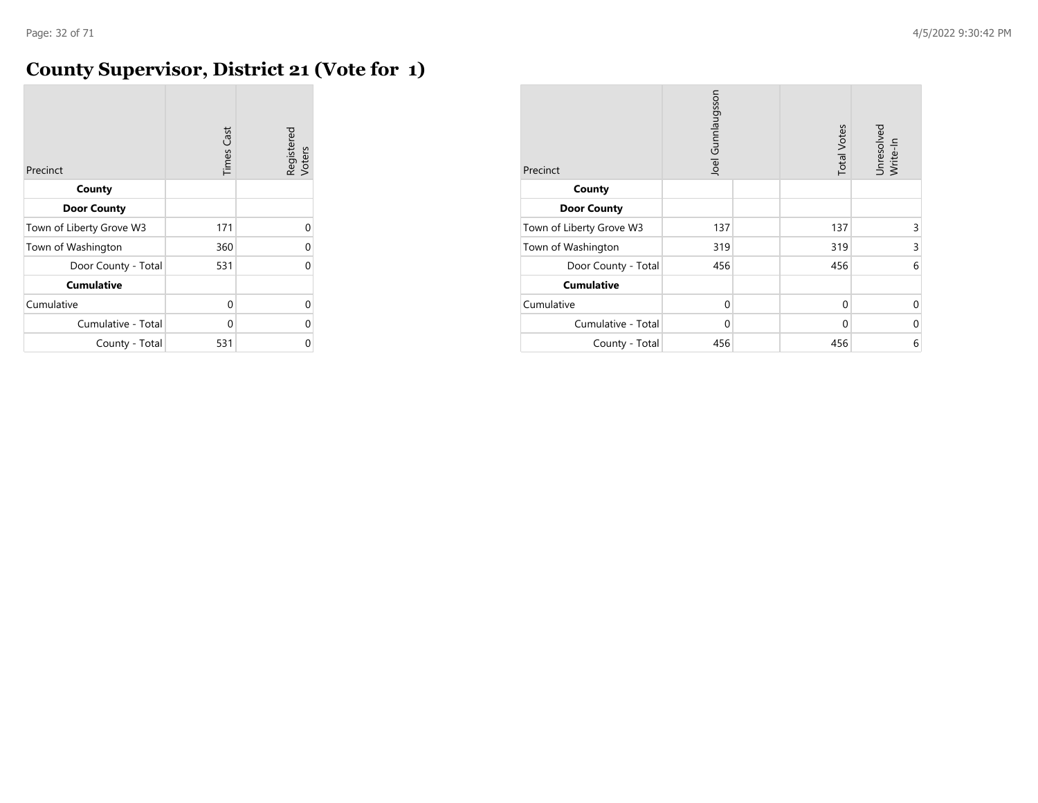# County Supervisor, District 21 (Vote for 1)

| Precinct | Times Cast | Registered Voters |
|---|---|---|
| **County** | | |
| **Door County** | | |
| Town of Liberty Grove W3 | 171 | 0 |
| Town of Washington | 360 | 0 |
| Door County - Total | 531 | 0 |
| **Cumulative** | | |
| Cumulative | 0 | 0 |
| Cumulative - Total | 0 | 0 |
| County - Total | 531 | 0 |

| Precinct | Joel Gunnlaugsson | | Total Votes | Unresolved Write-In |
|---|---|---|---|---|
| **County** | | | | |
| **Door County** | | | | |
| Town of Liberty Grove W3 | 137 | | 137 | 3 |
| Town of Washington | 319 | | 319 | 3 |
| Door County - Total | 456 | | 456 | 6 |
| **Cumulative** | | | | |
| Cumulative | 0 | | 0 | 0 |
| Cumulative - Total | 0 | | 0 | 0 |
| County - Total | 456 | | 456 | 6 |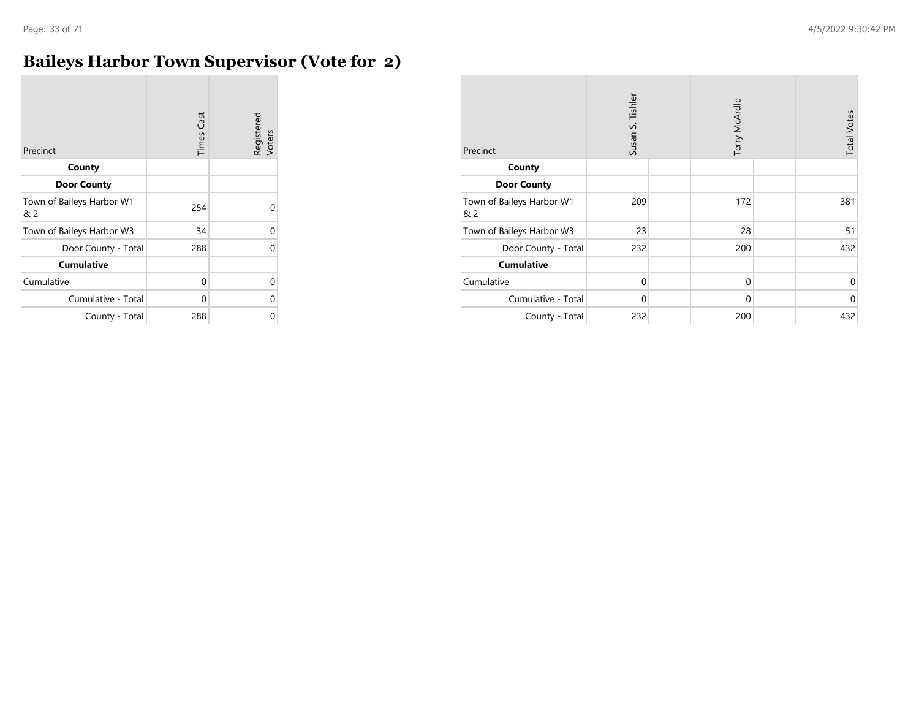# Baileys Harbor Town Supervisor (Vote for 2)

| Precinct | Times Cast | Registered Voters |
| --- | --- | --- |
| **County** | | |
| **Door County** | | |
| Town of Baileys Harbor W1 & 2 | 254 | 0 |
| Town of Baileys Harbor W3 | 34 | 0 |
| Door County - Total | 288 | 0 |
| **Cumulative** | | |
| Cumulative | 0 | 0 |
| Cumulative - Total | 0 | 0 |
| County - Total | 288 | 0 |

| Precinct | Susan S. Tishler | Terry McArdle | Total Votes |
| --- | --- | --- | --- |
| **County** | | | |
| **Door County** | | | |
| Town of Baileys Harbor W1 & 2 | 209 | 172 | 381 |
| Town of Baileys Harbor W3 | 23 | 28 | 51 |
| Door County - Total | 232 | 200 | 432 |
| **Cumulative** | | | |
| Cumulative | 0 | 0 | 0 |
| Cumulative - Total | 0 | 0 | 0 |
| County - Total | 232 | 200 | 432 |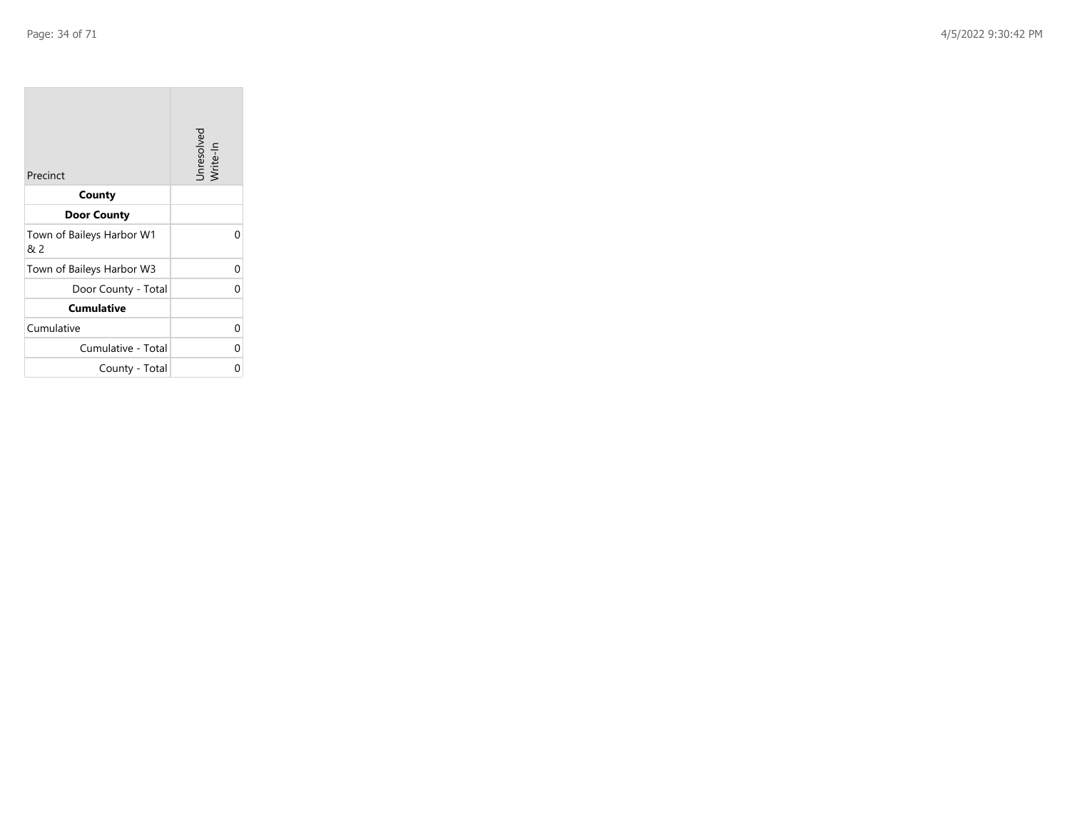| Precinct | Unresolved Write-In |
| --- | --- |
| **County** | |
| **Door County** | |
| Town of Baileys Harbor W1 & 2 | 0 |
| Town of Baileys Harbor W3 | 0 |
| Door County - Total | 0 |
| **Cumulative** | |
| Cumulative | 0 |
| Cumulative - Total | 0 |
| County - Total | 0 |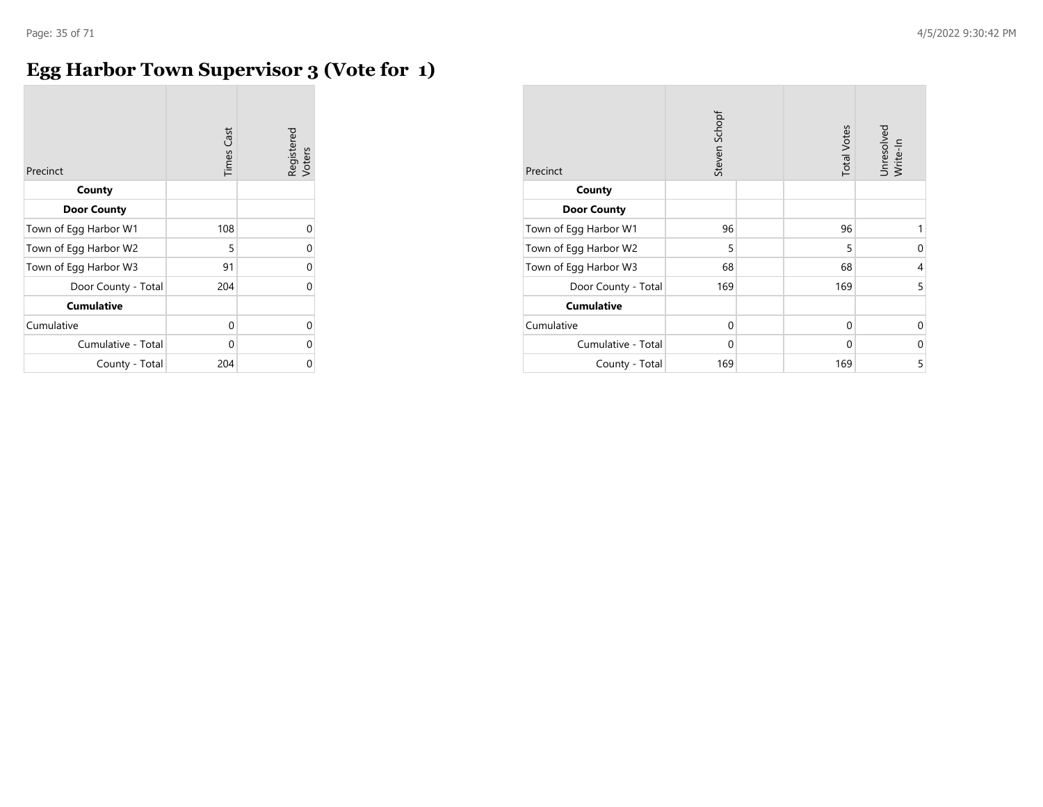# Egg Harbor Town Supervisor 3 (Vote for 1)

| Precinct | Times Cast | Registered Voters |
|---|---|---|
| **County** | | |
| **Door County** | | |
| Town of Egg Harbor W1 | 108 | 0 |
| Town of Egg Harbor W2 | 5 | 0 |
| Town of Egg Harbor W3 | 91 | 0 |
| Door County - Total | 204 | 0 |
| **Cumulative** | | |
| Cumulative | 0 | 0 |
| Cumulative - Total | 0 | 0 |
| County - Total | 204 | 0 |

| Precinct | Steven Schopf | | Total Votes | Unresolved Write-In |
|---|---|---|---|---|
| **County** | | | | |
| **Door County** | | | | |
| Town of Egg Harbor W1 | 96 | | 96 | 1 |
| Town of Egg Harbor W2 | 5 | | 5 | 0 |
| Town of Egg Harbor W3 | 68 | | 68 | 4 |
| Door County - Total | 169 | | 169 | 5 |
| **Cumulative** | | | | |
| Cumulative | 0 | | 0 | 0 |
| Cumulative - Total | 0 | | 0 | 0 |
| County - Total | 169 | | 169 | 5 |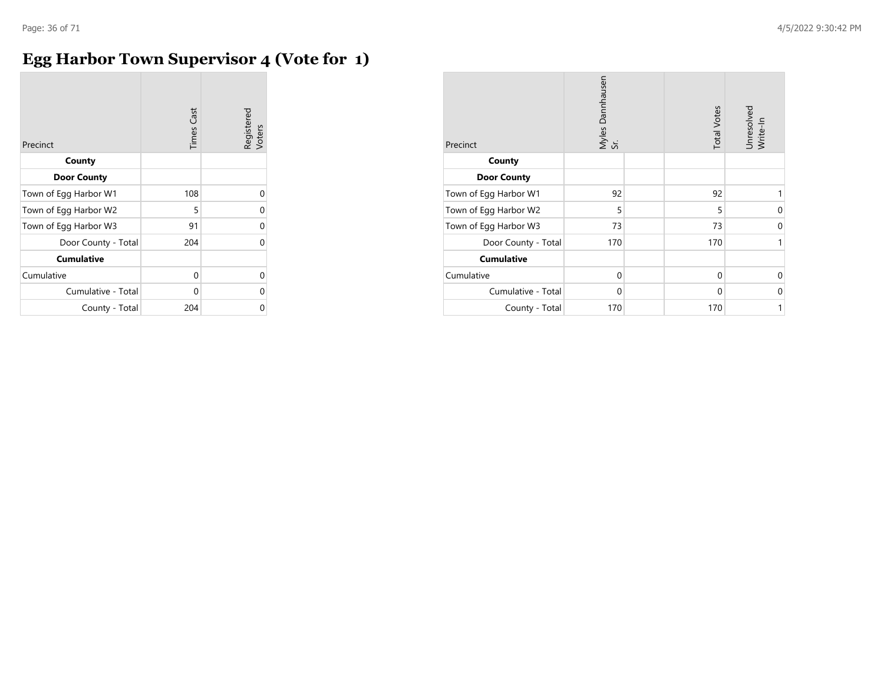# Egg Harbor Town Supervisor 4 (Vote for 1)

| Precinct | Times Cast | Registered Voters |
|---|---|---|
| **County** | | |
| **Door County** | | |
| Town of Egg Harbor W1 | 108 | 0 |
| Town of Egg Harbor W2 | 5 | 0 |
| Town of Egg Harbor W3 | 91 | 0 |
| Door County - Total | 204 | 0 |
| **Cumulative** | | |
| Cumulative | 0 | 0 |
| Cumulative - Total | 0 | 0 |
| County - Total | 204 | 0 |

| Precinct | Myles Dannhausen Sr. | | Total Votes | Unresolved Write-In |
|---|---|---|---|---|
| **County** | | | | |
| **Door County** | | | | |
| Town of Egg Harbor W1 | 92 | | 92 | 1 |
| Town of Egg Harbor W2 | 5 | | 5 | 0 |
| Town of Egg Harbor W3 | 73 | | 73 | 0 |
| Door County - Total | 170 | | 170 | 1 |
| **Cumulative** | | | | |
| Cumulative | 0 | | 0 | 0 |
| Cumulative - Total | 0 | | 0 | 0 |
| County - Total | 170 | | 170 | 1 |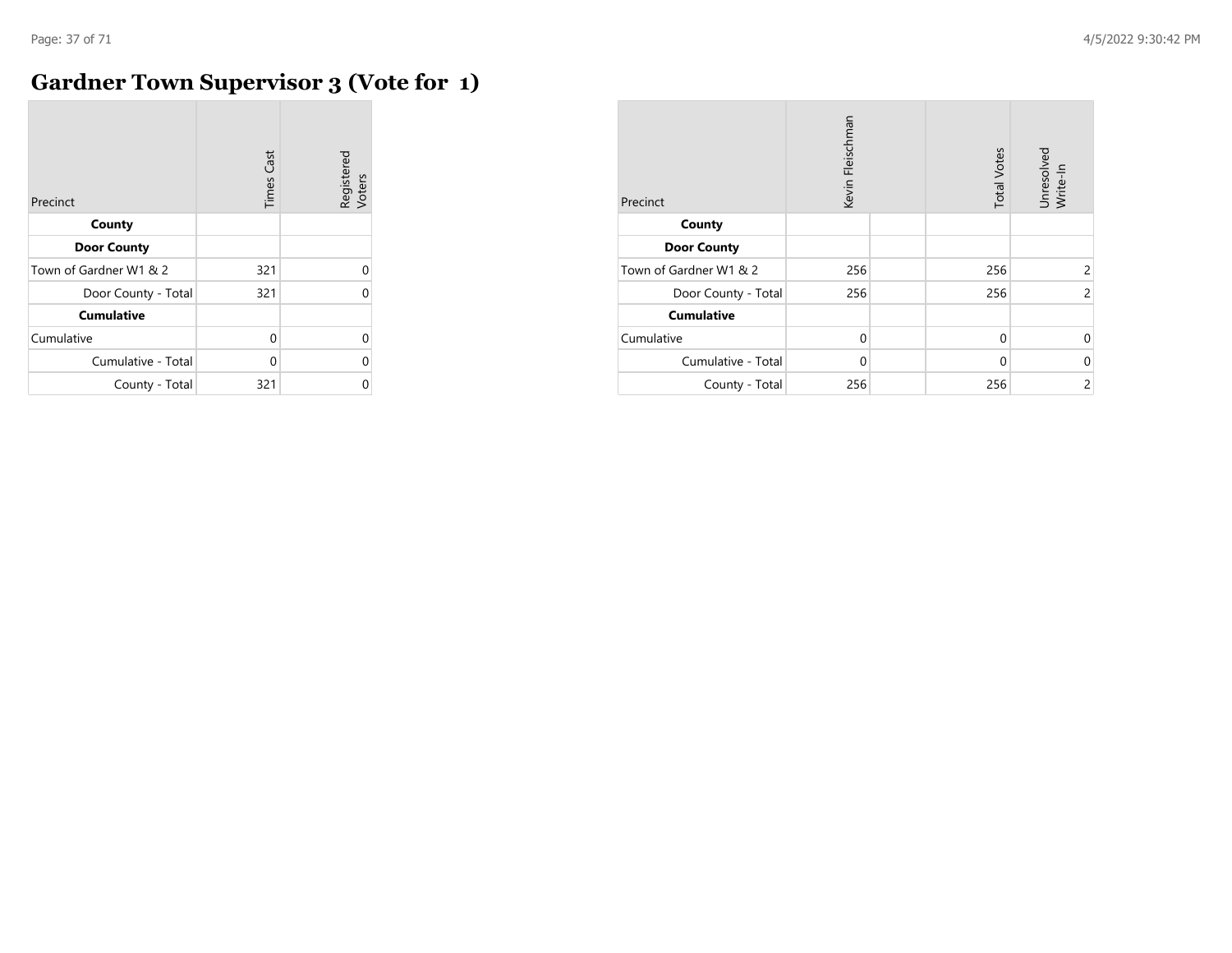# Gardner Town Supervisor 3 (Vote for 1)

| Precinct | Times Cast | Registered Voters |
|---|---|---|
| **County** | | |
| **Door County** | | |
| Town of Gardner W1 & 2 | 321 | 0 |
| Door County - Total | 321 | 0 |
| **Cumulative** | | |
| Cumulative | 0 | 0 |
| Cumulative - Total | 0 | 0 |
| County - Total | 321 | 0 |

| Precinct | Kevin Fleischman | | Total Votes | Unresolved Write-In |
|---|---|---|---|---|
| **County** | | | | |
| **Door County** | | | | |
| Town of Gardner W1 & 2 | 256 | | 256 | 2 |
| Door County - Total | 256 | | 256 | 2 |
| **Cumulative** | | | | |
| Cumulative | 0 | | 0 | 0 |
| Cumulative - Total | 0 | | 0 | 0 |
| County - Total | 256 | | 256 | 2 |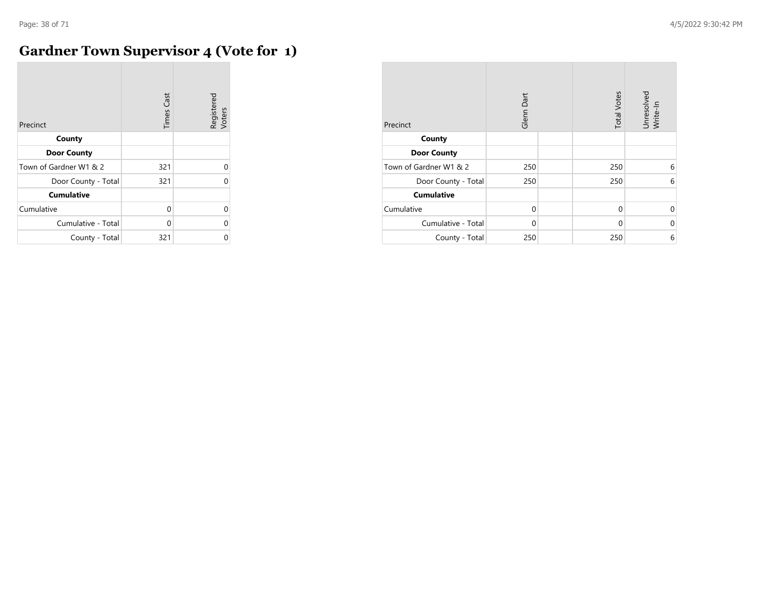# Gardner Town Supervisor 4 (Vote for 1)

| Precinct | Times Cast | Registered Voters |
|---|---|---|
| **County** | | |
| **Door County** | | |
| Town of Gardner W1 & 2 | 321 | 0 |
| Door County - Total | 321 | 0 |
| **Cumulative** | | |
| Cumulative | 0 | 0 |
| Cumulative - Total | 0 | 0 |
| County - Total | 321 | 0 |

| Precinct | Glenn Dart | | Total Votes | Unresolved Write-In |
|---|---|---|---|---|
| **County** | | | | |
| **Door County** | | | | |
| Town of Gardner W1 & 2 | 250 | | 250 | 6 |
| Door County - Total | 250 | | 250 | 6 |
| **Cumulative** | | | | |
| Cumulative | 0 | | 0 | 0 |
| Cumulative - Total | 0 | | 0 | 0 |
| County - Total | 250 | | 250 | 6 |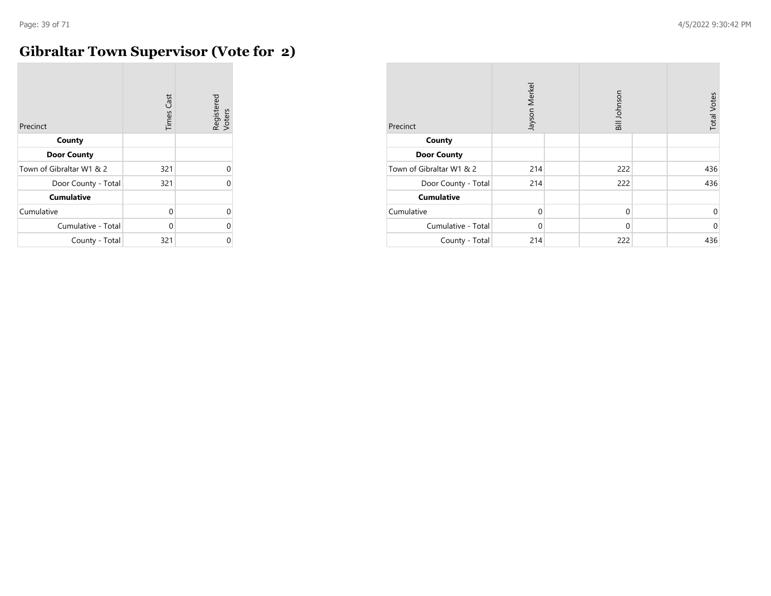# Gibraltar Town Supervisor (Vote for 2)

| Precinct | Times Cast | Registered Voters |
|---|---|---|
| **County** | | |
| **Door County** | | |
| Town of Gibraltar W1 & 2 | 321 | 0 |
| Door County - Total | 321 | 0 |
| **Cumulative** | | |
| Cumulative | 0 | 0 |
| Cumulative - Total | 0 | 0 |
| County - Total | 321 | 0 |

| Precinct | Jayson Merkel | Bill Johnson | Total Votes |
|---|---|---|---|
| **County** | | | |
| **Door County** | | | |
| Town of Gibraltar W1 & 2 | 214 | 222 | 436 |
| Door County - Total | 214 | 222 | 436 |
| **Cumulative** | | | |
| Cumulative | 0 | 0 | 0 |
| Cumulative - Total | 0 | 0 | 0 |
| County - Total | 214 | 222 | 436 |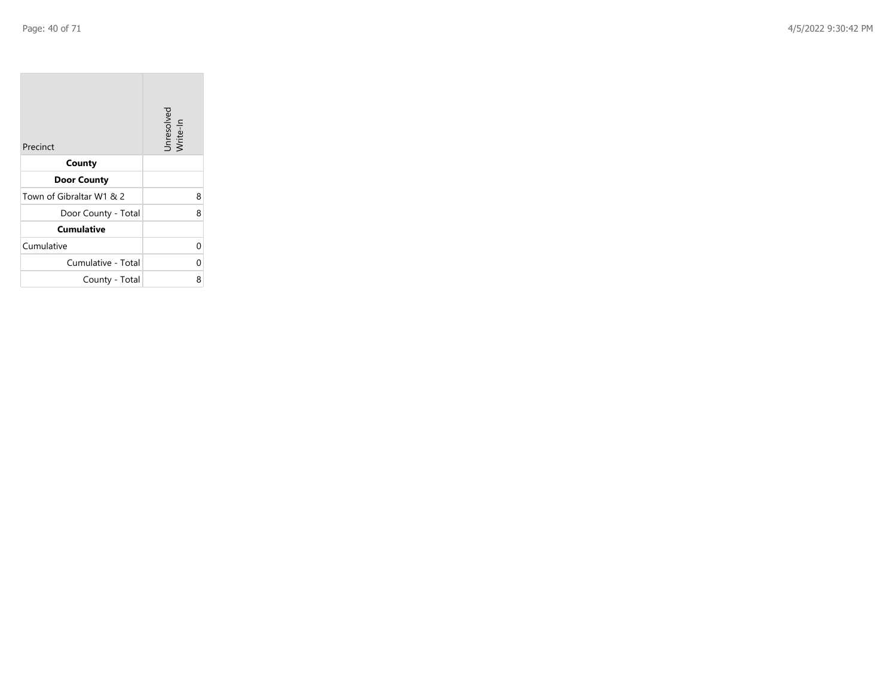| Precinct | Unresolved Write-In |
|---|---|
| **County** | |
| **Door County** | |
| Town of Gibraltar W1 & 2 | 8 |
| Door County - Total | 8 |
| **Cumulative** | |
| Cumulative | 0 |
| Cumulative - Total | 0 |
| County - Total | 8 |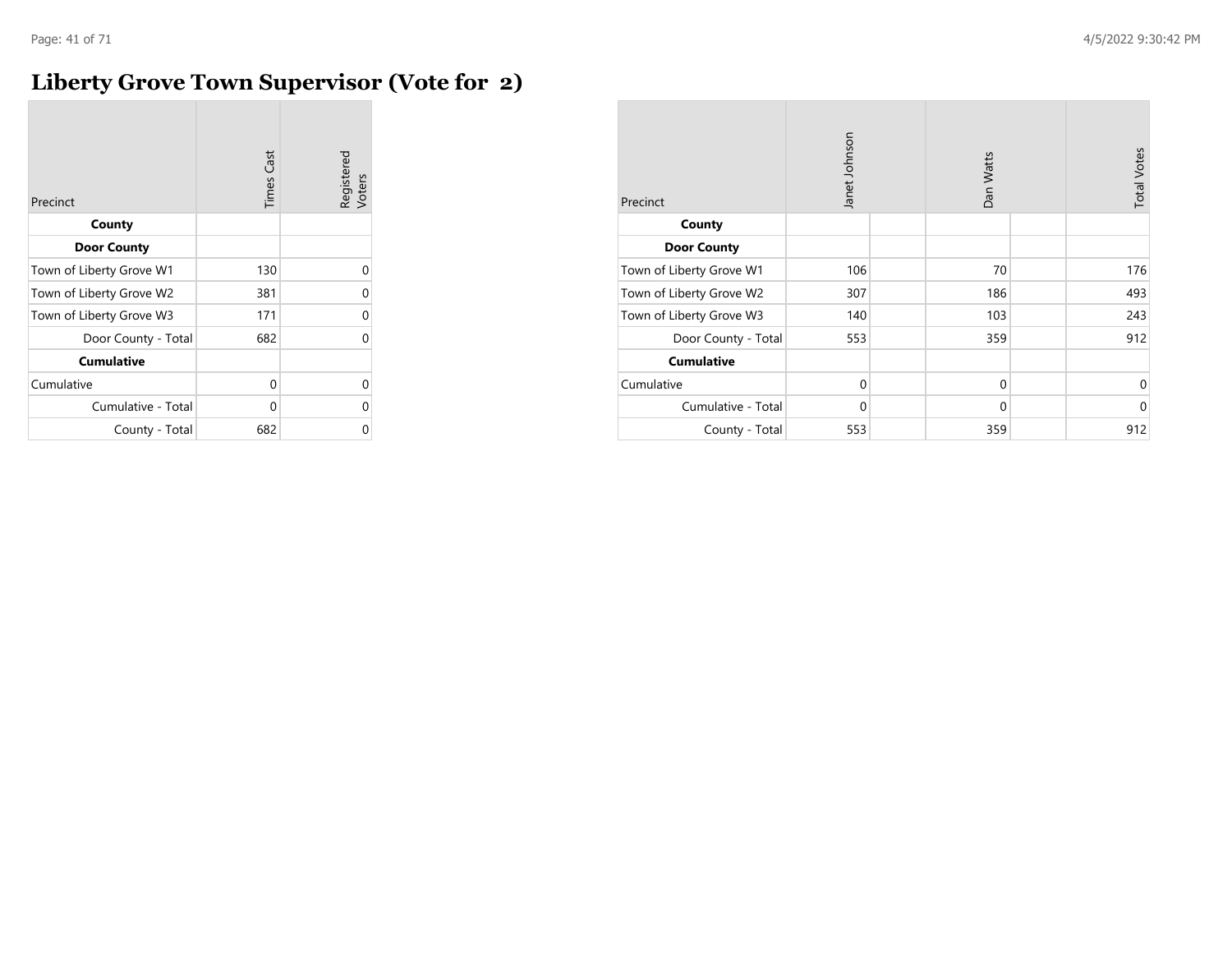# Liberty Grove Town Supervisor (Vote for 2)

| Precinct | Times Cast | Registered Voters |
|---|---|---|
| **County** | | |
| **Door County** | | |
| Town of Liberty Grove W1 | 130 | 0 |
| Town of Liberty Grove W2 | 381 | 0 |
| Town of Liberty Grove W3 | 171 | 0 |
| Door County - Total | 682 | 0 |
| **Cumulative** | | |
| Cumulative | 0 | 0 |
| Cumulative - Total | 0 | 0 |
| County - Total | 682 | 0 |

| Precinct | Janet Johnson | | Dan Watts | | Total Votes |
|---|---|---|---|---|---|
| **County** | | | | | |
| **Door County** | | | | | |
| Town of Liberty Grove W1 | 106 | | 70 | | 176 |
| Town of Liberty Grove W2 | 307 | | 186 | | 493 |
| Town of Liberty Grove W3 | 140 | | 103 | | 243 |
| Door County - Total | 553 | | 359 | | 912 |
| **Cumulative** | | | | | |
| Cumulative | 0 | | 0 | | 0 |
| Cumulative - Total | 0 | | 0 | | 0 |
| County - Total | 553 | | 359 | | 912 |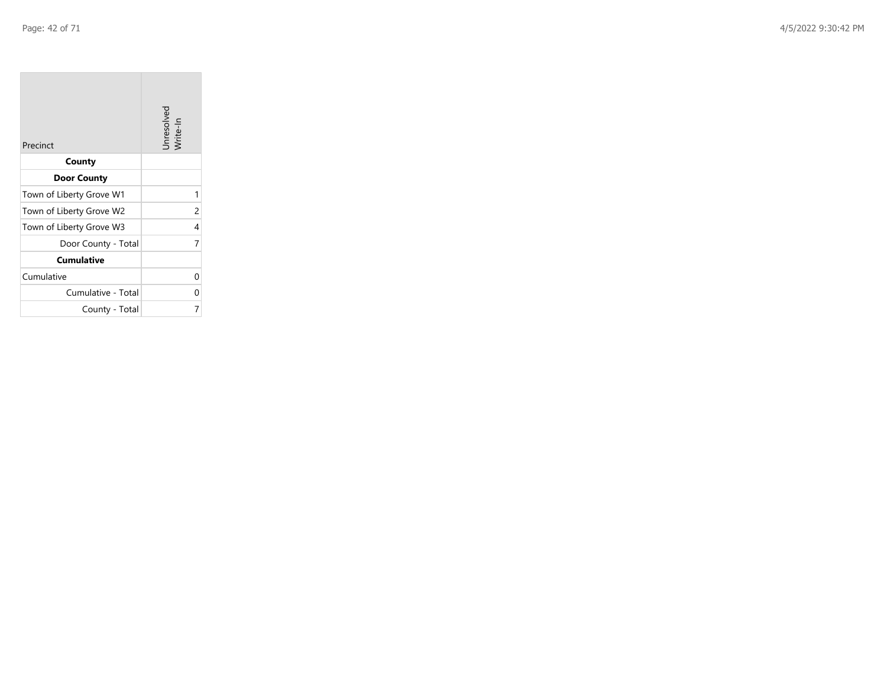| Precinct | Unresolved Write-In |
| --- | --- |
| **County** | |
| **Door County** | |
| Town of Liberty Grove W1 | 1 |
| Town of Liberty Grove W2 | 2 |
| Town of Liberty Grove W3 | 4 |
| Door County - Total | 7 |
| **Cumulative** | |
| Cumulative | 0 |
| Cumulative - Total | 0 |
| County - Total | 7 |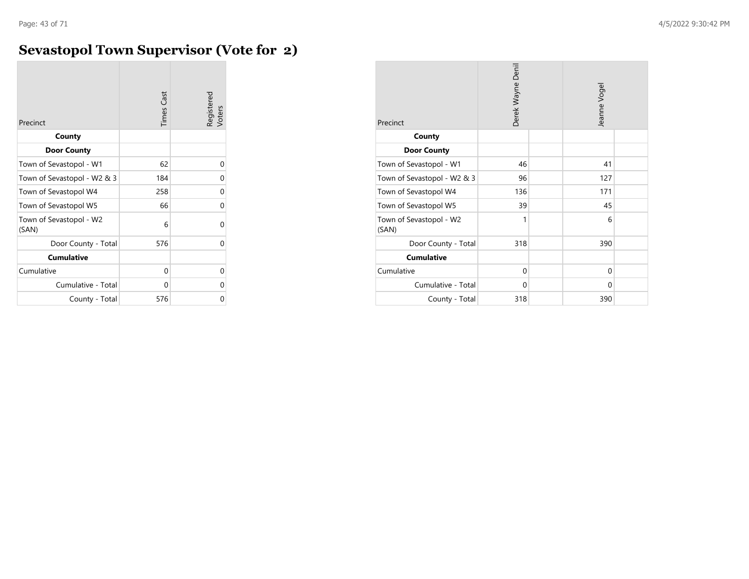# Sevastopol Town Supervisor (Vote for 2)

| Precinct | Times Cast | Registered Voters |
|---|---|---|
| **County** | | |
| **Door County** | | |
| Town of Sevastopol - W1 | 62 | 0 |
| Town of Sevastopol - W2 & 3 | 184 | 0 |
| Town of Sevastopol W4 | 258 | 0 |
| Town of Sevastopol W5 | 66 | 0 |
| Town of Sevastopol - W2 (SAN) | 6 | 0 |
| Door County - Total | 576 | 0 |
| **Cumulative** | | |
| Cumulative | 0 | 0 |
| Cumulative - Total | 0 | 0 |
| County - Total | 576 | 0 |

| Precinct | Derek Wayne Denil | | Jeanne Vogel | |
|---|---|---|---|---|
| **County** | | | | |
| **Door County** | | | | |
| Town of Sevastopol - W1 | 46 | | 41 | |
| Town of Sevastopol - W2 & 3 | 96 | | 127 | |
| Town of Sevastopol W4 | 136 | | 171 | |
| Town of Sevastopol W5 | 39 | | 45 | |
| Town of Sevastopol - W2 (SAN) | 1 | | 6 | |
| Door County - Total | 318 | | 390 | |
| **Cumulative** | | | | |
| Cumulative | 0 | | 0 | |
| Cumulative - Total | 0 | | 0 | |
| County - Total | 318 | | 390 | |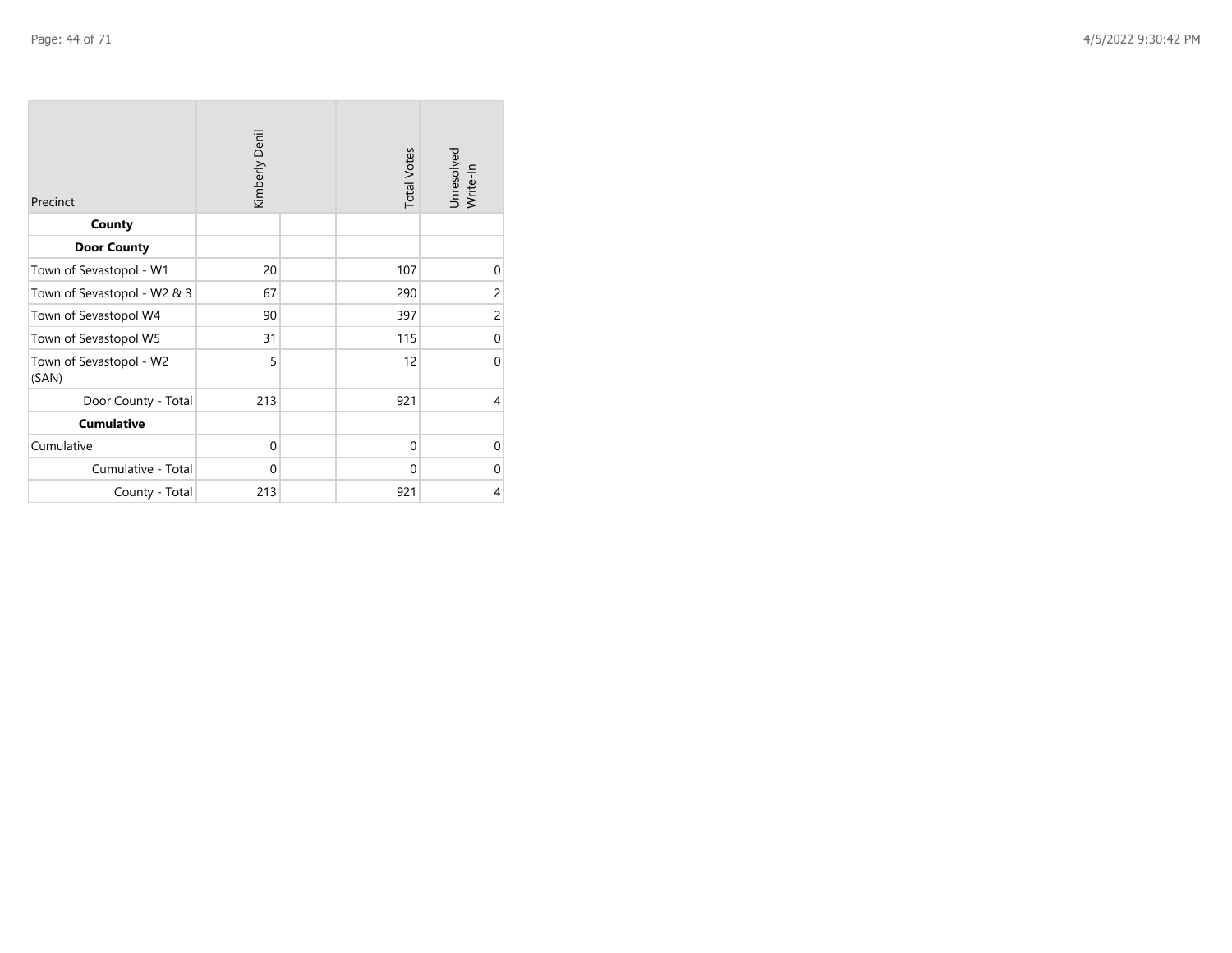| Precinct | Kimberly Denil | | Total Votes | Unresolved Write-In |
|---|---|---|---|---|
| **County** | | | | |
| **Door County** | | | | |
| Town of Sevastopol - W1 | 20 | | 107 | 0 |
| Town of Sevastopol - W2 & 3 | 67 | | 290 | 2 |
| Town of Sevastopol W4 | 90 | | 397 | 2 |
| Town of Sevastopol W5 | 31 | | 115 | 0 |
| Town of Sevastopol - W2 (SAN) | 5 | | 12 | 0 |
| Door County - Total | 213 | | 921 | 4 |
| **Cumulative** | | | | |
| Cumulative | 0 | | 0 | 0 |
| Cumulative - Total | 0 | | 0 | 0 |
| County - Total | 213 | | 921 | 4 |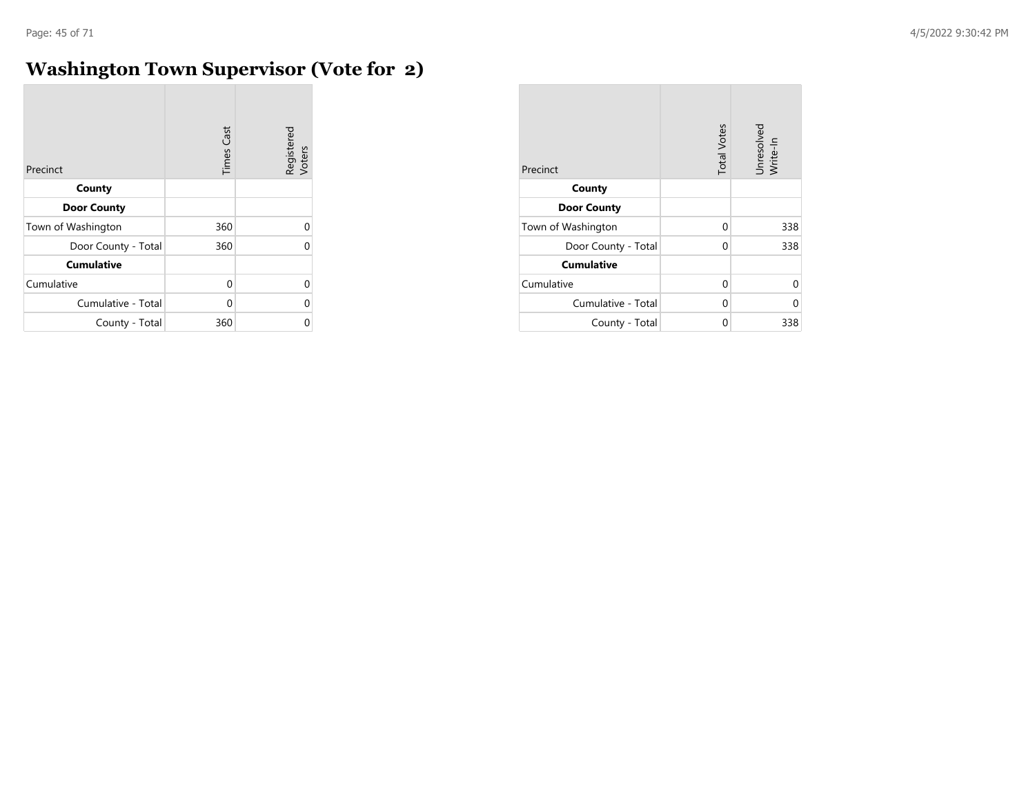# Washington Town Supervisor (Vote for 2)

| Precinct | Times Cast | Registered Voters |
|---|---|---|
| **County** | | |
| **Door County** | | |
| Town of Washington | 360 | 0 |
| Door County - Total | 360 | 0 |
| **Cumulative** | | |
| Cumulative | 0 | 0 |
| Cumulative - Total | 0 | 0 |
| County - Total | 360 | 0 |

| Precinct | Total Votes | Unresolved Write-In |
|---|---|---|
| **County** | | |
| **Door County** | | |
| Town of Washington | 0 | 338 |
| Door County - Total | 0 | 338 |
| **Cumulative** | | |
| Cumulative | 0 | 0 |
| Cumulative - Total | 0 | 0 |
| County - Total | 0 | 338 |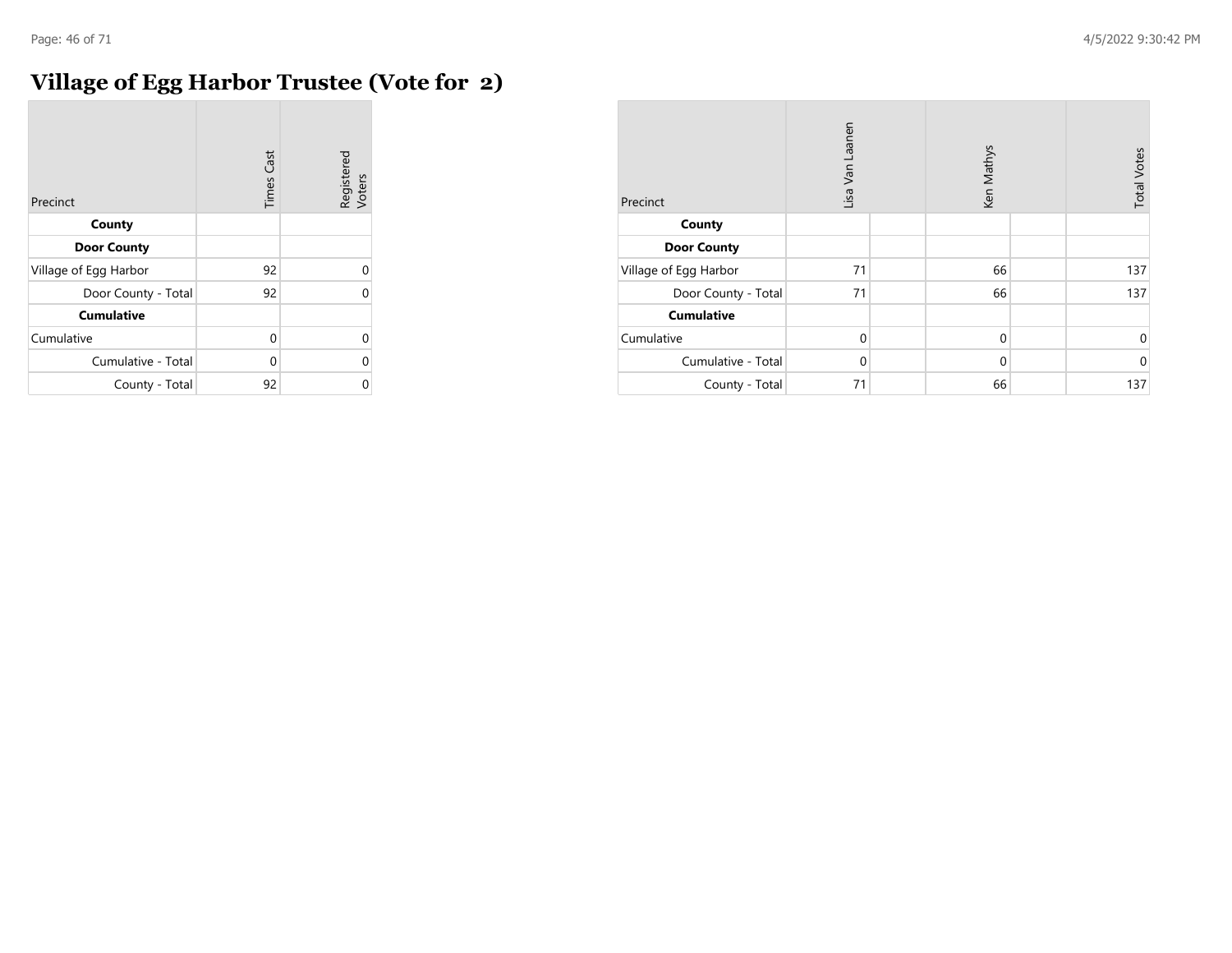# Village of Egg Harbor Trustee (Vote for 2)

| Precinct | Times Cast | Registered Voters |
|---|---|---|
| **County** | | |
| **Door County** | | |
| Village of Egg Harbor | 92 | 0 |
| Door County - Total | 92 | 0 |
| **Cumulative** | | |
| Cumulative | 0 | 0 |
| Cumulative - Total | 0 | 0 |
| County - Total | 92 | 0 |

| Precinct | Lisa Van Laanen | | Ken Mathys | | Total Votes |
|---|---|---|---|---|---|
| **County** | | | | | |
| **Door County** | | | | | |
| Village of Egg Harbor | 71 | | 66 | | 137 |
| Door County - Total | 71 | | 66 | | 137 |
| **Cumulative** | | | | | |
| Cumulative | 0 | | 0 | | 0 |
| Cumulative - Total | 0 | | 0 | | 0 |
| County - Total | 71 | | 66 | | 137 |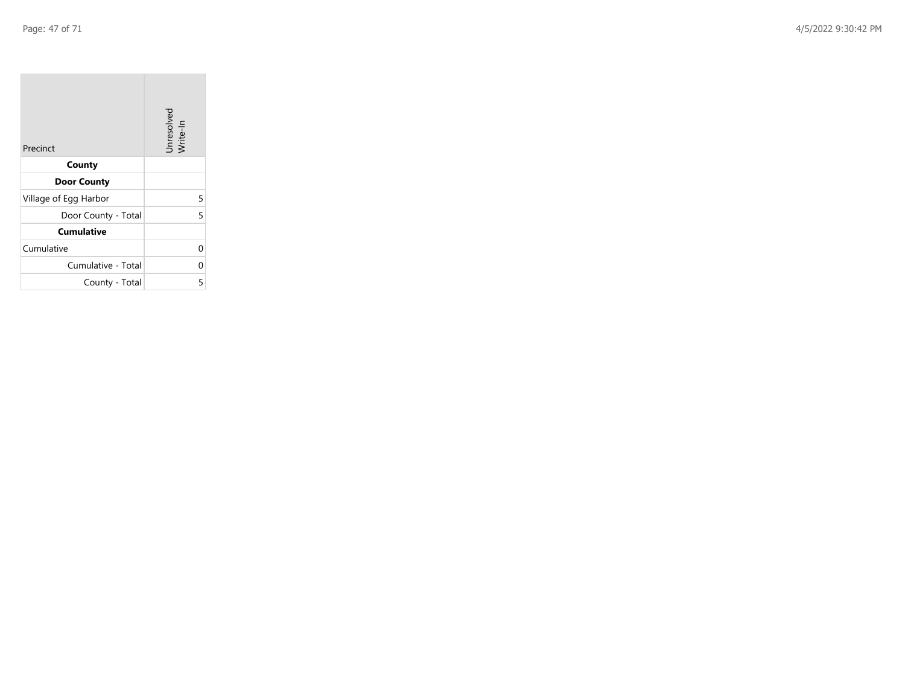| Precinct | Unresolved Write-In |
|---|---|
| **County** | |
| **Door County** | |
| Village of Egg Harbor | 5 |
| Door County - Total | 5 |
| **Cumulative** | |
| Cumulative | 0 |
| Cumulative - Total | 0 |
| County - Total | 5 |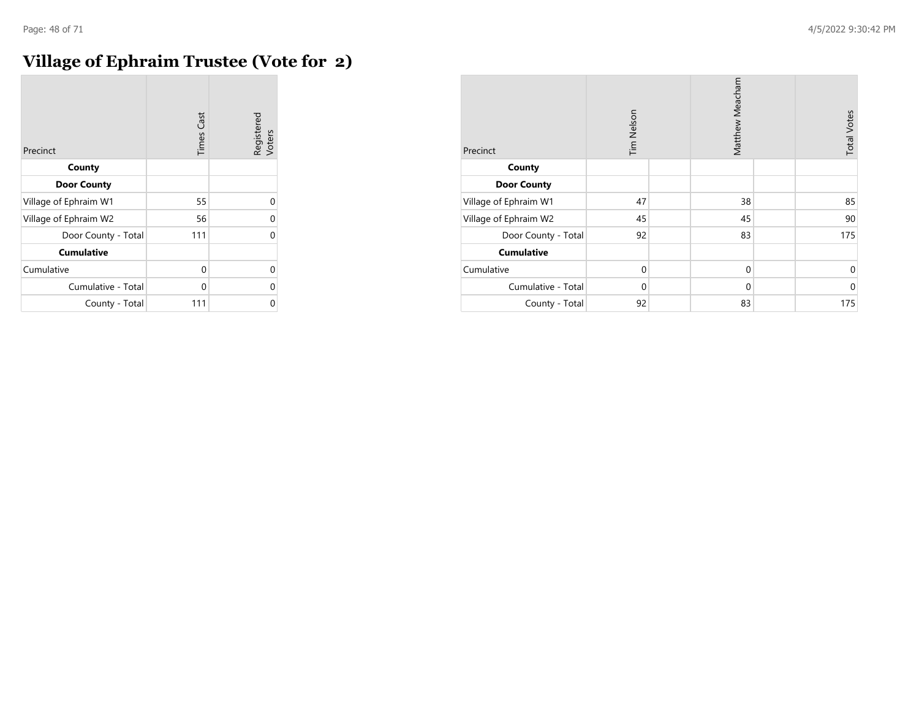# Village of Ephraim Trustee (Vote for 2)

| Precinct | Times Cast | Registered Voters |
|---|---|---|
| **County** | | |
| **Door County** | | |
| Village of Ephraim W1 | 55 | 0 |
| Village of Ephraim W2 | 56 | 0 |
| Door County - Total | 111 | 0 |
| **Cumulative** | | |
| Cumulative | 0 | 0 |
| Cumulative - Total | 0 | 0 |
| County - Total | 111 | 0 |

| Precinct | Tim Nelson | | Matthew Meacham | | Total Votes |
|---|---|---|---|---|---|
| **County** | | | | | |
| **Door County** | | | | | |
| Village of Ephraim W1 | 47 | | 38 | | 85 |
| Village of Ephraim W2 | 45 | | 45 | | 90 |
| Door County - Total | 92 | | 83 | | 175 |
| **Cumulative** | | | | | |
| Cumulative | 0 | | 0 | | 0 |
| Cumulative - Total | 0 | | 0 | | 0 |
| County - Total | 92 | | 83 | | 175 |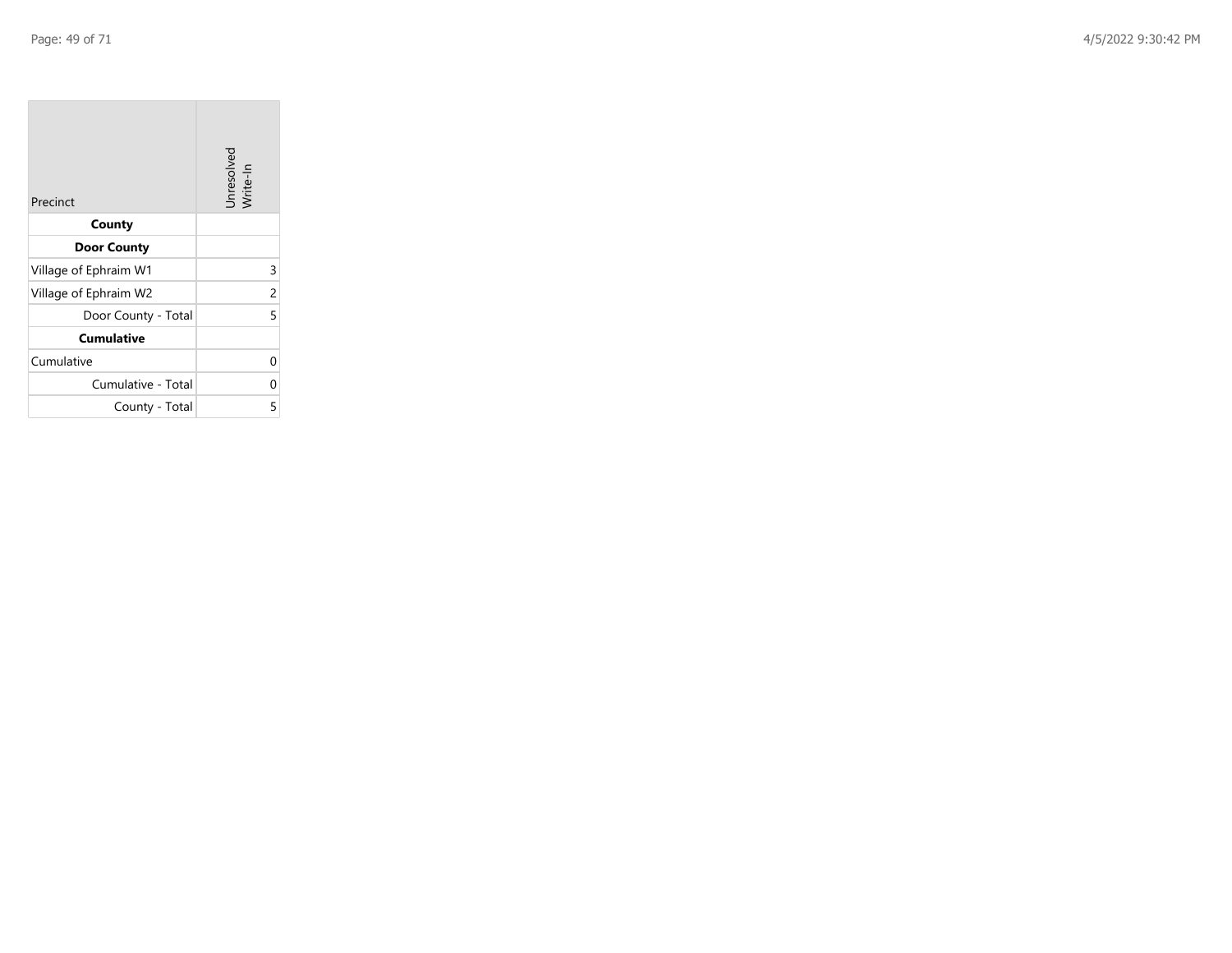| Precinct | Unresolved Write-In |
| --- | --- |
| **County** | |
| **Door County** | |
| Village of Ephraim W1 | 3 |
| Village of Ephraim W2 | 2 |
| Door County - Total | 5 |
| **Cumulative** | |
| Cumulative | 0 |
| Cumulative - Total | 0 |
| County - Total | 5 |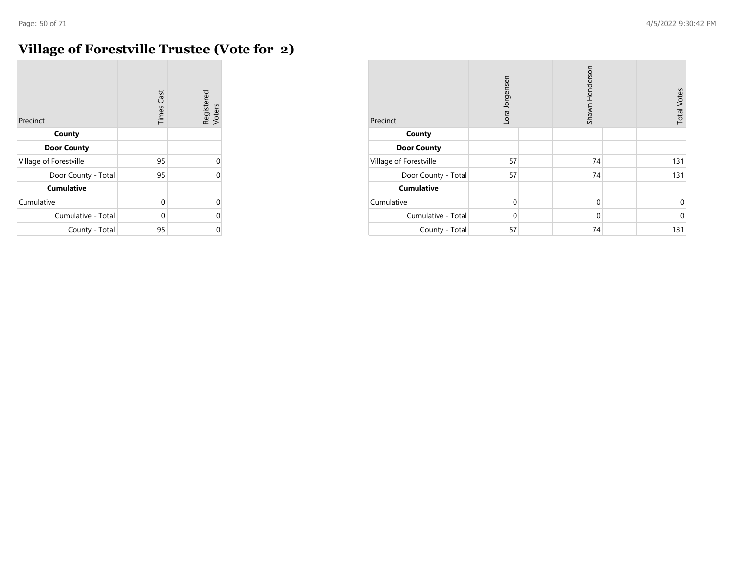# Village of Forestville Trustee (Vote for 2)

| Precinct | Times Cast | Registered Voters |
|---|---|---|
| **County** | | |
| **Door County** | | |
| Village of Forestville | 95 | 0 |
| Door County - Total | 95 | 0 |
| **Cumulative** | | |
| Cumulative | 0 | 0 |
| Cumulative - Total | 0 | 0 |
| County - Total | 95 | 0 |

| Precinct | Lora Jorgensen | Shawn Henderson | Total Votes |
|---|---|---|---|
| **County** | | | |
| **Door County** | | | |
| Village of Forestville | 57 | 74 | 131 |
| Door County - Total | 57 | 74 | 131 |
| **Cumulative** | | | |
| Cumulative | 0 | 0 | 0 |
| Cumulative - Total | 0 | 0 | 0 |
| County - Total | 57 | 74 | 131 |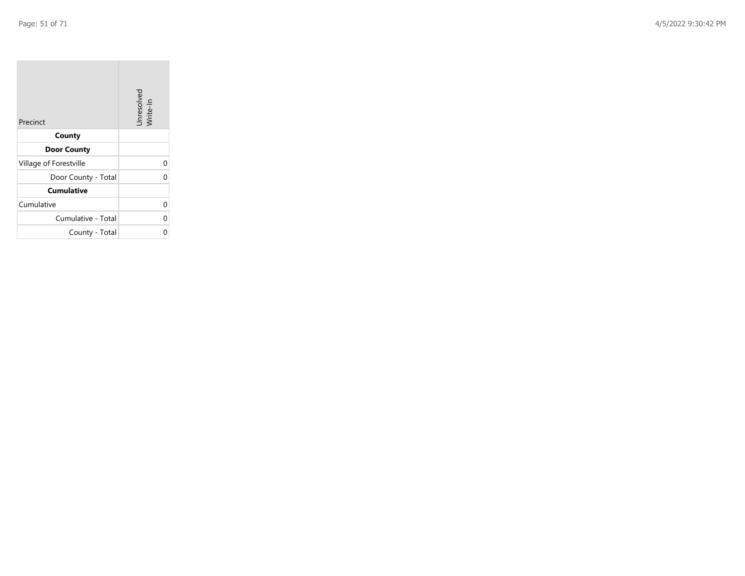| Precinct | Unresolved Write-In |
|---|---|
| **County** | |
| **Door County** | |
| Village of Forestville | 0 |
| Door County - Total | 0 |
| **Cumulative** | |
| Cumulative | 0 |
| Cumulative - Total | 0 |
| County - Total | 0 |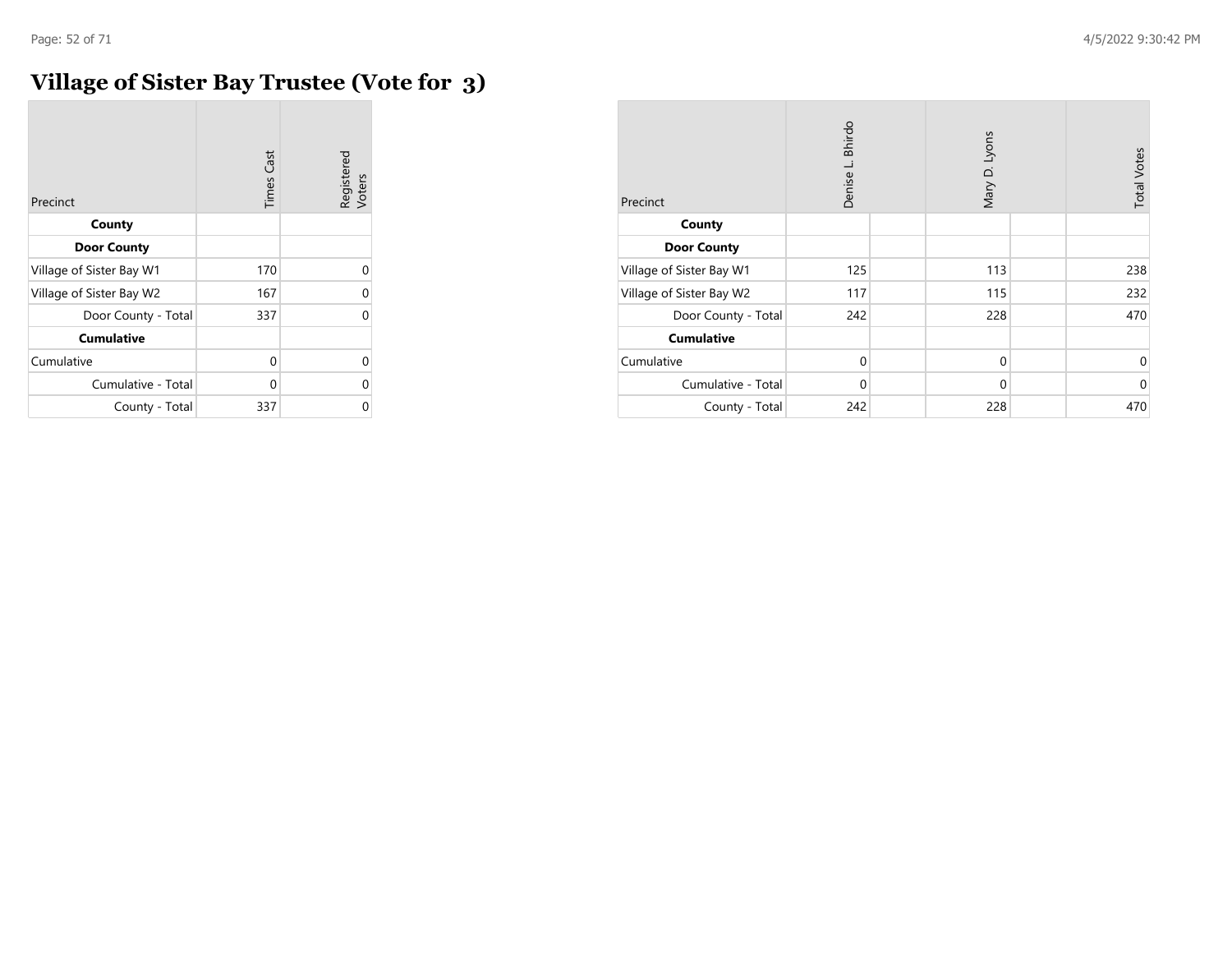# Village of Sister Bay Trustee (Vote for 3)

| Precinct | Times Cast | Registered Voters |
|---|---|---|
| **County** | | |
| **Door County** | | |
| Village of Sister Bay W1 | 170 | 0 |
| Village of Sister Bay W2 | 167 | 0 |
| Door County - Total | 337 | 0 |
| **Cumulative** | | |
| Cumulative | 0 | 0 |
| Cumulative - Total | 0 | 0 |
| County - Total | 337 | 0 |

| Precinct | Denise L. Bhirdo | | Mary D. Lyons | | Total Votes |
|---|---|---|---|---|---|
| **County** | | | | | |
| **Door County** | | | | | |
| Village of Sister Bay W1 | 125 | | 113 | | 238 |
| Village of Sister Bay W2 | 117 | | 115 | | 232 |
| Door County - Total | 242 | | 228 | | 470 |
| **Cumulative** | | | | | |
| Cumulative | 0 | | 0 | | 0 |
| Cumulative - Total | 0 | | 0 | | 0 |
| County - Total | 242 | | 228 | | 470 |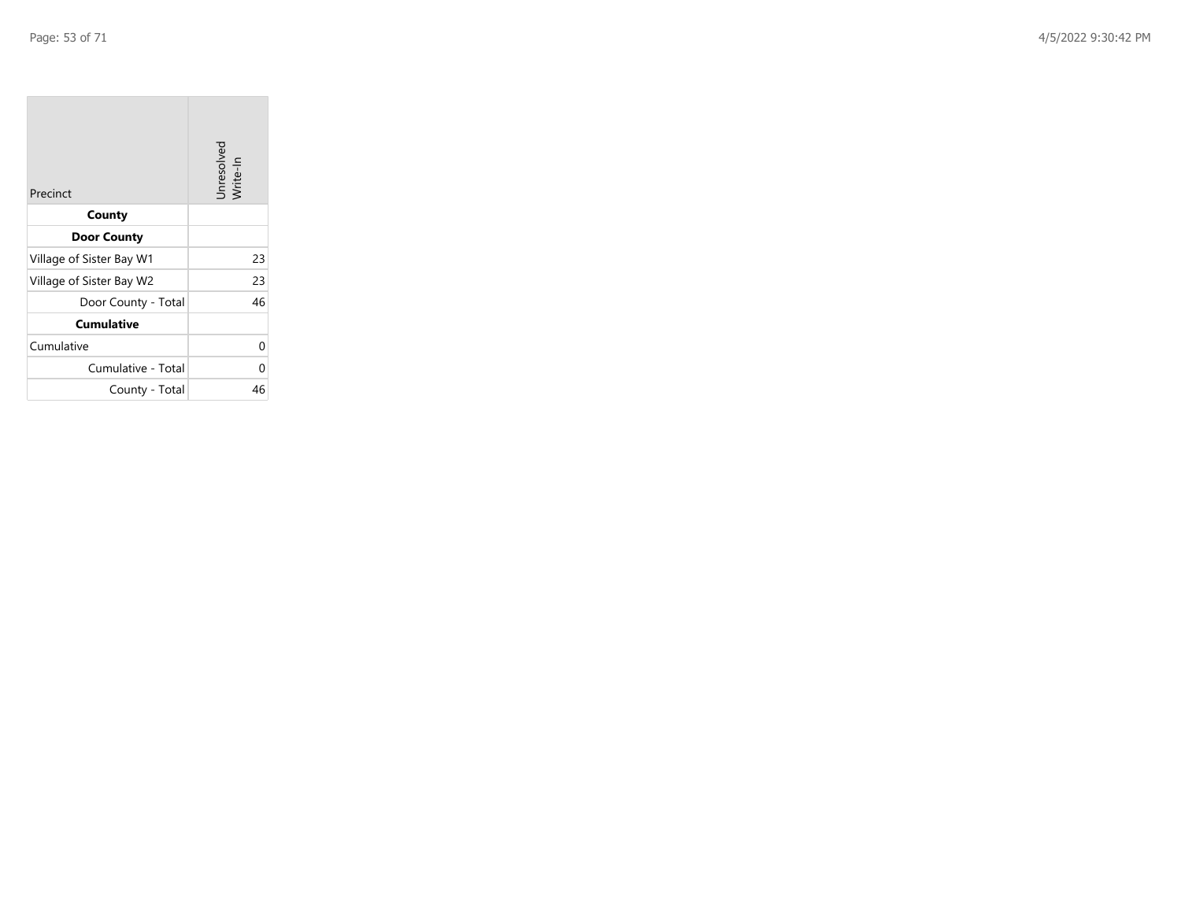| Precinct | Unresolved Write-In |
|---|---|
| **County** | |
| **Door County** | |
| Village of Sister Bay W1 | 23 |
| Village of Sister Bay W2 | 23 |
| Door County - Total | 46 |
| **Cumulative** | |
| Cumulative | 0 |
| Cumulative - Total | 0 |
| County - Total | 46 |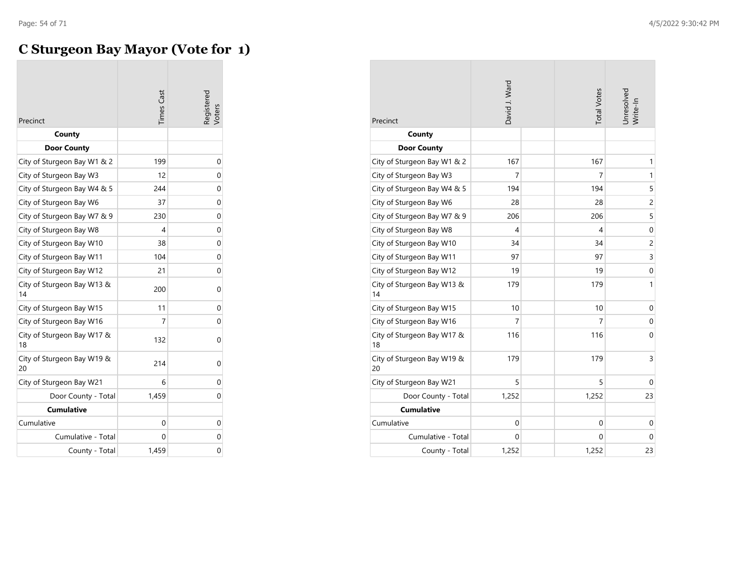# C Sturgeon Bay Mayor (Vote for 1)

| Precinct | Times Cast | Registered Voters |
|---|---|---|
| **County** | | |
| **Door County** | | |
| City of Sturgeon Bay W1 & 2 | 199 | 0 |
| City of Sturgeon Bay W3 | 12 | 0 |
| City of Sturgeon Bay W4 & 5 | 244 | 0 |
| City of Sturgeon Bay W6 | 37 | 0 |
| City of Sturgeon Bay W7 & 9 | 230 | 0 |
| City of Sturgeon Bay W8 | 4 | 0 |
| City of Sturgeon Bay W10 | 38 | 0 |
| City of Sturgeon Bay W11 | 104 | 0 |
| City of Sturgeon Bay W12 | 21 | 0 |
| City of Sturgeon Bay W13 & 14 | 200 | 0 |
| City of Sturgeon Bay W15 | 11 | 0 |
| City of Sturgeon Bay W16 | 7 | 0 |
| City of Sturgeon Bay W17 & 18 | 132 | 0 |
| City of Sturgeon Bay W19 & 20 | 214 | 0 |
| City of Sturgeon Bay W21 | 6 | 0 |
| Door County - Total | 1,459 | 0 |
| **Cumulative** | | |
| Cumulative | 0 | 0 |
| Cumulative - Total | 0 | 0 |
| County - Total | 1,459 | 0 |

| Precinct | David J. Ward | | Total Votes | Unresolved Write-In |
|---|---|---|---|---|
| **County** | | | | |
| **Door County** | | | | |
| City of Sturgeon Bay W1 & 2 | 167 | | 167 | 1 |
| City of Sturgeon Bay W3 | 7 | | 7 | 1 |
| City of Sturgeon Bay W4 & 5 | 194 | | 194 | 5 |
| City of Sturgeon Bay W6 | 28 | | 28 | 2 |
| City of Sturgeon Bay W7 & 9 | 206 | | 206 | 5 |
| City of Sturgeon Bay W8 | 4 | | 4 | 0 |
| City of Sturgeon Bay W10 | 34 | | 34 | 2 |
| City of Sturgeon Bay W11 | 97 | | 97 | 3 |
| City of Sturgeon Bay W12 | 19 | | 19 | 0 |
| City of Sturgeon Bay W13 & 14 | 179 | | 179 | 1 |
| City of Sturgeon Bay W15 | 10 | | 10 | 0 |
| City of Sturgeon Bay W16 | 7 | | 7 | 0 |
| City of Sturgeon Bay W17 & 18 | 116 | | 116 | 0 |
| City of Sturgeon Bay W19 & 20 | 179 | | 179 | 3 |
| City of Sturgeon Bay W21 | 5 | | 5 | 0 |
| Door County - Total | 1,252 | | 1,252 | 23 |
| **Cumulative** | | | | |
| Cumulative | 0 | | 0 | 0 |
| Cumulative - Total | 0 | | 0 | 0 |
| County - Total | 1,252 | | 1,252 | 23 |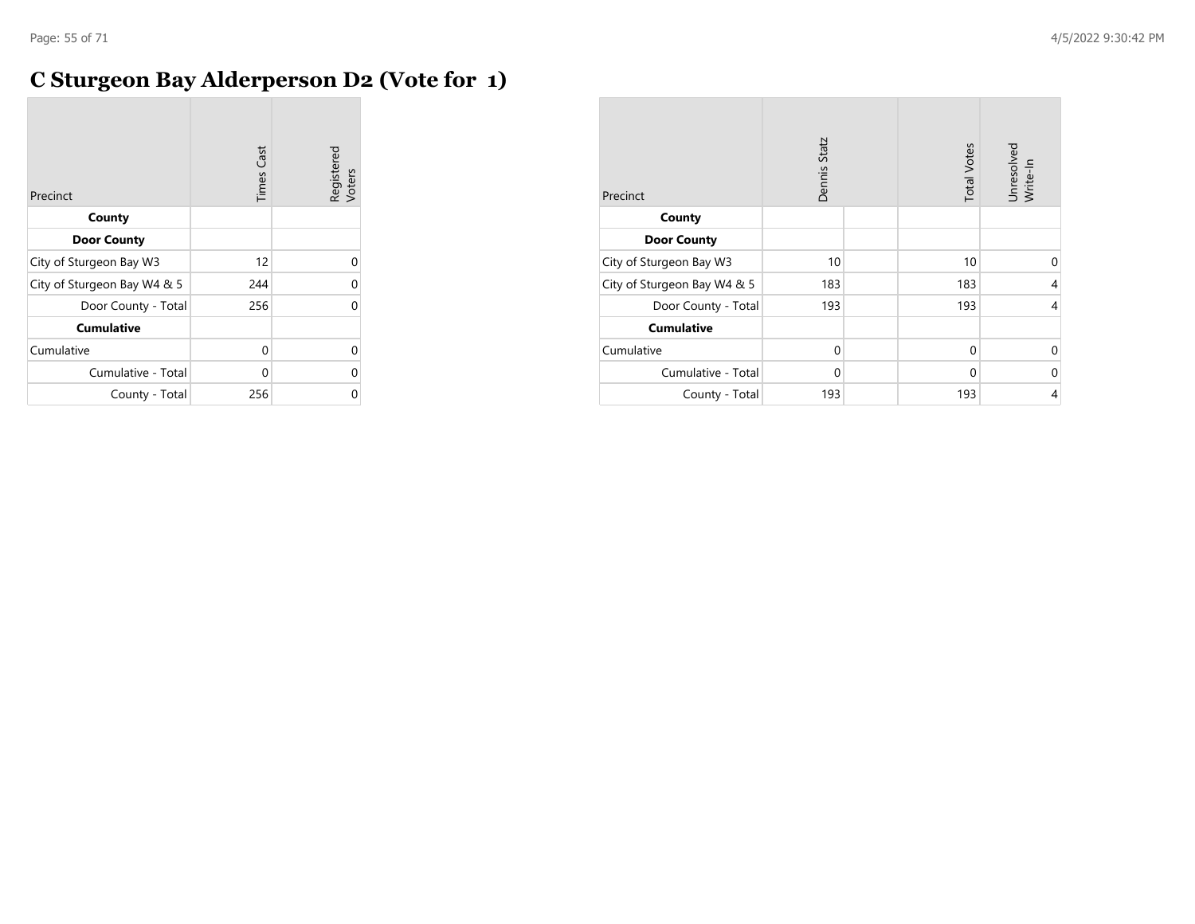# C Sturgeon Bay Alderperson D2 (Vote for 1)

| Precinct | Times Cast | Registered Voters |
|---|---|---|
| **County** | | |
| **Door County** | | |
| City of Sturgeon Bay W3 | 12 | 0 |
| City of Sturgeon Bay W4 & 5 | 244 | 0 |
| Door County - Total | 256 | 0 |
| **Cumulative** | | |
| Cumulative | 0 | 0 |
| Cumulative - Total | 0 | 0 |
| County - Total | 256 | 0 |

| Precinct | Dennis Statz | | Total Votes | Unresolved Write-In |
|---|---|---|---|---|
| **County** | | | | |
| **Door County** | | | | |
| City of Sturgeon Bay W3 | 10 | | 10 | 0 |
| City of Sturgeon Bay W4 & 5 | 183 | | 183 | 4 |
| Door County - Total | 193 | | 193 | 4 |
| **Cumulative** | | | | |
| Cumulative | 0 | | 0 | 0 |
| Cumulative - Total | 0 | | 0 | 0 |
| County - Total | 193 | | 193 | 4 |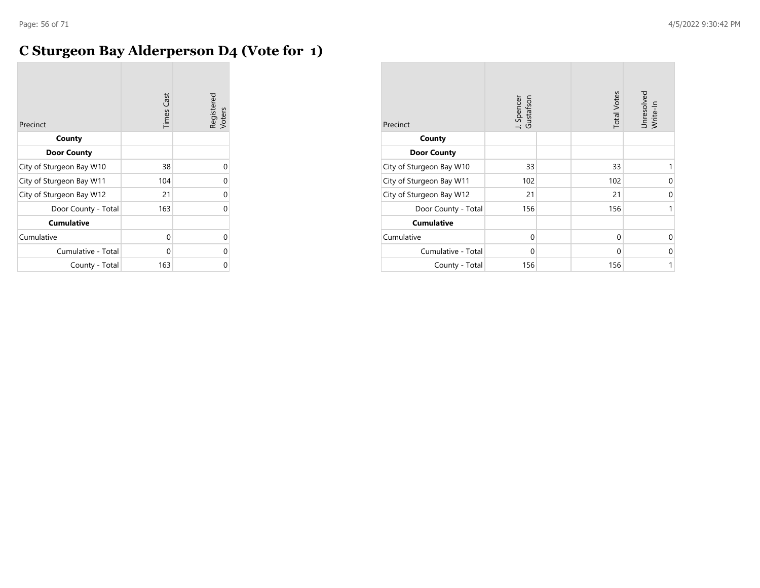# C Sturgeon Bay Alderperson D4 (Vote for 1)

| Precinct | Times Cast | Registered Voters |
|---|---|---|
| **County** | | |
| **Door County** | | |
| City of Sturgeon Bay W10 | 38 | 0 |
| City of Sturgeon Bay W11 | 104 | 0 |
| City of Sturgeon Bay W12 | 21 | 0 |
| Door County - Total | 163 | 0 |
| **Cumulative** | | |
| Cumulative | 0 | 0 |
| Cumulative - Total | 0 | 0 |
| County - Total | 163 | 0 |

| Precinct | J. Spencer Gustafson | | Total Votes | Unresolved Write-In |
|---|---|---|---|---|
| **County** | | | | |
| **Door County** | | | | |
| City of Sturgeon Bay W10 | 33 | | 33 | 1 |
| City of Sturgeon Bay W11 | 102 | | 102 | 0 |
| City of Sturgeon Bay W12 | 21 | | 21 | 0 |
| Door County - Total | 156 | | 156 | 1 |
| **Cumulative** | | | | |
| Cumulative | 0 | | 0 | 0 |
| Cumulative - Total | 0 | | 0 | 0 |
| County - Total | 156 | | 156 | 1 |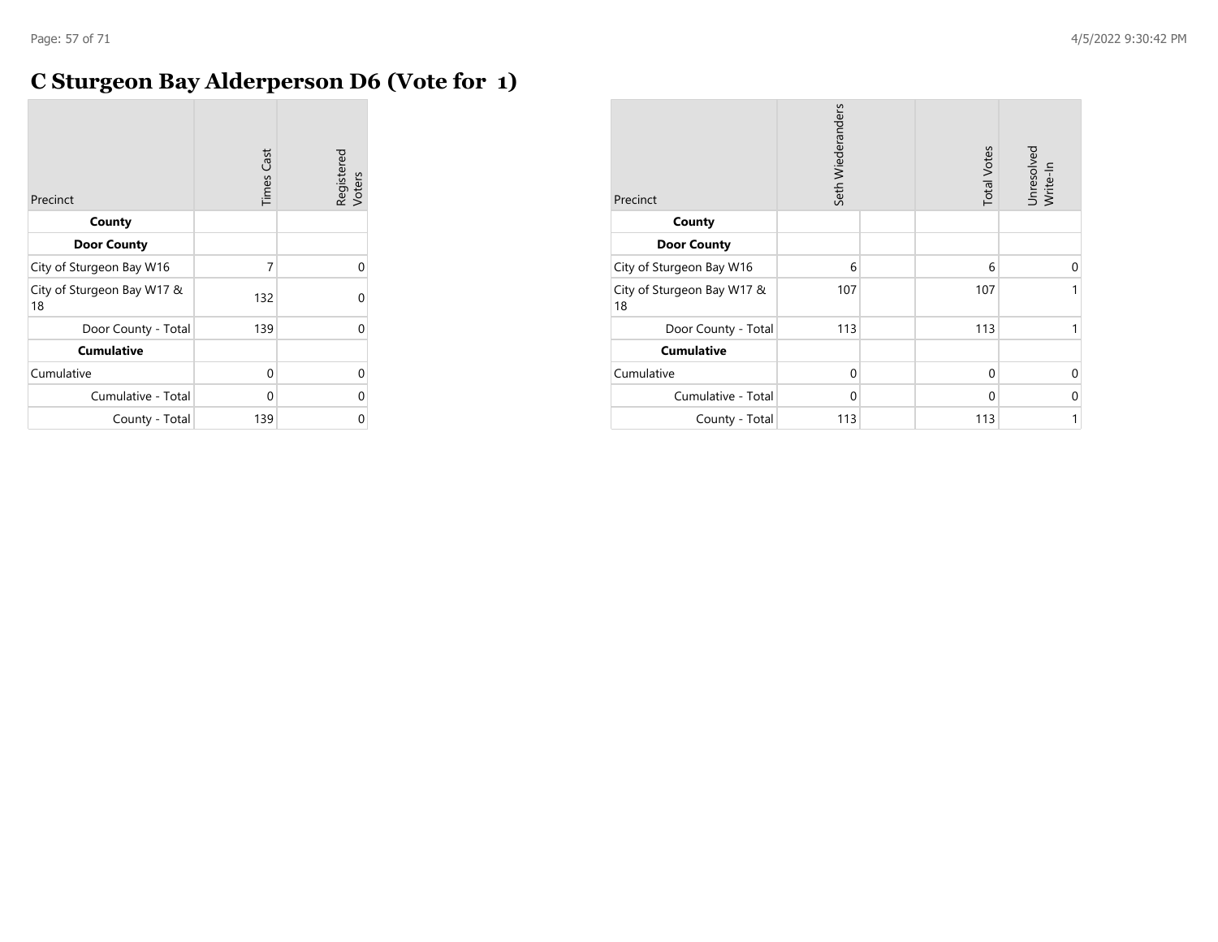# C Sturgeon Bay Alderperson D6 (Vote for 1)

| Precinct | Times Cast | Registered Voters |
|---|---|---|
| **County** | | |
| **Door County** | | |
| City of Sturgeon Bay W16 | 7 | 0 |
| City of Sturgeon Bay W17 & 18 | 132 | 0 |
| Door County - Total | 139 | 0 |
| **Cumulative** | | |
| Cumulative | 0 | 0 |
| Cumulative - Total | 0 | 0 |
| County - Total | 139 | 0 |

| Precinct | Seth Wiederanders | | Total Votes | Unresolved Write-In |
|---|---|---|---|---|
| **County** | | | | |
| **Door County** | | | | |
| City of Sturgeon Bay W16 | 6 | | 6 | 0 |
| City of Sturgeon Bay W17 & 18 | 107 | | 107 | 1 |
| Door County - Total | 113 | | 113 | 1 |
| **Cumulative** | | | | |
| Cumulative | 0 | | 0 | 0 |
| Cumulative - Total | 0 | | 0 | 0 |
| County - Total | 113 | | 113 | 1 |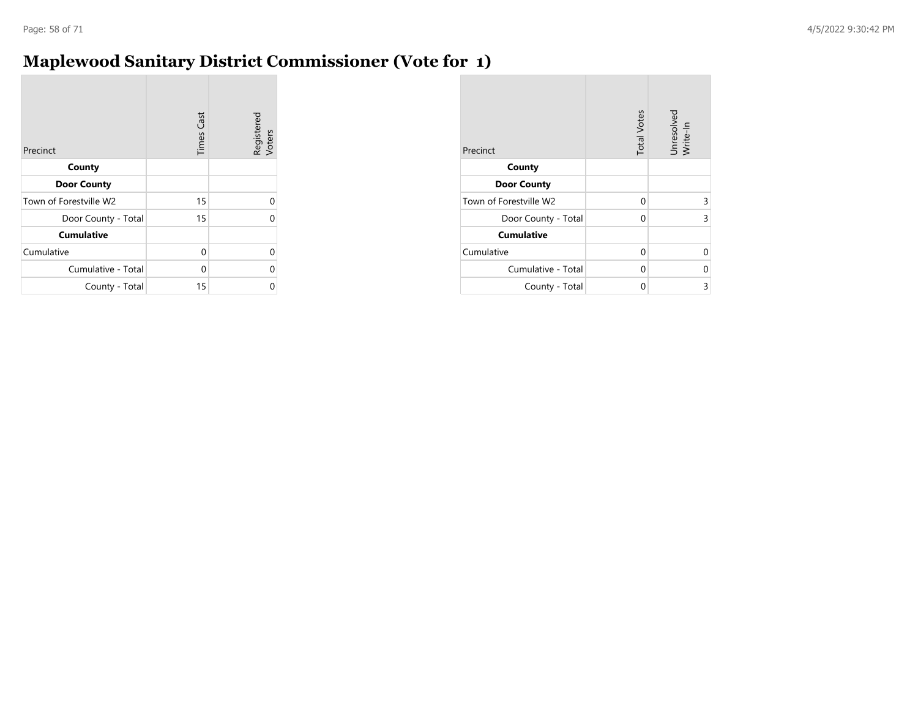# Maplewood Sanitary District Commissioner (Vote for 1)

| Precinct | Times Cast | Registered Voters |
|---|---|---|
| **County** | | |
| **Door County** | | |
| Town of Forestville W2 | 15 | 0 |
| Door County - Total | 15 | 0 |
| **Cumulative** | | |
| Cumulative | 0 | 0 |
| Cumulative - Total | 0 | 0 |
| County - Total | 15 | 0 |

| Precinct | Total Votes | Unresolved Write-In |
|---|---|---|
| **County** | | |
| **Door County** | | |
| Town of Forestville W2 | 0 | 3 |
| Door County - Total | 0 | 3 |
| **Cumulative** | | |
| Cumulative | 0 | 0 |
| Cumulative - Total | 0 | 0 |
| County - Total | 0 | 3 |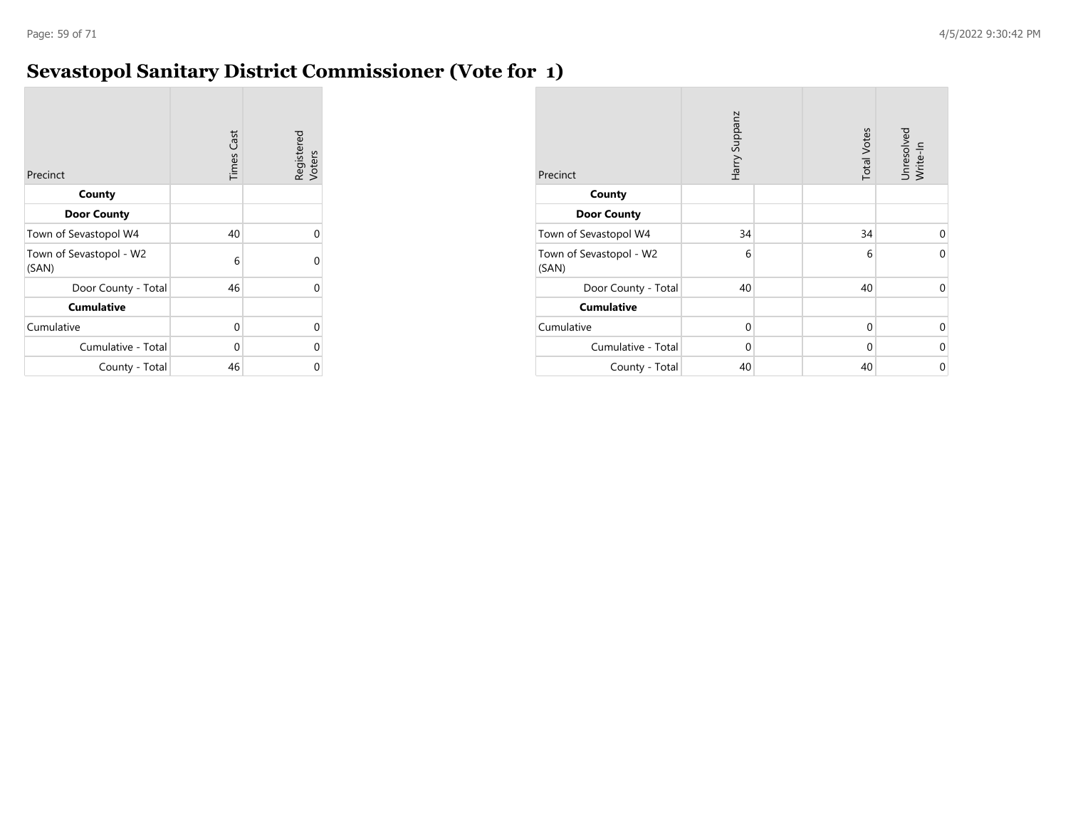# Sevastopol Sanitary District Commissioner (Vote for 1)

| Precinct | Times Cast | Registered Voters |
|---|---|---|
| **County** | | |
| **Door County** | | |
| Town of Sevastopol W4 | 40 | 0 |
| Town of Sevastopol - W2 (SAN) | 6 | 0 |
| Door County - Total | 46 | 0 |
| **Cumulative** | | |
| Cumulative | 0 | 0 |
| Cumulative - Total | 0 | 0 |
| County - Total | 46 | 0 |

| Precinct | Harry Suppanz | | Total Votes | Unresolved Write-In |
|---|---|---|---|---|
| **County** | | | | |
| **Door County** | | | | |
| Town of Sevastopol W4 | 34 | | 34 | 0 |
| Town of Sevastopol - W2 (SAN) | 6 | | 6 | 0 |
| Door County - Total | 40 | | 40 | 0 |
| **Cumulative** | | | | |
| Cumulative | 0 | | 0 | 0 |
| Cumulative - Total | 0 | | 0 | 0 |
| County - Total | 40 | | 40 | 0 |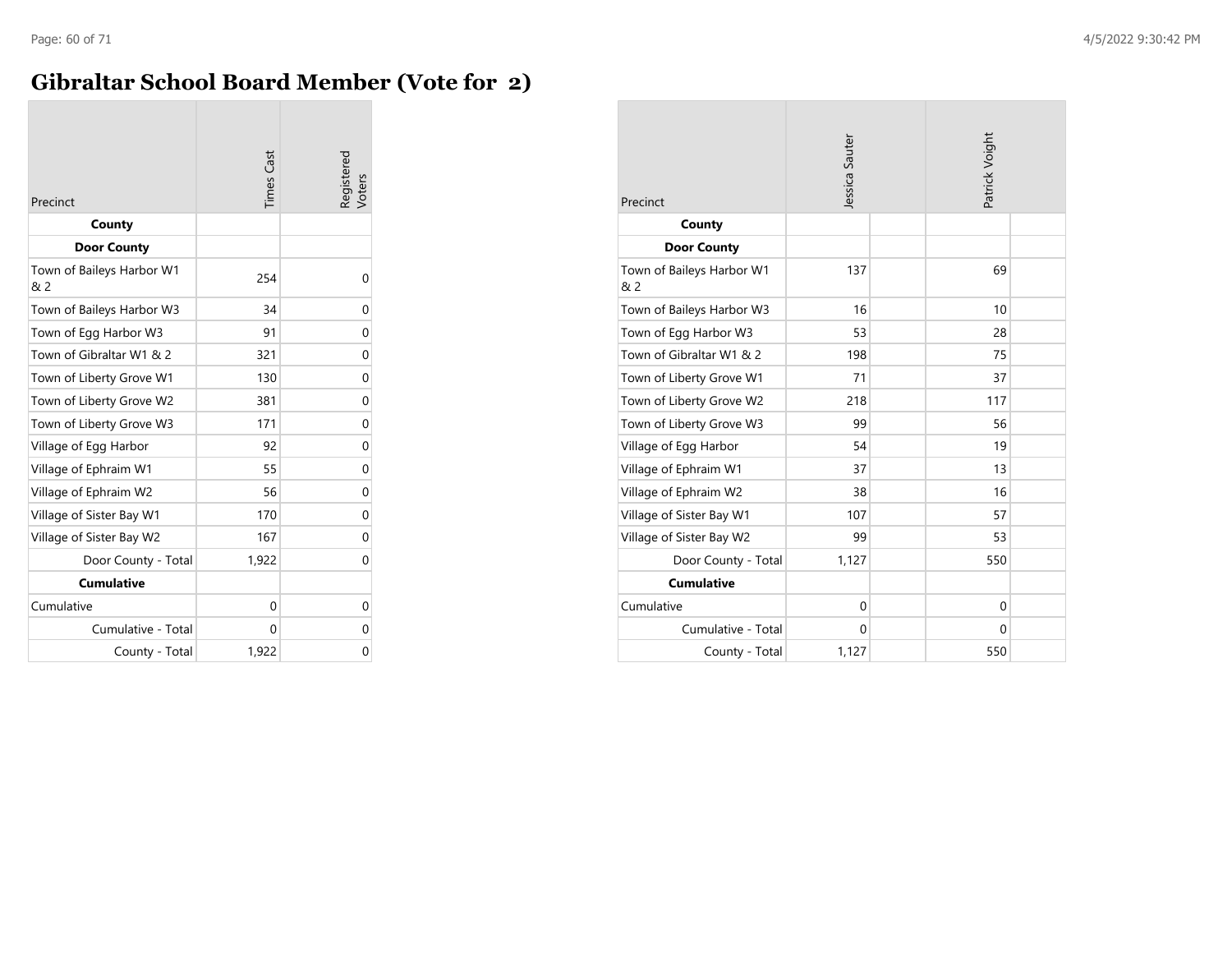# Gibraltar School Board Member (Vote for 2)

| Precinct | Times Cast | Registered Voters | Jessica Sauter | Patrick Voight |
|---|---|---|---|---|
| **County** | | | | |
| **Door County** | | | | |
| Town of Baileys Harbor W1 & 2 | 254 | 0 | 137 | 69 |
| Town of Baileys Harbor W3 | 34 | 0 | 16 | 10 |
| Town of Egg Harbor W3 | 91 | 0 | 53 | 28 |
| Town of Gibraltar W1 & 2 | 321 | 0 | 198 | 75 |
| Town of Liberty Grove W1 | 130 | 0 | 71 | 37 |
| Town of Liberty Grove W2 | 381 | 0 | 218 | 117 |
| Town of Liberty Grove W3 | 171 | 0 | 99 | 56 |
| Village of Egg Harbor | 92 | 0 | 54 | 19 |
| Village of Ephraim W1 | 55 | 0 | 37 | 13 |
| Village of Ephraim W2 | 56 | 0 | 38 | 16 |
| Village of Sister Bay W1 | 170 | 0 | 107 | 57 |
| Village of Sister Bay W2 | 167 | 0 | 99 | 53 |
| Door County - Total | 1,922 | 0 | 1,127 | 550 |
| **Cumulative** | | | | |
| Cumulative | 0 | 0 | 0 | 0 |
| Cumulative - Total | 0 | 0 | 0 | 0 |
| County - Total | 1,922 | 0 | 1,127 | 550 |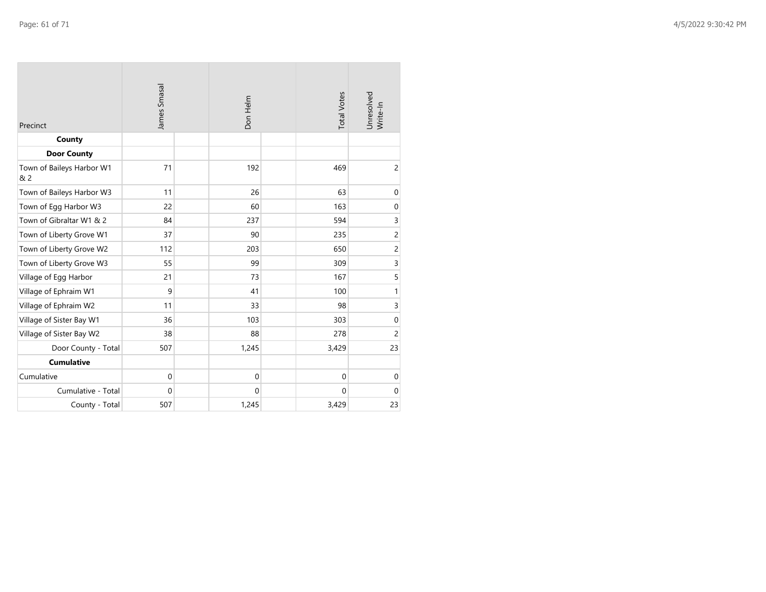| Precinct | James Smasal | Don Helm | Total Votes | Unresolved Write-In |
|---|---|---|---|---|
| **County** | | | | |
| **Door County** | | | | |
| Town of Baileys Harbor W1 & 2 | 71 | 192 | 469 | 2 |
| Town of Baileys Harbor W3 | 11 | 26 | 63 | 0 |
| Town of Egg Harbor W3 | 22 | 60 | 163 | 0 |
| Town of Gibraltar W1 & 2 | 84 | 237 | 594 | 3 |
| Town of Liberty Grove W1 | 37 | 90 | 235 | 2 |
| Town of Liberty Grove W2 | 112 | 203 | 650 | 2 |
| Town of Liberty Grove W3 | 55 | 99 | 309 | 3 |
| Village of Egg Harbor | 21 | 73 | 167 | 5 |
| Village of Ephraim W1 | 9 | 41 | 100 | 1 |
| Village of Ephraim W2 | 11 | 33 | 98 | 3 |
| Village of Sister Bay W1 | 36 | 103 | 303 | 0 |
| Village of Sister Bay W2 | 38 | 88 | 278 | 2 |
| Door County - Total | 507 | 1,245 | 3,429 | 23 |
| **Cumulative** | | | | |
| Cumulative | 0 | 0 | 0 | 0 |
| Cumulative - Total | 0 | 0 | 0 | 0 |
| County - Total | 507 | 1,245 | 3,429 | 23 |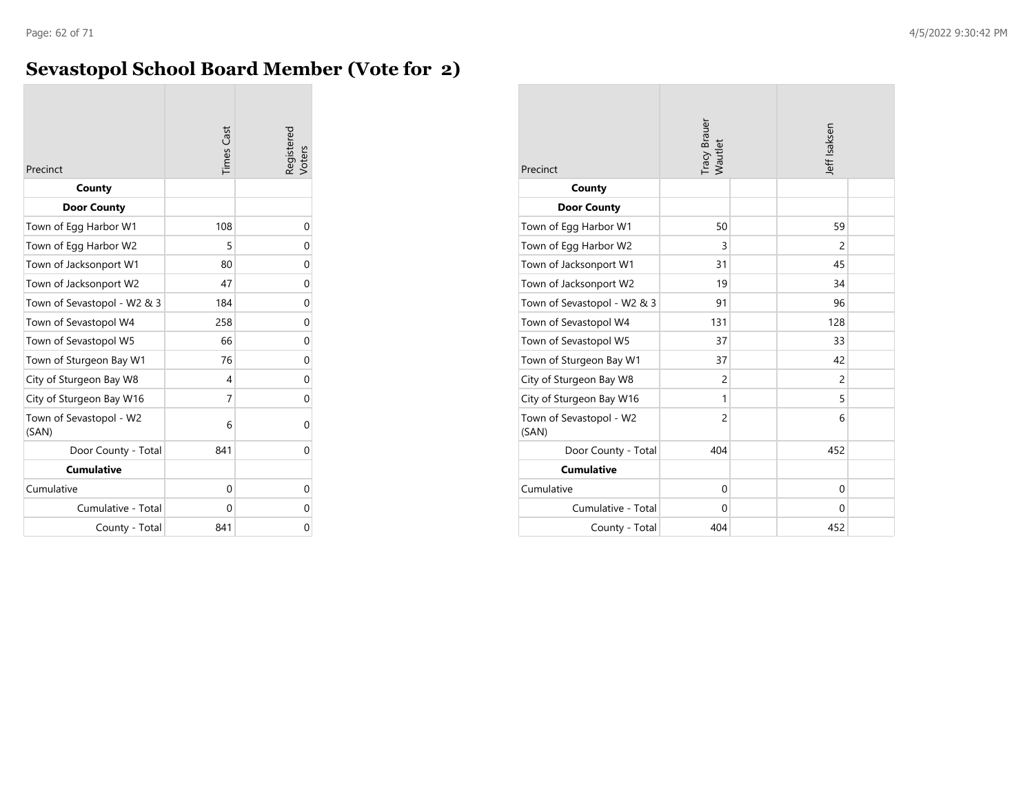# Sevastopol School Board Member (Vote for 2)

| Precinct | Times Cast | Registered Voters |
|---|---|---|
| **County** | | |
| **Door County** | | |
| Town of Egg Harbor W1 | 108 | 0 |
| Town of Egg Harbor W2 | 5 | 0 |
| Town of Jacksonport W1 | 80 | 0 |
| Town of Jacksonport W2 | 47 | 0 |
| Town of Sevastopol - W2 & 3 | 184 | 0 |
| Town of Sevastopol W4 | 258 | 0 |
| Town of Sevastopol W5 | 66 | 0 |
| Town of Sturgeon Bay W1 | 76 | 0 |
| City of Sturgeon Bay W8 | 4 | 0 |
| City of Sturgeon Bay W16 | 7 | 0 |
| Town of Sevastopol - W2 (SAN) | 6 | 0 |
| Door County - Total | 841 | 0 |
| **Cumulative** | | |
| Cumulative | 0 | 0 |
| Cumulative - Total | 0 | 0 |
| County - Total | 841 | 0 |

| Precinct | Tracy Brauer Wautlet | | Jeff Isaksen | |
|---|---|---|---|---|
| **County** | | | | |
| **Door County** | | | | |
| Town of Egg Harbor W1 | 50 | | 59 | |
| Town of Egg Harbor W2 | 3 | | 2 | |
| Town of Jacksonport W1 | 31 | | 45 | |
| Town of Jacksonport W2 | 19 | | 34 | |
| Town of Sevastopol - W2 & 3 | 91 | | 96 | |
| Town of Sevastopol W4 | 131 | | 128 | |
| Town of Sevastopol W5 | 37 | | 33 | |
| Town of Sturgeon Bay W1 | 37 | | 42 | |
| City of Sturgeon Bay W8 | 2 | | 2 | |
| City of Sturgeon Bay W16 | 1 | | 5 | |
| Town of Sevastopol - W2 (SAN) | 2 | | 6 | |
| Door County - Total | 404 | | 452 | |
| **Cumulative** | | | | |
| Cumulative | 0 | | 0 | |
| Cumulative - Total | 0 | | 0 | |
| County - Total | 404 | | 452 | |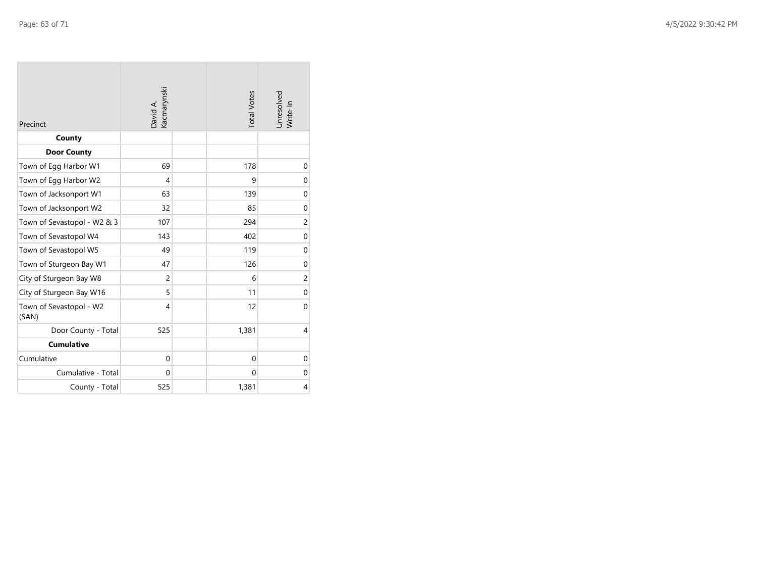| Precinct | David A. Kacmarynski | | Total Votes | Unresolved Write-In |
|---|---|---|---|---|
| **County** | | | | |
| **Door County** | | | | |
| Town of Egg Harbor W1 | 69 | | 178 | 0 |
| Town of Egg Harbor W2 | 4 | | 9 | 0 |
| Town of Jacksonport W1 | 63 | | 139 | 0 |
| Town of Jacksonport W2 | 32 | | 85 | 0 |
| Town of Sevastopol - W2 & 3 | 107 | | 294 | 2 |
| Town of Sevastopol W4 | 143 | | 402 | 0 |
| Town of Sevastopol W5 | 49 | | 119 | 0 |
| Town of Sturgeon Bay W1 | 47 | | 126 | 0 |
| City of Sturgeon Bay W8 | 2 | | 6 | 2 |
| City of Sturgeon Bay W16 | 5 | | 11 | 0 |
| Town of Sevastopol - W2 (SAN) | 4 | | 12 | 0 |
| Door County - Total | 525 | | 1,381 | 4 |
| **Cumulative** | | | | |
| Cumulative | 0 | | 0 | 0 |
| Cumulative - Total | 0 | | 0 | 0 |
| County - Total | 525 | | 1,381 | 4 |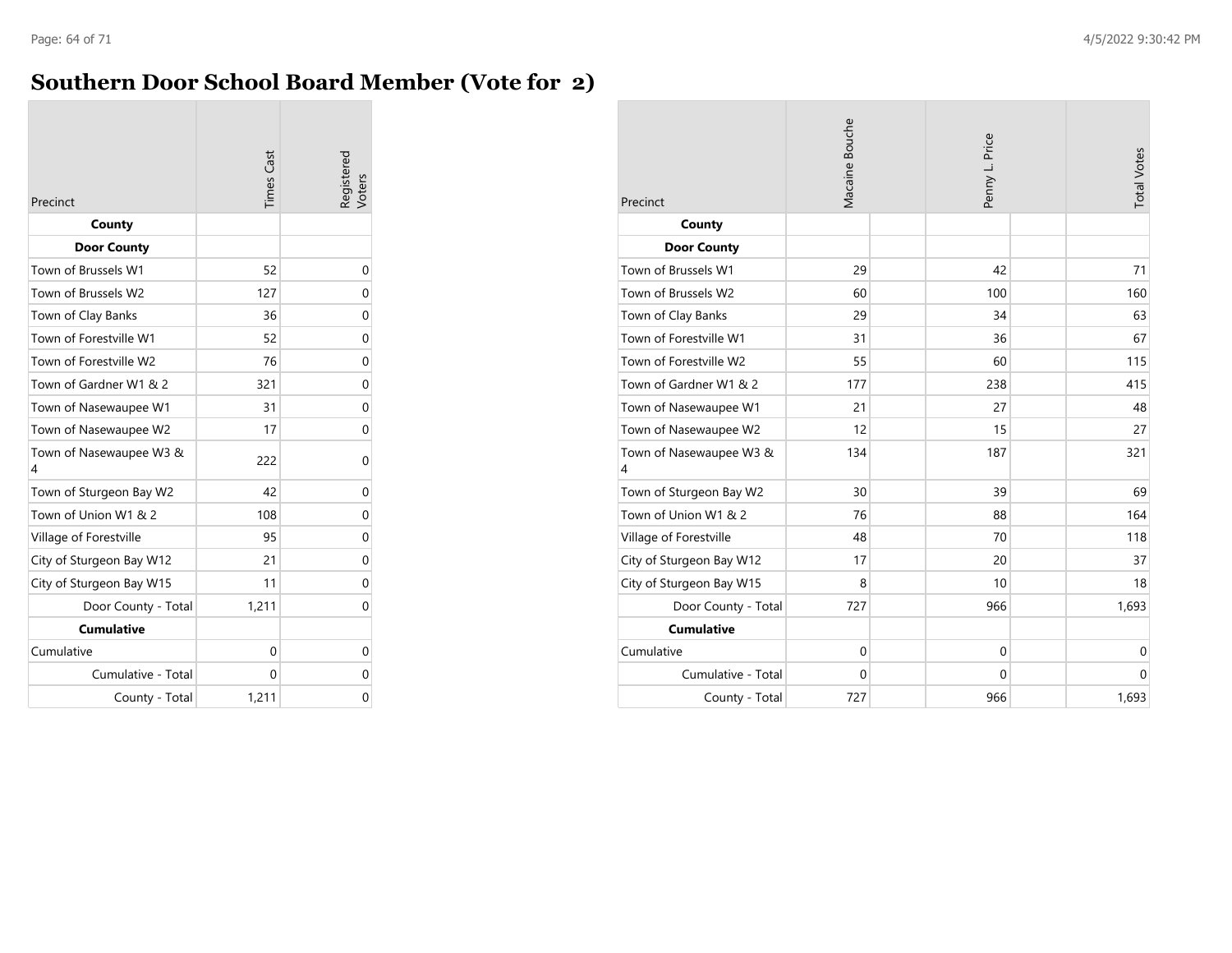# Southern Door School Board Member (Vote for 2)

| Precinct | Times Cast | Registered Voters |
|---|---|---|
| **County** | | |
| **Door County** | | |
| Town of Brussels W1 | 52 | 0 |
| Town of Brussels W2 | 127 | 0 |
| Town of Clay Banks | 36 | 0 |
| Town of Forestville W1 | 52 | 0 |
| Town of Forestville W2 | 76 | 0 |
| Town of Gardner W1 & 2 | 321 | 0 |
| Town of Nasewaupee W1 | 31 | 0 |
| Town of Nasewaupee W2 | 17 | 0 |
| Town of Nasewaupee W3 & 4 | 222 | 0 |
| Town of Sturgeon Bay W2 | 42 | 0 |
| Town of Union W1 & 2 | 108 | 0 |
| Village of Forestville | 95 | 0 |
| City of Sturgeon Bay W12 | 21 | 0 |
| City of Sturgeon Bay W15 | 11 | 0 |
| Door County - Total | 1,211 | 0 |
| **Cumulative** | | |
| Cumulative | 0 | 0 |
| Cumulative - Total | 0 | 0 |
| County - Total | 1,211 | 0 |

| Precinct | Macaine Bouche | Penny L. Price | Total Votes |
|---|---|---|---|
| **County** | | | |
| **Door County** | | | |
| Town of Brussels W1 | 29 | 42 | 71 |
| Town of Brussels W2 | 60 | 100 | 160 |
| Town of Clay Banks | 29 | 34 | 63 |
| Town of Forestville W1 | 31 | 36 | 67 |
| Town of Forestville W2 | 55 | 60 | 115 |
| Town of Gardner W1 & 2 | 177 | 238 | 415 |
| Town of Nasewaupee W1 | 21 | 27 | 48 |
| Town of Nasewaupee W2 | 12 | 15 | 27 |
| Town of Nasewaupee W3 & 4 | 134 | 187 | 321 |
| Town of Sturgeon Bay W2 | 30 | 39 | 69 |
| Town of Union W1 & 2 | 76 | 88 | 164 |
| Village of Forestville | 48 | 70 | 118 |
| City of Sturgeon Bay W12 | 17 | 20 | 37 |
| City of Sturgeon Bay W15 | 8 | 10 | 18 |
| Door County - Total | 727 | 966 | 1,693 |
| **Cumulative** | | | |
| Cumulative | 0 | 0 | 0 |
| Cumulative - Total | 0 | 0 | 0 |
| County - Total | 727 | 966 | 1,693 |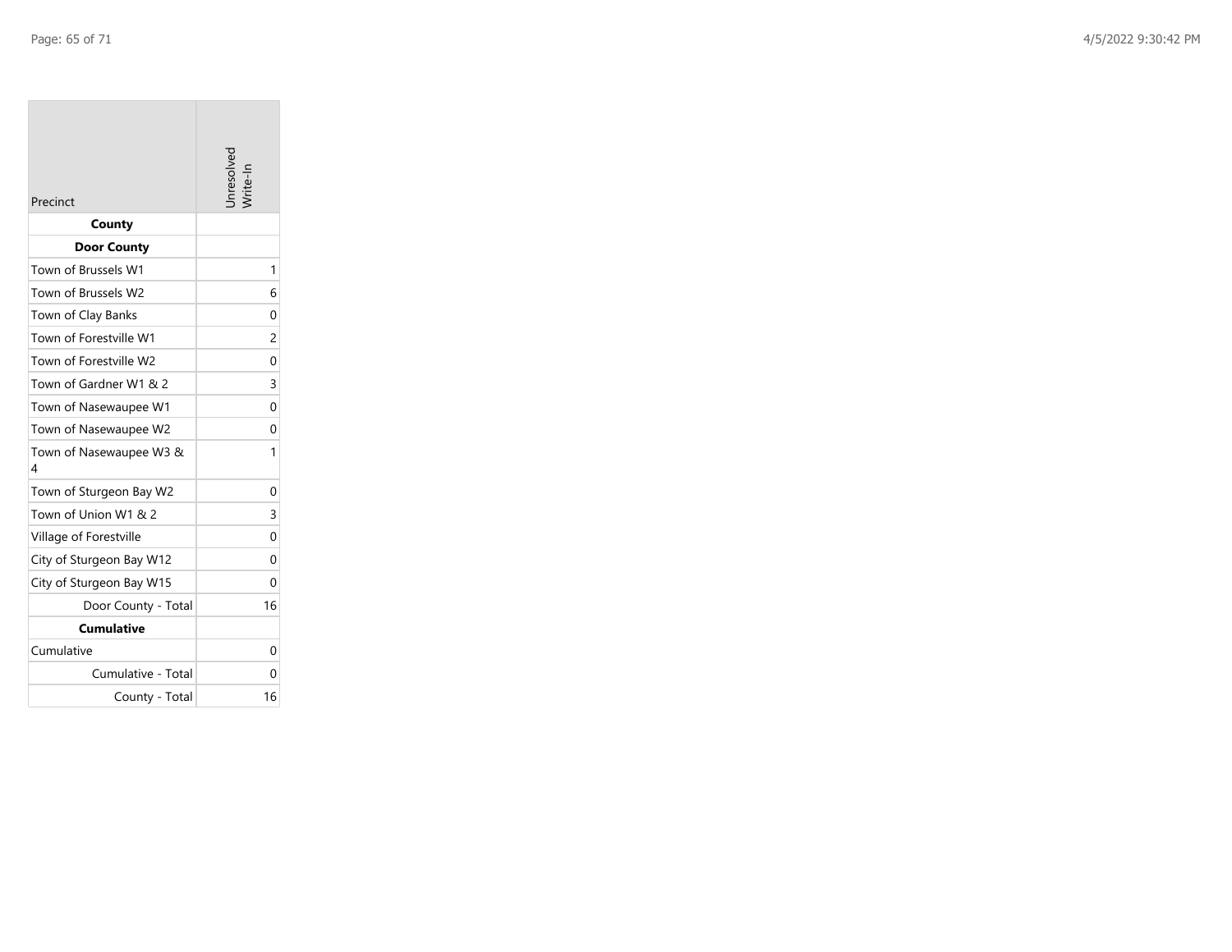| Precinct | Unresolved Write-In |
| --- | --- |
| **County** | |
| **Door County** | |
| Town of Brussels W1 | 1 |
| Town of Brussels W2 | 6 |
| Town of Clay Banks | 0 |
| Town of Forestville W1 | 2 |
| Town of Forestville W2 | 0 |
| Town of Gardner W1 & 2 | 3 |
| Town of Nasewaupee W1 | 0 |
| Town of Nasewaupee W2 | 0 |
| Town of Nasewaupee W3 & 4 | 1 |
| Town of Sturgeon Bay W2 | 0 |
| Town of Union W1 & 2 | 3 |
| Village of Forestville | 0 |
| City of Sturgeon Bay W12 | 0 |
| City of Sturgeon Bay W15 | 0 |
| Door County - Total | 16 |
| **Cumulative** | |
| Cumulative | 0 |
| Cumulative - Total | 0 |
| County - Total | 16 |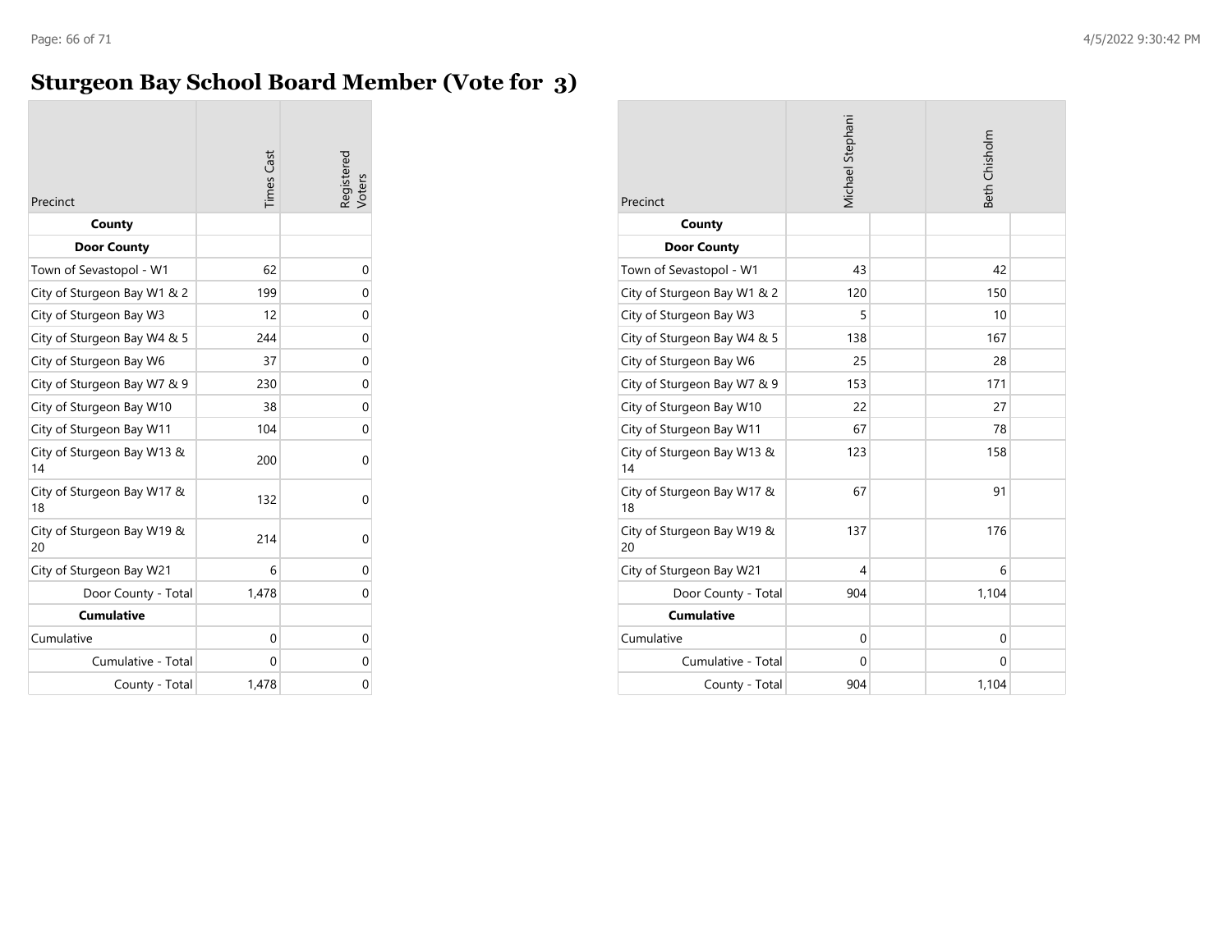# Sturgeon Bay School Board Member (Vote for 3)

| Precinct | Times Cast | Registered Voters |
|---|---|---|
| **County** | | |
| **Door County** | | |
| Town of Sevastopol - W1 | 62 | 0 |
| City of Sturgeon Bay W1 & 2 | 199 | 0 |
| City of Sturgeon Bay W3 | 12 | 0 |
| City of Sturgeon Bay W4 & 5 | 244 | 0 |
| City of Sturgeon Bay W6 | 37 | 0 |
| City of Sturgeon Bay W7 & 9 | 230 | 0 |
| City of Sturgeon Bay W10 | 38 | 0 |
| City of Sturgeon Bay W11 | 104 | 0 |
| City of Sturgeon Bay W13 & 14 | 200 | 0 |
| City of Sturgeon Bay W17 & 18 | 132 | 0 |
| City of Sturgeon Bay W19 & 20 | 214 | 0 |
| City of Sturgeon Bay W21 | 6 | 0 |
| Door County - Total | 1,478 | 0 |
| **Cumulative** | | |
| Cumulative | 0 | 0 |
| Cumulative - Total | 0 | 0 |
| County - Total | 1,478 | 0 |

| Precinct | Michael Stephani | Beth Chisholm |
|---|---|---|
| **County** | | |
| **Door County** | | |
| Town of Sevastopol - W1 | 43 | 42 |
| City of Sturgeon Bay W1 & 2 | 120 | 150 |
| City of Sturgeon Bay W3 | 5 | 10 |
| City of Sturgeon Bay W4 & 5 | 138 | 167 |
| City of Sturgeon Bay W6 | 25 | 28 |
| City of Sturgeon Bay W7 & 9 | 153 | 171 |
| City of Sturgeon Bay W10 | 22 | 27 |
| City of Sturgeon Bay W11 | 67 | 78 |
| City of Sturgeon Bay W13 & 14 | 123 | 158 |
| City of Sturgeon Bay W17 & 18 | 67 | 91 |
| City of Sturgeon Bay W19 & 20 | 137 | 176 |
| City of Sturgeon Bay W21 | 4 | 6 |
| Door County - Total | 904 | 1,104 |
| **Cumulative** | | |
| Cumulative | 0 | 0 |
| Cumulative - Total | 0 | 0 |
| County - Total | 904 | 1,104 |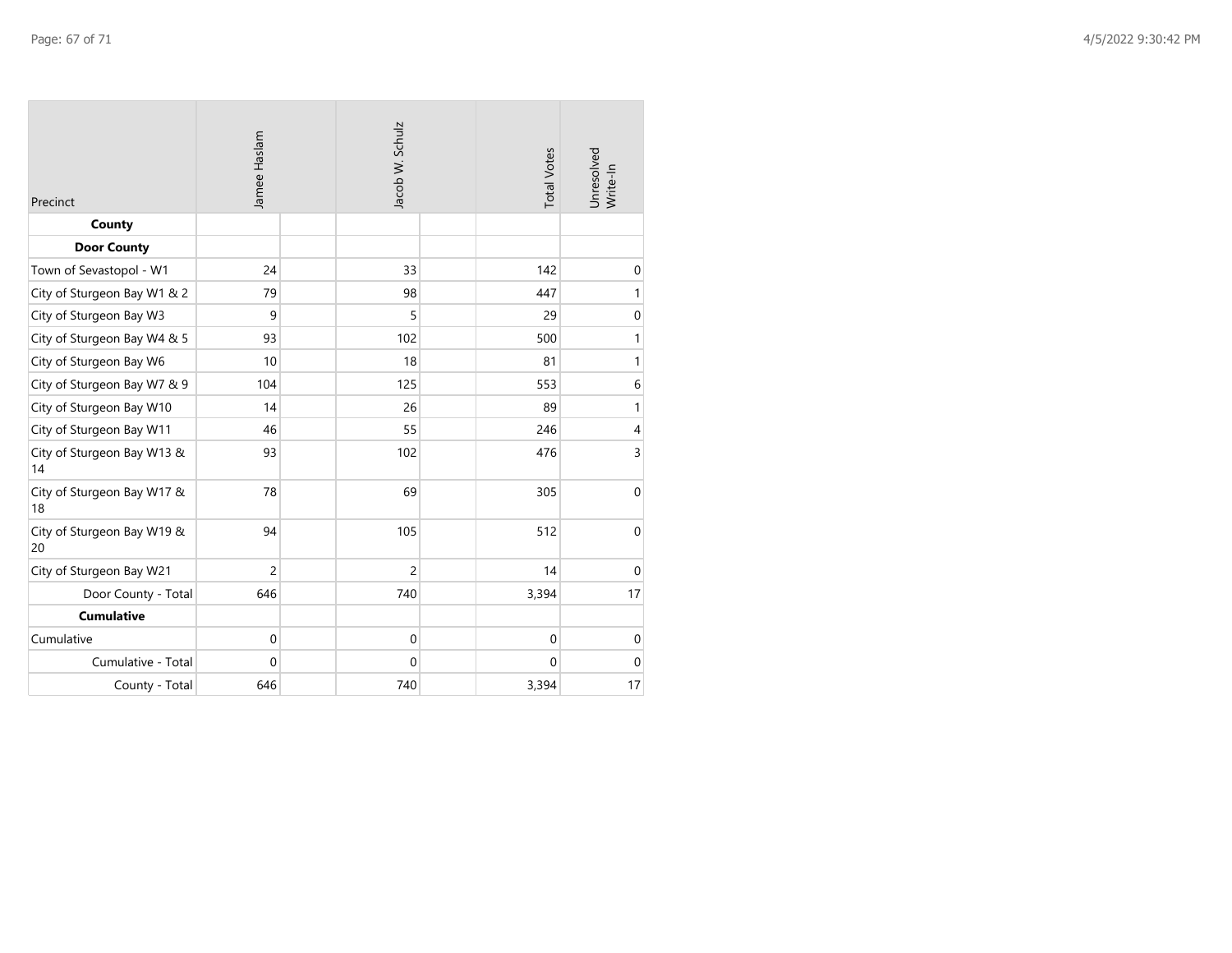| Precinct | Jamee Haslam | Jacob W. Schulz | Total Votes | Unresolved Write-In |
|---|---|---|---|---|
| **County** | | | | |
| **Door County** | | | | |
| Town of Sevastopol - W1 | 24 | 33 | 142 | 0 |
| City of Sturgeon Bay W1 & 2 | 79 | 98 | 447 | 1 |
| City of Sturgeon Bay W3 | 9 | 5 | 29 | 0 |
| City of Sturgeon Bay W4 & 5 | 93 | 102 | 500 | 1 |
| City of Sturgeon Bay W6 | 10 | 18 | 81 | 1 |
| City of Sturgeon Bay W7 & 9 | 104 | 125 | 553 | 6 |
| City of Sturgeon Bay W10 | 14 | 26 | 89 | 1 |
| City of Sturgeon Bay W11 | 46 | 55 | 246 | 4 |
| City of Sturgeon Bay W13 & 14 | 93 | 102 | 476 | 3 |
| City of Sturgeon Bay W17 & 18 | 78 | 69 | 305 | 0 |
| City of Sturgeon Bay W19 & 20 | 94 | 105 | 512 | 0 |
| City of Sturgeon Bay W21 | 2 | 2 | 14 | 0 |
| Door County - Total | 646 | 740 | 3,394 | 17 |
| **Cumulative** | | | | |
| Cumulative | 0 | 0 | 0 | 0 |
| Cumulative - Total | 0 | 0 | 0 | 0 |
| County - Total | 646 | 740 | 3,394 | 17 |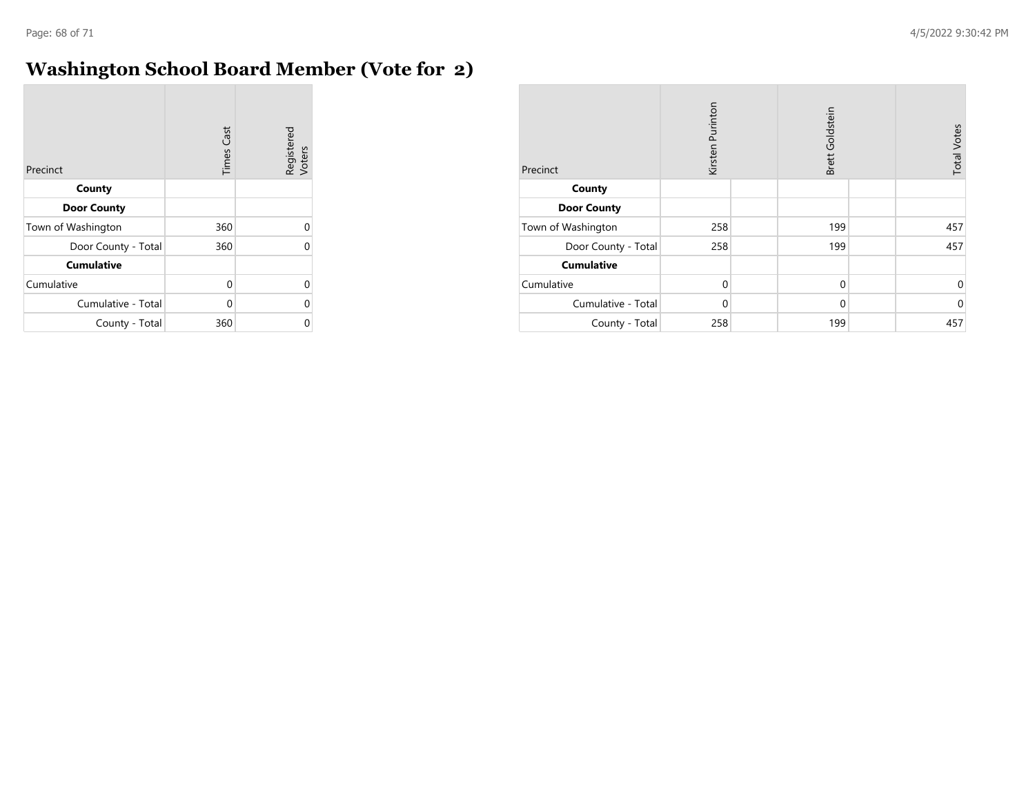# Washington School Board Member (Vote for 2)

| Precinct | Times Cast | Registered Voters |
|---|---|---|
| **County** | | |
| **Door County** | | |
| Town of Washington | 360 | 0 |
| Door County - Total | 360 | 0 |
| **Cumulative** | | |
| Cumulative | 0 | 0 |
| Cumulative - Total | 0 | 0 |
| County - Total | 360 | 0 |

| Precinct | Kirsten Purinton | | Brett Goldstein | | Total Votes |
|---|---|---|---|---|---|
| **County** | | | | | |
| **Door County** | | | | | |
| Town of Washington | 258 | | 199 | | 457 |
| Door County - Total | 258 | | 199 | | 457 |
| **Cumulative** | | | | | |
| Cumulative | 0 | | 0 | | 0 |
| Cumulative - Total | 0 | | 0 | | 0 |
| County - Total | 258 | | 199 | | 457 |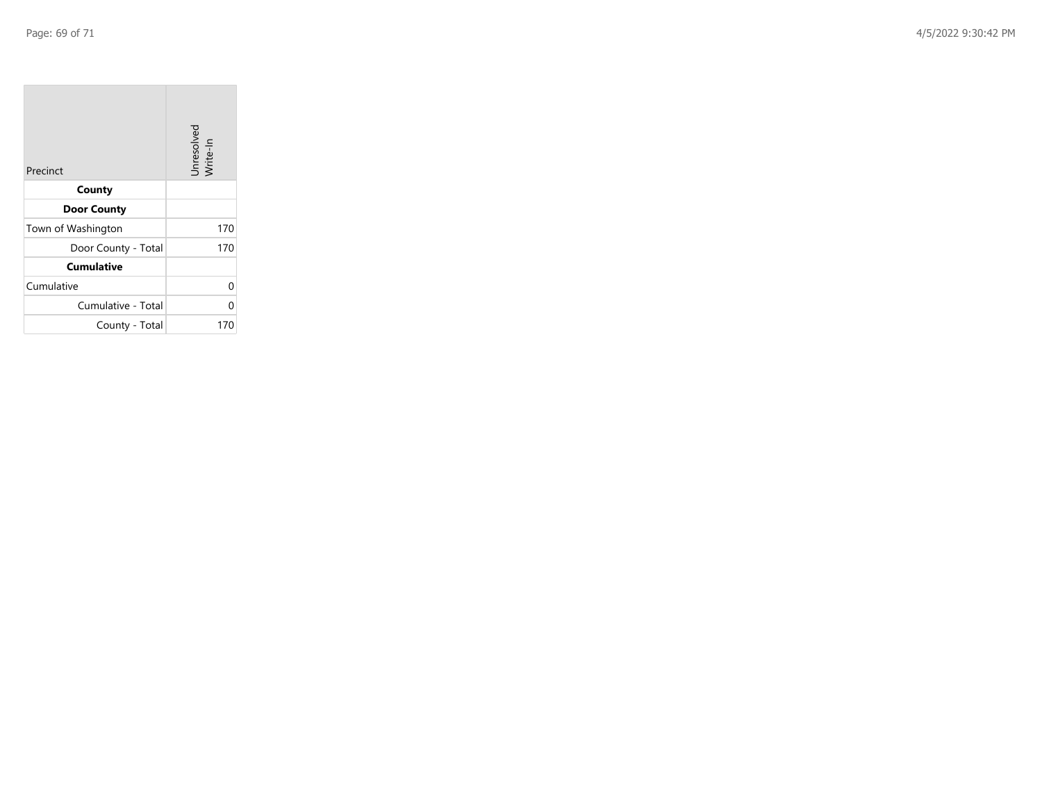| Precinct | Unresolved Write-In |
|---|---|
| **County** | |
| **Door County** | |
| Town of Washington | 170 |
| Door County - Total | 170 |
| **Cumulative** | |
| Cumulative | 0 |
| Cumulative - Total | 0 |
| County - Total | 170 |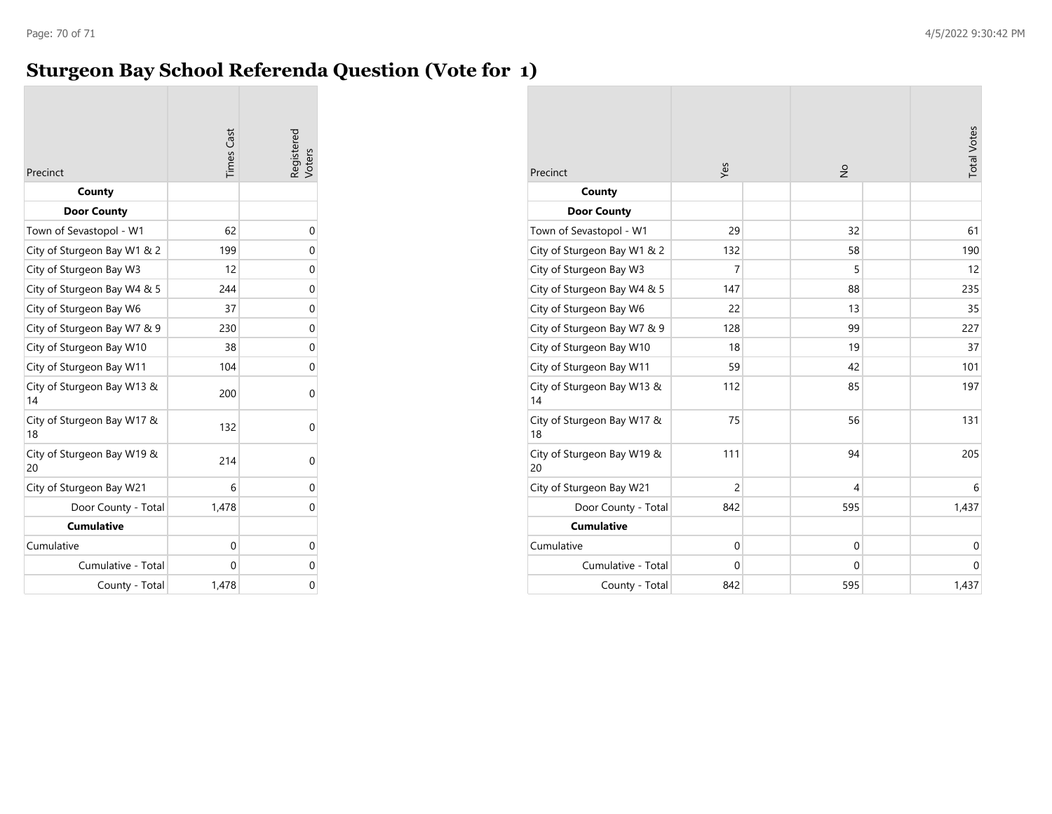# Sturgeon Bay School Referenda Question (Vote for 1)

| Precinct | Times Cast | Registered Voters |
|---|---|---|
| **County** | | |
| **Door County** | | |
| Town of Sevastopol - W1 | 62 | 0 |
| City of Sturgeon Bay W1 & 2 | 199 | 0 |
| City of Sturgeon Bay W3 | 12 | 0 |
| City of Sturgeon Bay W4 & 5 | 244 | 0 |
| City of Sturgeon Bay W6 | 37 | 0 |
| City of Sturgeon Bay W7 & 9 | 230 | 0 |
| City of Sturgeon Bay W10 | 38 | 0 |
| City of Sturgeon Bay W11 | 104 | 0 |
| City of Sturgeon Bay W13 & 14 | 200 | 0 |
| City of Sturgeon Bay W17 & 18 | 132 | 0 |
| City of Sturgeon Bay W19 & 20 | 214 | 0 |
| City of Sturgeon Bay W21 | 6 | 0 |
| Door County - Total | 1,478 | 0 |
| **Cumulative** | | |
| Cumulative | 0 | 0 |
| Cumulative - Total | 0 | 0 |
| County - Total | 1,478 | 0 |

| Precinct | Yes | No | Total Votes |
|---|---|---|---|
| **County** | | | |
| **Door County** | | | |
| Town of Sevastopol - W1 | 29 | 32 | 61 |
| City of Sturgeon Bay W1 & 2 | 132 | 58 | 190 |
| City of Sturgeon Bay W3 | 7 | 5 | 12 |
| City of Sturgeon Bay W4 & 5 | 147 | 88 | 235 |
| City of Sturgeon Bay W6 | 22 | 13 | 35 |
| City of Sturgeon Bay W7 & 9 | 128 | 99 | 227 |
| City of Sturgeon Bay W10 | 18 | 19 | 37 |
| City of Sturgeon Bay W11 | 59 | 42 | 101 |
| City of Sturgeon Bay W13 & 14 | 112 | 85 | 197 |
| City of Sturgeon Bay W17 & 18 | 75 | 56 | 131 |
| City of Sturgeon Bay W19 & 20 | 111 | 94 | 205 |
| City of Sturgeon Bay W21 | 2 | 4 | 6 |
| Door County - Total | 842 | 595 | 1,437 |
| **Cumulative** | | | |
| Cumulative | 0 | 0 | 0 |
| Cumulative - Total | 0 | 0 | 0 |
| County - Total | 842 | 595 | 1,437 |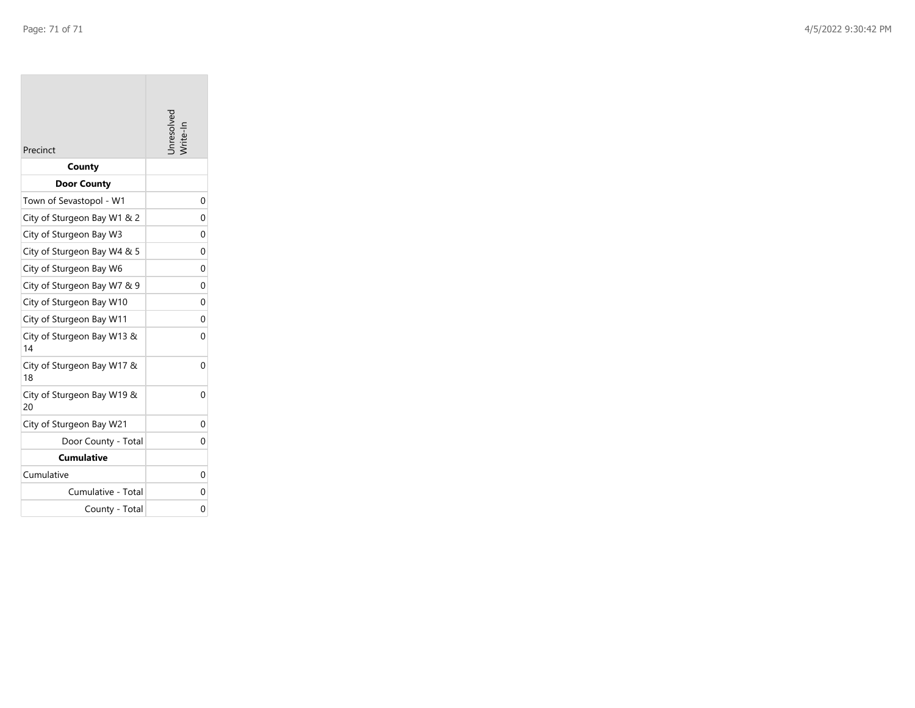| Precinct | Unresolved Write-In |
|---|---|
| **County** | |
| **Door County** | |
| Town of Sevastopol - W1 | 0 |
| City of Sturgeon Bay W1 & 2 | 0 |
| City of Sturgeon Bay W3 | 0 |
| City of Sturgeon Bay W4 & 5 | 0 |
| City of Sturgeon Bay W6 | 0 |
| City of Sturgeon Bay W7 & 9 | 0 |
| City of Sturgeon Bay W10 | 0 |
| City of Sturgeon Bay W11 | 0 |
| City of Sturgeon Bay W13 & 14 | 0 |
| City of Sturgeon Bay W17 & 18 | 0 |
| City of Sturgeon Bay W19 & 20 | 0 |
| City of Sturgeon Bay W21 | 0 |
| Door County - Total | 0 |
| **Cumulative** | |
| Cumulative | 0 |
| Cumulative - Total | 0 |
| County - Total | 0 |